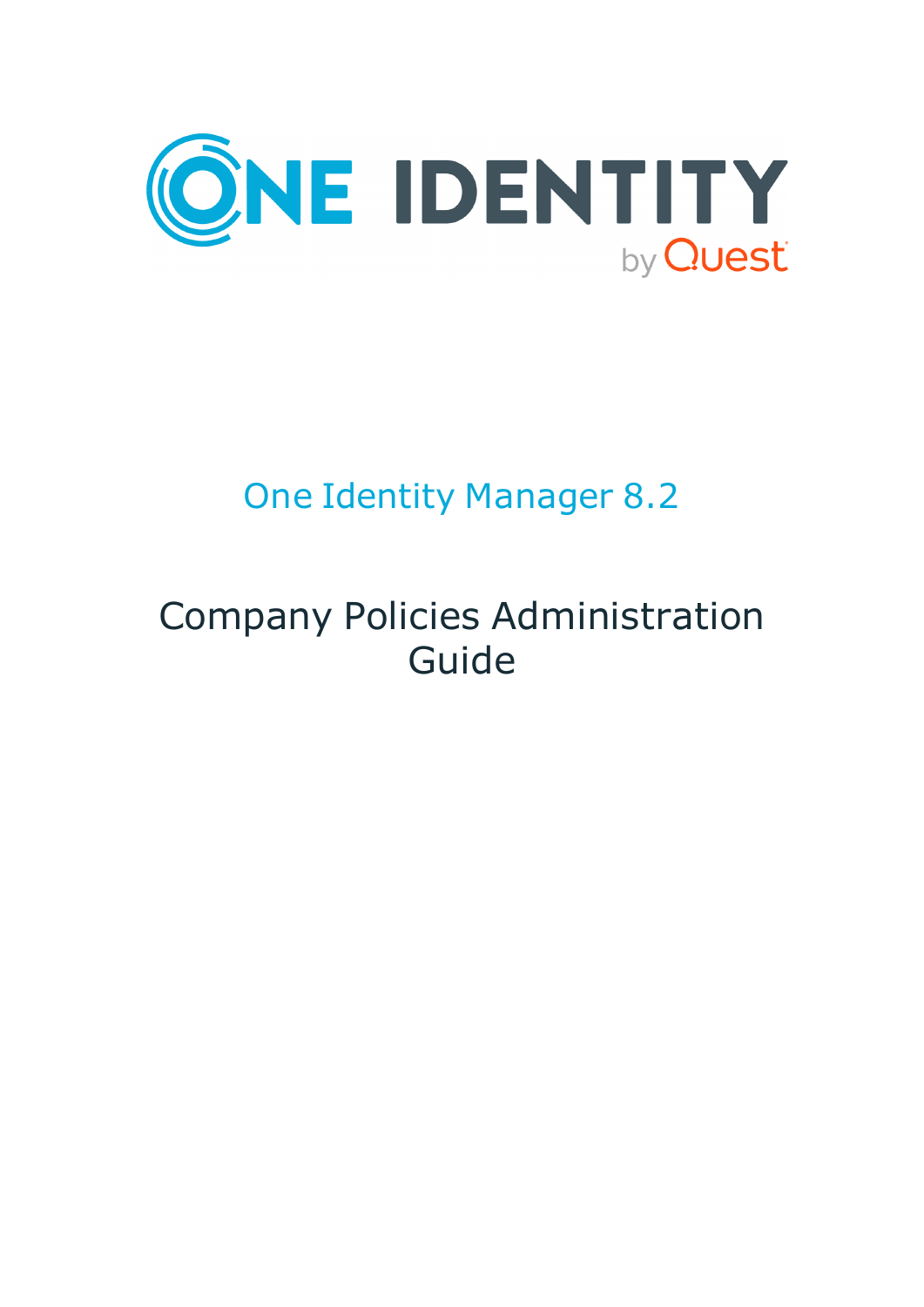ONE IDENTITY by Quest

# One Identity Manager 8.2

# Company Policies Administration Guide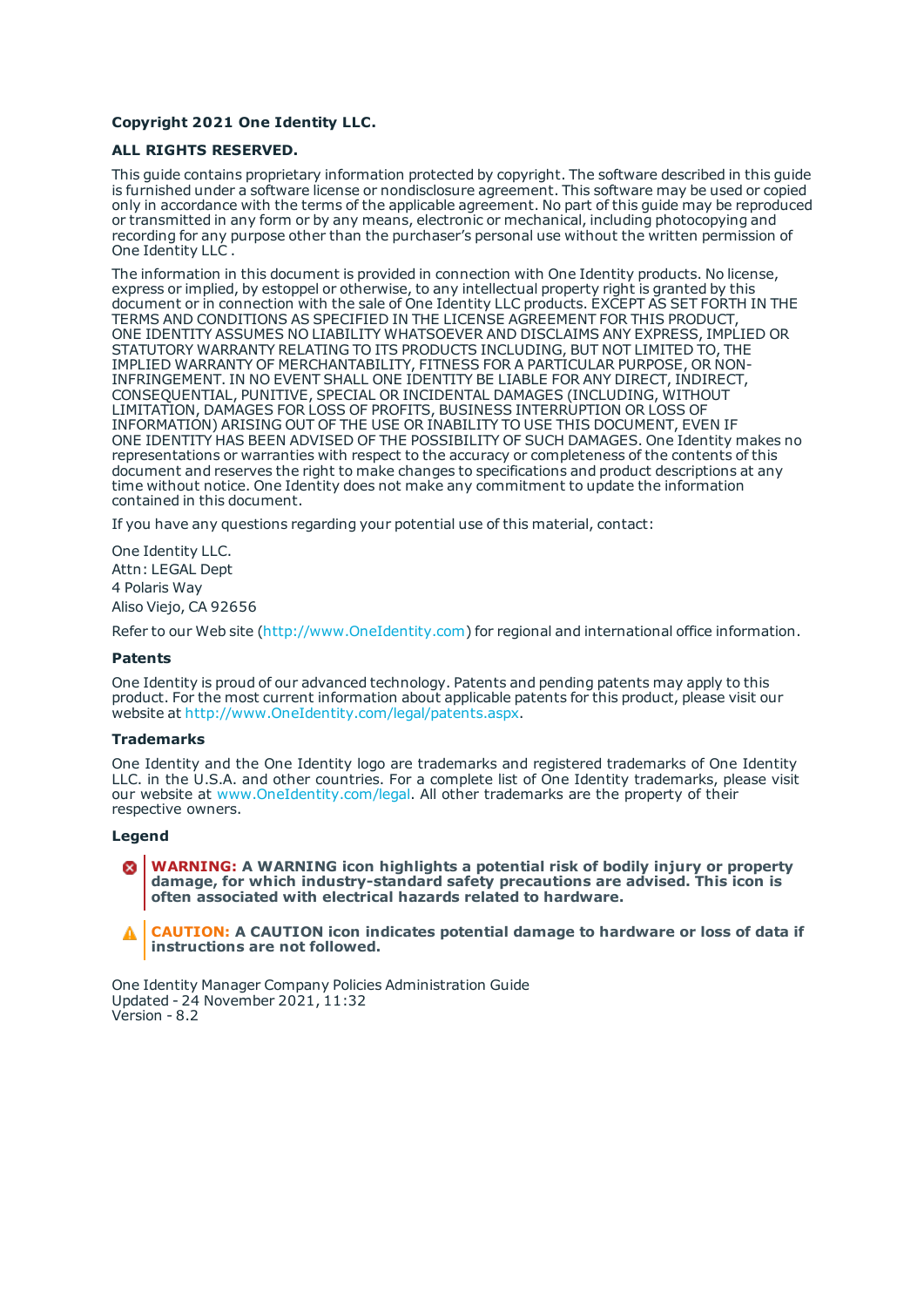**Copyright 2021 One Identity LLC.**

**ALL RIGHTS RESERVED.**

This guide contains proprietary information protected by copyright. The software described in this guide is furnished under a software license or nondisclosure agreement. This software may be used or copied only in accordance with the terms of the applicable agreement. No part of this guide may be reproduced or transmitted in any form or by any means, electronic or mechanical, including photocopying and recording for any purpose other than the purchaser's personal use without the written permission of One Identity LLC .

The information in this document is provided in connection with One Identity products. No license, express or implied, by estoppel or otherwise, to any intellectual property right is granted by this document or in connection with the sale of One Identity LLC products. EXCEPT AS SET FORTH IN THE TERMS AND CONDITIONS AS SPECIFIED IN THE LICENSE AGREEMENT FOR THIS PRODUCT, ONE IDENTITY ASSUMES NO LIABILITY WHATSOEVER AND DISCLAIMS ANY EXPRESS, IMPLIED OR STATUTORY WARRANTY RELATING TO ITS PRODUCTS INCLUDING, BUT NOT LIMITED TO, THE IMPLIED WARRANTY OF MERCHANTABILITY, FITNESS FOR A PARTICULAR PURPOSE, OR NON-INFRINGEMENT. IN NO EVENT SHALL ONE IDENTITY BE LIABLE FOR ANY DIRECT, INDIRECT, CONSEQUENTIAL, PUNITIVE, SPECIAL OR INCIDENTAL DAMAGES (INCLUDING, WITHOUT LIMITATION, DAMAGES FOR LOSS OF PROFITS, BUSINESS INTERRUPTION OR LOSS OF INFORMATION) ARISING OUT OF THE USE OR INABILITY TO USE THIS DOCUMENT, EVEN IF ONE IDENTITY HAS BEEN ADVISED OF THE POSSIBILITY OF SUCH DAMAGES. One Identity makes no representations or warranties with respect to the accuracy or completeness of the contents of this document and reserves the right to make changes to specifications and product descriptions at any time without notice. One Identity does not make any commitment to update the information contained in this document.

If you have any questions regarding your potential use of this material, contact:

One Identity LLC.
Attn: LEGAL Dept
4 Polaris Way
Aliso Viejo, CA 92656

Refer to our Web site (http://www.OneIdentity.com) for regional and international office information.

### Patents

One Identity is proud of our advanced technology. Patents and pending patents may apply to this product. For the most current information about applicable patents for this product, please visit our website at http://www.OneIdentity.com/legal/patents.aspx.

### Trademarks

One Identity and the One Identity logo are trademarks and registered trademarks of One Identity LLC. in the U.S.A. and other countries. For a complete list of One Identity trademarks, please visit our website at www.OneIdentity.com/legal. All other trademarks are the property of their respective owners.

### Legend

**WARNING: A WARNING icon highlights a potential risk of bodily injury or property damage, for which industry-standard safety precautions are advised. This icon is often associated with electrical hazards related to hardware.**

**CAUTION: A CAUTION icon indicates potential damage to hardware or loss of data if instructions are not followed.**

One Identity Manager Company Policies Administration Guide
Updated - 24 November 2021, 11:32
Version - 8.2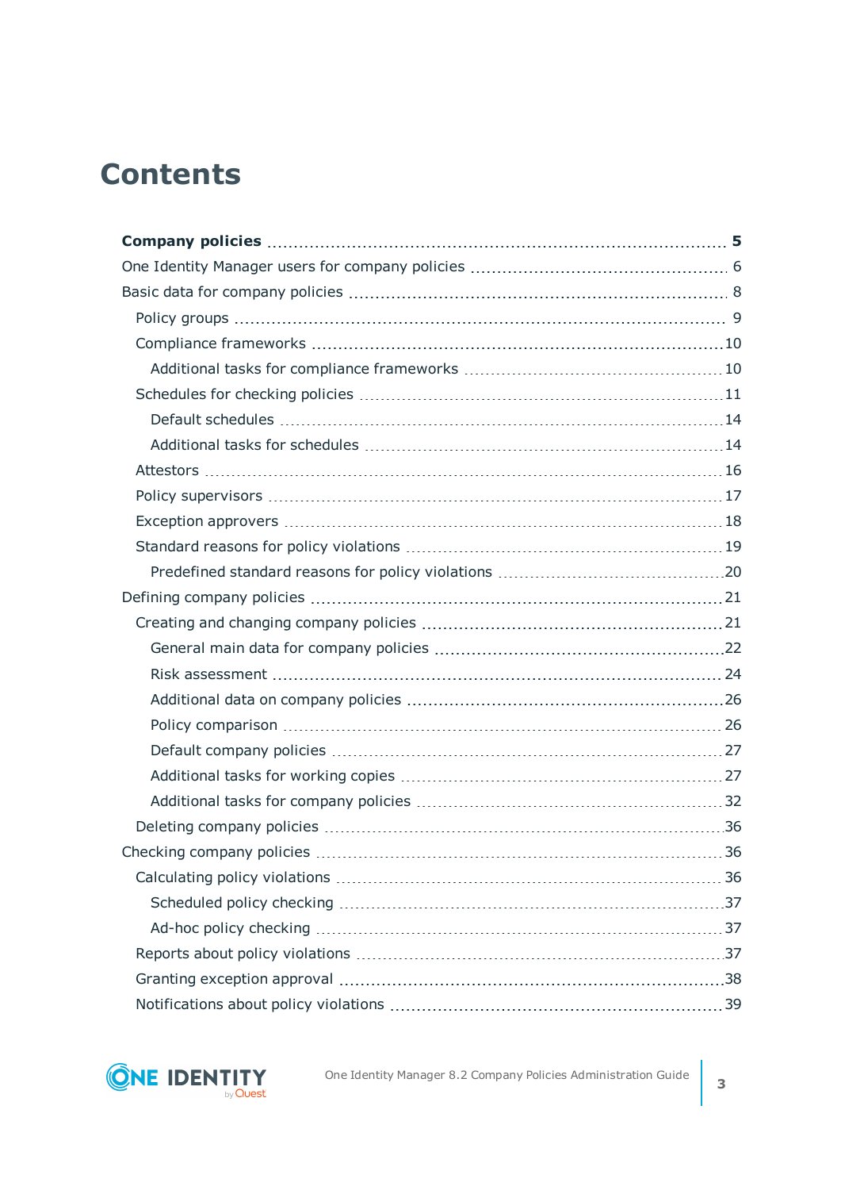# Contents

**Company policies** .......... **5**

One Identity Manager users for company policies .......... 6

Basic data for company policies .......... 8

- Policy groups .......... 9
- Compliance frameworks .......... 10
  - Additional tasks for compliance frameworks .......... 10
- Schedules for checking policies .......... 11
  - Default schedules .......... 14
  - Additional tasks for schedules .......... 14
- Attestors .......... 16
- Policy supervisors .......... 17
- Exception approvers .......... 18
- Standard reasons for policy violations .......... 19
  - Predefined standard reasons for policy violations .......... 20

Defining company policies .......... 21

- Creating and changing company policies .......... 21
  - General main data for company policies .......... 22
  - Risk assessment .......... 24
  - Additional data on company policies .......... 26
  - Policy comparison .......... 26
  - Default company policies .......... 27
  - Additional tasks for working copies .......... 27
  - Additional tasks for company policies .......... 32
- Deleting company policies .......... 36

Checking company policies .......... 36

- Calculating policy violations .......... 36
  - Scheduled policy checking .......... 37
  - Ad-hoc policy checking .......... 37
- Reports about policy violations .......... 37
- Granting exception approval .......... 38
- Notifications about policy violations .......... 39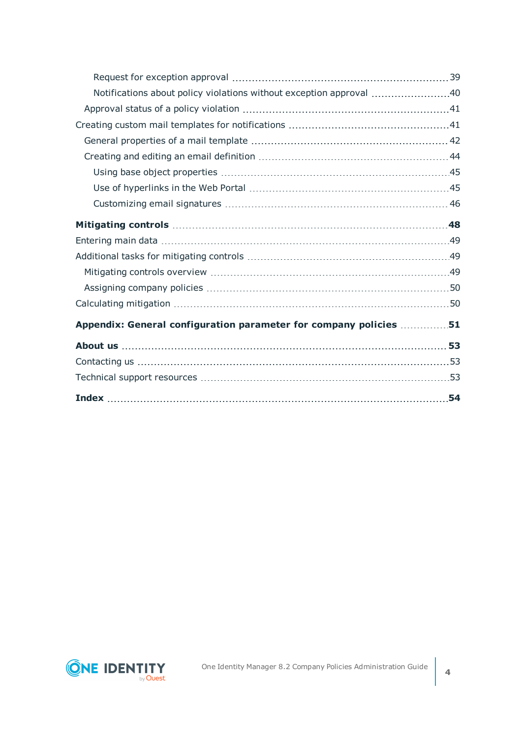Request for exception approval 39

Notifications about policy violations without exception approval 40

Approval status of a policy violation 41

Creating custom mail templates for notifications 41

General properties of a mail template 42

Creating and editing an email definition 44

Using base object properties 45

Use of hyperlinks in the Web Portal 45

Customizing email signatures 46

**Mitigating controls 48**

Entering main data 49

Additional tasks for mitigating controls 49

Mitigating controls overview 49

Assigning company policies 50

Calculating mitigation 50

**Appendix: General configuration parameter for company policies 51**

**About us 53**

Contacting us 53

Technical support resources 53

**Index 54**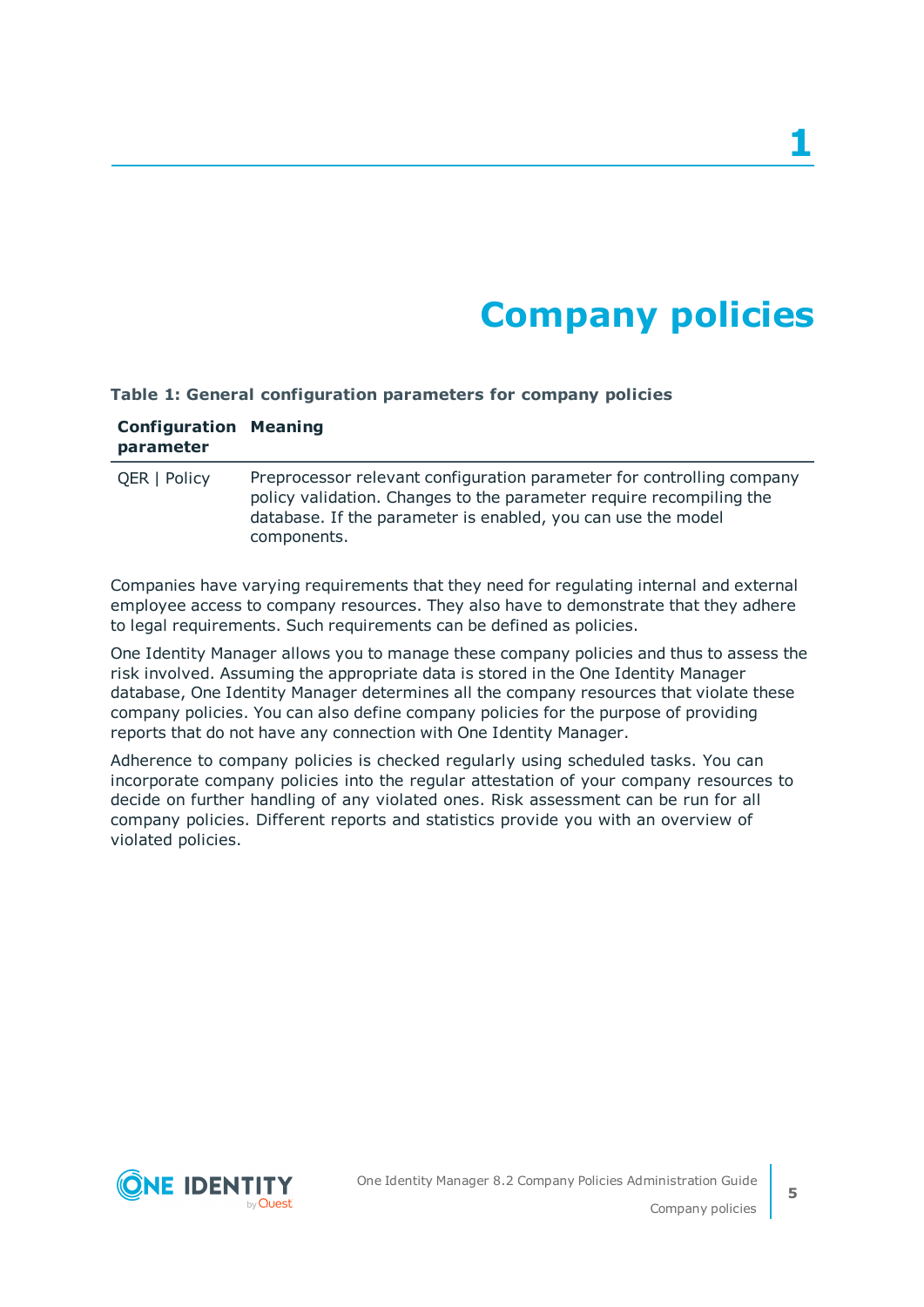# 1 Company policies

**Table 1: General configuration parameters for company policies**

| Configuration parameter | Meaning |
| --- | --- |
| QER \| Policy | Preprocessor relevant configuration parameter for controlling company policy validation. Changes to the parameter require recompiling the database. If the parameter is enabled, you can use the model components. |

Companies have varying requirements that they need for regulating internal and external employee access to company resources. They also have to demonstrate that they adhere to legal requirements. Such requirements can be defined as policies.

One Identity Manager allows you to manage these company policies and thus to assess the risk involved. Assuming the appropriate data is stored in the One Identity Manager database, One Identity Manager determines all the company resources that violate these company policies. You can also define company policies for the purpose of providing reports that do not have any connection with One Identity Manager.

Adherence to company policies is checked regularly using scheduled tasks. You can incorporate company policies into the regular attestation of your company resources to decide on further handling of any violated ones. Risk assessment can be run for all company policies. Different reports and statistics provide you with an overview of violated policies.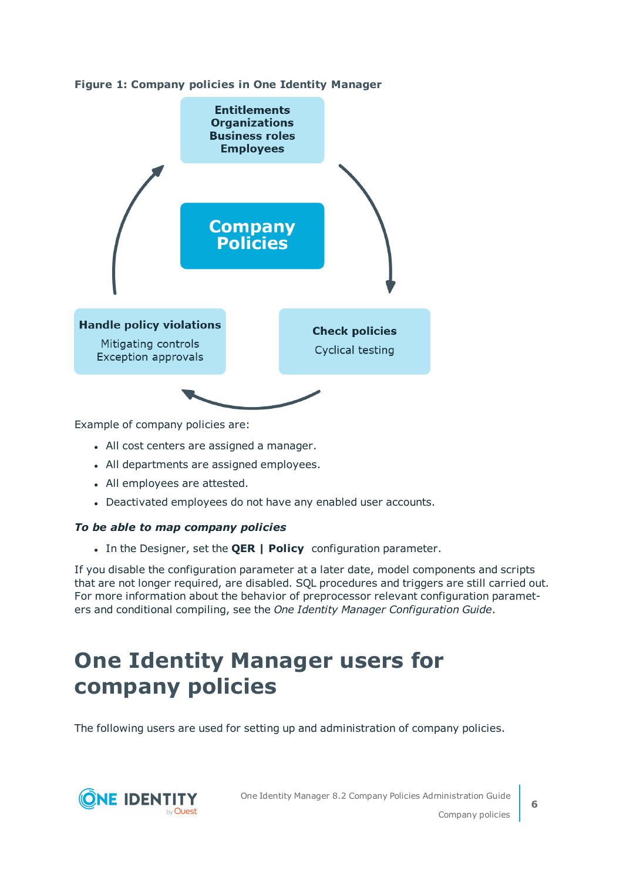**Figure 1: Company policies in One Identity Manager**

Entitlements
Organizations
Business roles
Employees

Company Policies

Handle policy violations
Mitigating controls
Exception approvals

Check policies
Cyclical testing

Example of company policies are:

- All cost centers are assigned a manager.
- All departments are assigned employees.
- All employees are attested.
- Deactivated employees do not have any enabled user accounts.

***To be able to map company policies***

- In the Designer, set the **QER | Policy** configuration parameter.

If you disable the configuration parameter at a later date, model components and scripts that are not longer required, are disabled. SQL procedures and triggers are still carried out. For more information about the behavior of preprocessor relevant configuration parameters and conditional compiling, see the *One Identity Manager Configuration Guide*.

# One Identity Manager users for company policies

The following users are used for setting up and administration of company policies.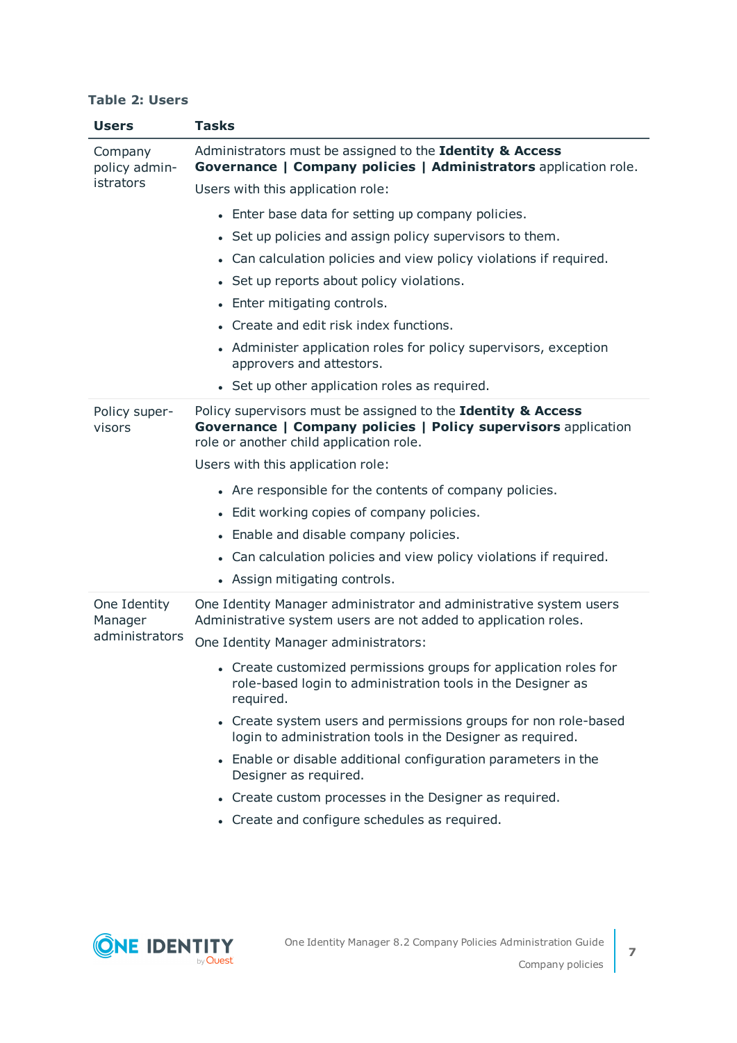**Table 2: Users**

| Users | Tasks |
|---|---|
| Company policy administrators | Administrators must be assigned to the **Identity & Access Governance \| Company policies \| Administrators** application role.<br><br>Users with this application role:<br><br>- Enter base data for setting up company policies.<br>- Set up policies and assign policy supervisors to them.<br>- Can calculation policies and view policy violations if required.<br>- Set up reports about policy violations.<br>- Enter mitigating controls.<br>- Create and edit risk index functions.<br>- Administer application roles for policy supervisors, exception approvers and attestors.<br>- Set up other application roles as required. |
| Policy supervisors | Policy supervisors must be assigned to the **Identity & Access Governance \| Company policies \| Policy supervisors** application role or another child application role.<br><br>Users with this application role:<br><br>- Are responsible for the contents of company policies.<br>- Edit working copies of company policies.<br>- Enable and disable company policies.<br>- Can calculation policies and view policy violations if required.<br>- Assign mitigating controls. |
| One Identity Manager administrators | One Identity Manager administrator and administrative system users Administrative system users are not added to application roles.<br><br>One Identity Manager administrators:<br><br>- Create customized permissions groups for application roles for role-based login to administration tools in the Designer as required.<br>- Create system users and permissions groups for non role-based login to administration tools in the Designer as required.<br>- Enable or disable additional configuration parameters in the Designer as required.<br>- Create custom processes in the Designer as required.<br>- Create and configure schedules as required. |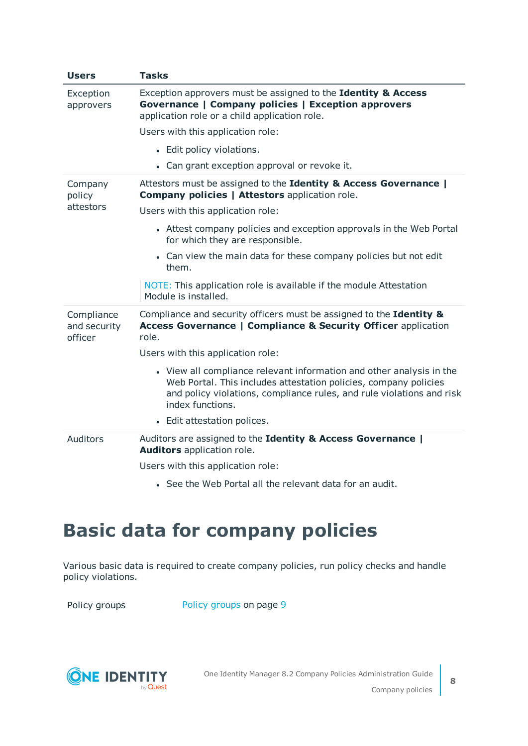| Users | Tasks |
| --- | --- |
| Exception approvers | Exception approvers must be assigned to the **Identity & Access Governance \| Company policies \| Exception approvers** application role or a child application role.<br><br>Users with this application role:<br><br>• Edit policy violations.<br>• Can grant exception approval or revoke it. |
| Company policy attestors | Attestors must be assigned to the **Identity & Access Governance \| Company policies \| Attestors** application role.<br><br>Users with this application role:<br><br>• Attest company policies and exception approvals in the Web Portal for which they are responsible.<br>• Can view the main data for these company policies but not edit them.<br><br>NOTE: This application role is available if the module Attestation Module is installed. |
| Compliance and security officer | Compliance and security officers must be assigned to the **Identity & Access Governance \| Compliance & Security Officer** application role.<br><br>Users with this application role:<br><br>• View all compliance relevant information and other analysis in the Web Portal. This includes attestation policies, company policies and policy violations, compliance rules, and rule violations and risk index functions.<br>• Edit attestation polices. |
| Auditors | Auditors are assigned to the **Identity & Access Governance \| Auditors** application role.<br><br>Users with this application role:<br><br>• See the Web Portal all the relevant data for an audit. |

# Basic data for company policies

Various basic data is required to create company policies, run policy checks and handle policy violations.

| | |
| --- | --- |
| Policy groups | Policy groups on page 9 |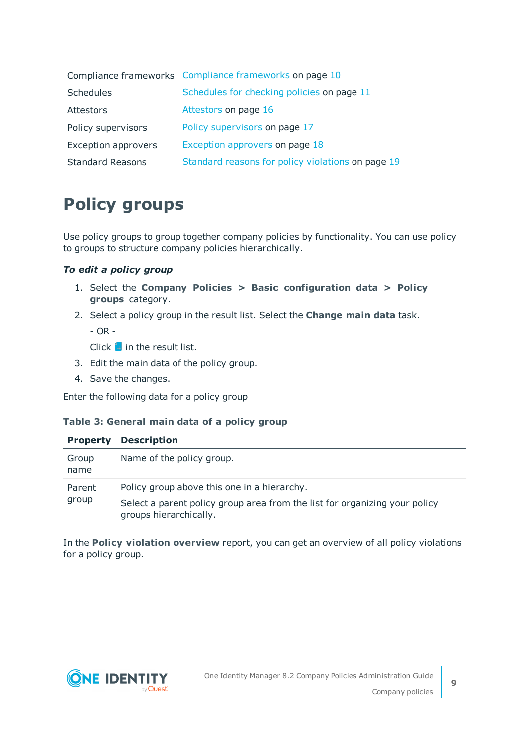| | |
|---|---|
| Compliance frameworks | Compliance frameworks on page 10 |
| Schedules | Schedules for checking policies on page 11 |
| Attestors | Attestors on page 16 |
| Policy supervisors | Policy supervisors on page 17 |
| Exception approvers | Exception approvers on page 18 |
| Standard Reasons | Standard reasons for policy violations on page 19 |

# Policy groups

Use policy groups to group together company policies by functionality. You can use policy to groups to structure company policies hierarchically.

***To edit a policy group***

1. Select the **Company Policies > Basic configuration data > Policy groups** category.
2. Select a policy group in the result list. Select the **Change main data** task.

   - OR -

   Click  in the result list.
3. Edit the main data of the policy group.
4. Save the changes.

Enter the following data for a policy group

**Table 3: General main data of a policy group**

| Property | Description |
|---|---|
| Group name | Name of the policy group. |
| Parent group | Policy group above this one in a hierarchy.<br><br>Select a parent policy group area from the list for organizing your policy groups hierarchically. |

In the **Policy violation overview** report, you can get an overview of all policy violations for a policy group.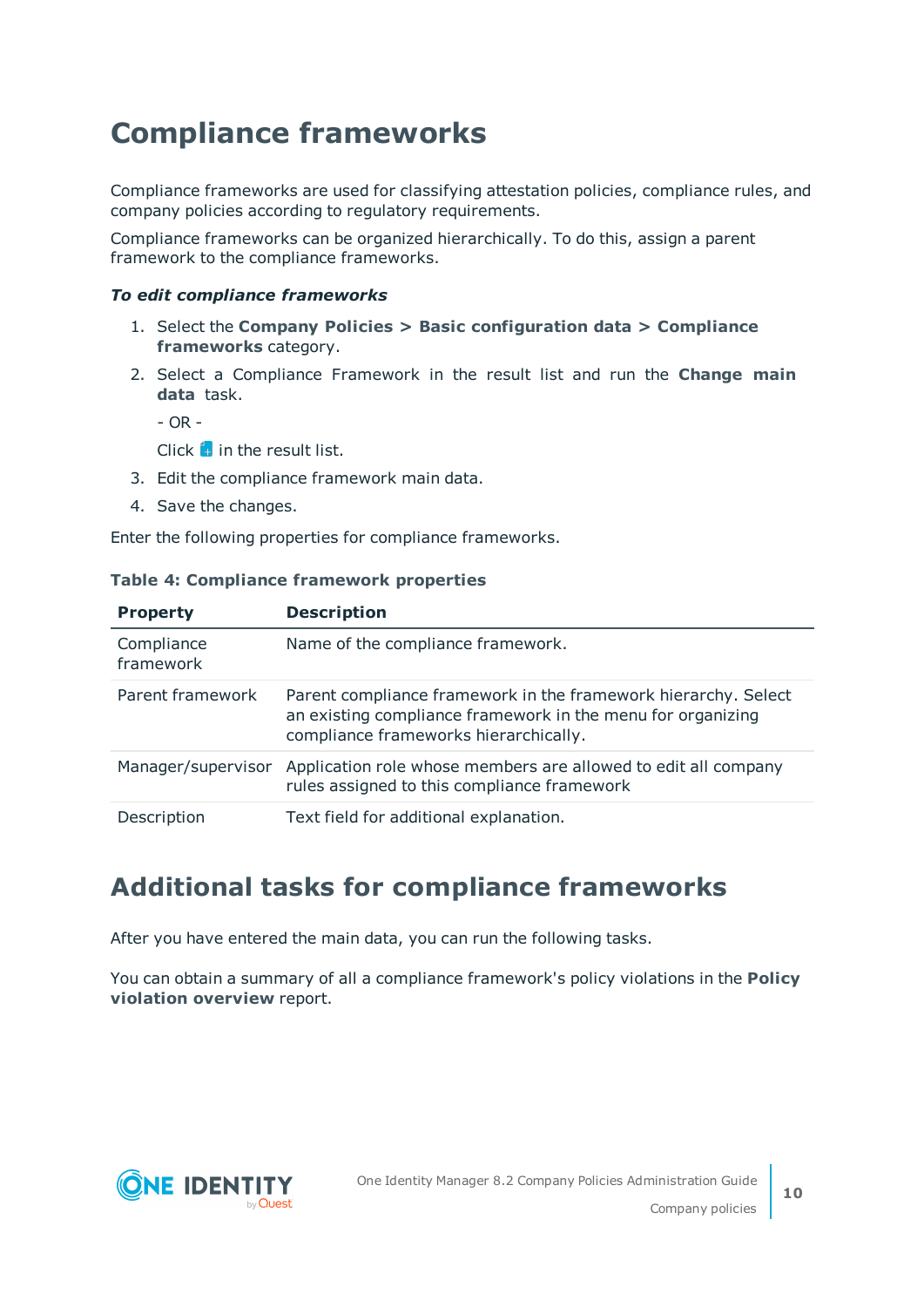# Compliance frameworks

Compliance frameworks are used for classifying attestation policies, compliance rules, and company policies according to regulatory requirements.

Compliance frameworks can be organized hierarchically. To do this, assign a parent framework to the compliance frameworks.

***To edit compliance frameworks***

1. Select the **Company Policies > Basic configuration data > Compliance frameworks** category.
2. Select a Compliance Framework in the result list and run the **Change main data** task.

   - OR -

   Click in the result list.
3. Edit the compliance framework main data.
4. Save the changes.

Enter the following properties for compliance frameworks.

**Table 4: Compliance framework properties**

| Property | Description |
|---|---|
| Compliance framework | Name of the compliance framework. |
| Parent framework | Parent compliance framework in the framework hierarchy. Select an existing compliance framework in the menu for organizing compliance frameworks hierarchically. |
| Manager/supervisor | Application role whose members are allowed to edit all company rules assigned to this compliance framework |
| Description | Text field for additional explanation. |

## Additional tasks for compliance frameworks

After you have entered the main data, you can run the following tasks.

You can obtain a summary of all a compliance framework's policy violations in the **Policy violation overview** report.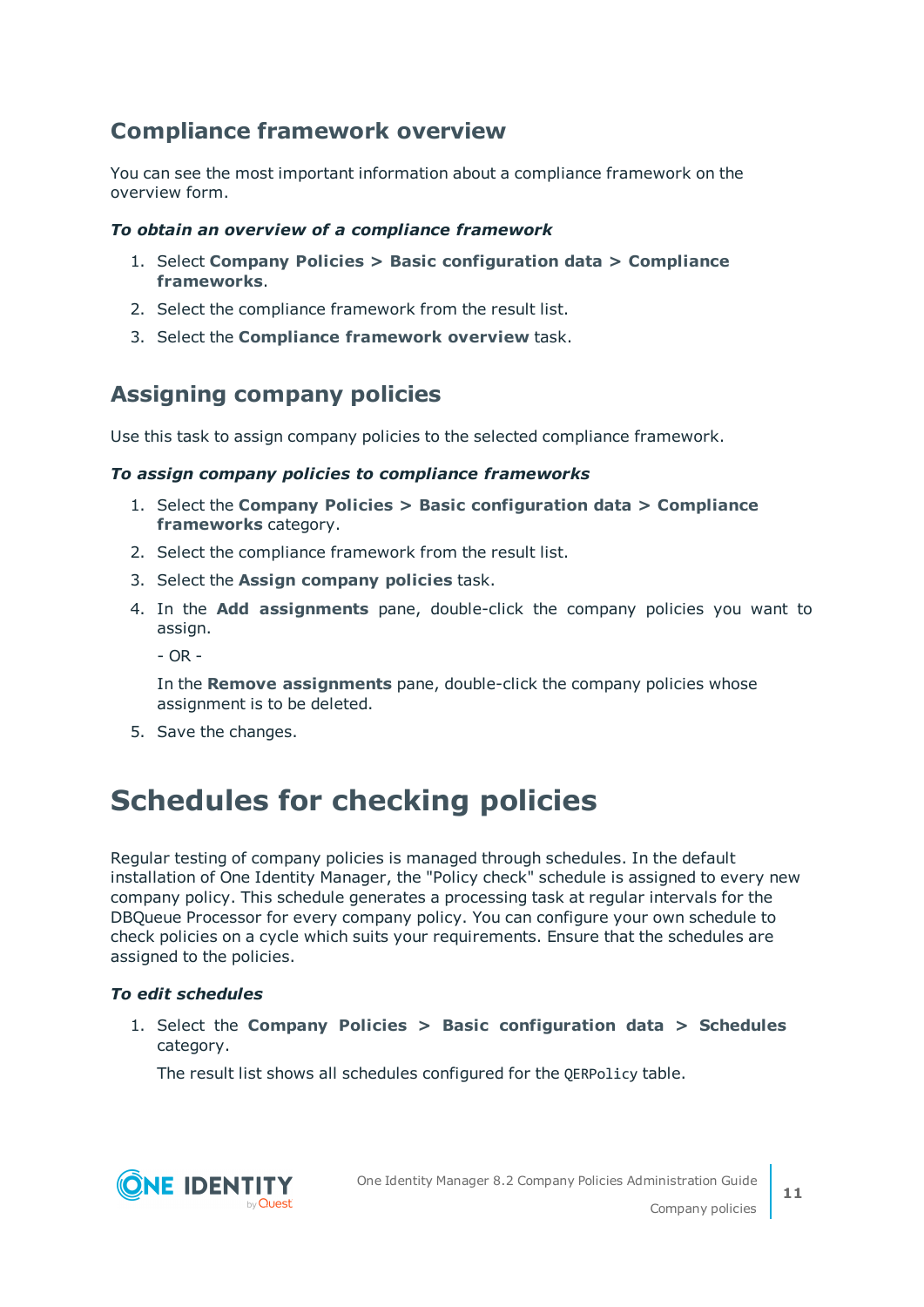## Compliance framework overview

You can see the most important information about a compliance framework on the overview form.

***To obtain an overview of a compliance framework***

1. Select **Company Policies > Basic configuration data > Compliance frameworks**.
2. Select the compliance framework from the result list.
3. Select the **Compliance framework overview** task.

## Assigning company policies

Use this task to assign company policies to the selected compliance framework.

***To assign company policies to compliance frameworks***

1. Select the **Company Policies > Basic configuration data > Compliance frameworks** category.
2. Select the compliance framework from the result list.
3. Select the **Assign company policies** task.
4. In the **Add assignments** pane, double-click the company policies you want to assign.

   - OR -

   In the **Remove assignments** pane, double-click the company policies whose assignment is to be deleted.
5. Save the changes.

# Schedules for checking policies

Regular testing of company policies is managed through schedules. In the default installation of One Identity Manager, the "Policy check" schedule is assigned to every new company policy. This schedule generates a processing task at regular intervals for the DBQueue Processor for every company policy. You can configure your own schedule to check policies on a cycle which suits your requirements. Ensure that the schedules are assigned to the policies.

***To edit schedules***

1. Select the **Company Policies > Basic configuration data > Schedules** category.

   The result list shows all schedules configured for the `QERPolicy` table.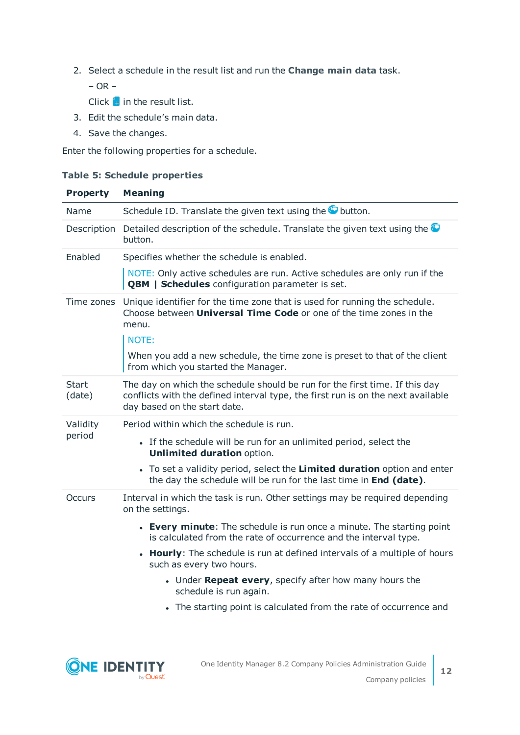2. Select a schedule in the result list and run the **Change main data** task.

   – OR –

   Click in the result list.

3. Edit the schedule's main data.
4. Save the changes.

Enter the following properties for a schedule.

**Table 5: Schedule properties**

| Property | Meaning |
|---|---|
| Name | Schedule ID. Translate the given text using the button. |
| Description | Detailed description of the schedule. Translate the given text using the button. |
| Enabled | Specifies whether the schedule is enabled.<br><br>NOTE: Only active schedules are run. Active schedules are only run if the **QBM \| Schedules** configuration parameter is set. |
| Time zones | Unique identifier for the time zone that is used for running the schedule. Choose between **Universal Time Code** or one of the time zones in the menu.<br><br>NOTE:<br><br>When you add a new schedule, the time zone is preset to that of the client from which you started the Manager. |
| Start (date) | The day on which the schedule should be run for the first time. If this day conflicts with the defined interval type, the first run is on the next available day based on the start date. |
| Validity period | Period within which the schedule is run.<br><br>• If the schedule will be run for an unlimited period, select the **Unlimited duration** option.<br>• To set a validity period, select the **Limited duration** option and enter the day the schedule will be run for the last time in **End (date)**. |
| Occurs | Interval in which the task is run. Other settings may be required depending on the settings.<br><br>• **Every minute**: The schedule is run once a minute. The starting point is calculated from the rate of occurrence and the interval type.<br>• **Hourly**: The schedule is run at defined intervals of a multiple of hours such as every two hours.<br>&nbsp;&nbsp;&nbsp;&nbsp;• Under **Repeat every**, specify after how many hours the schedule is run again.<br>&nbsp;&nbsp;&nbsp;&nbsp;• The starting point is calculated from the rate of occurrence and |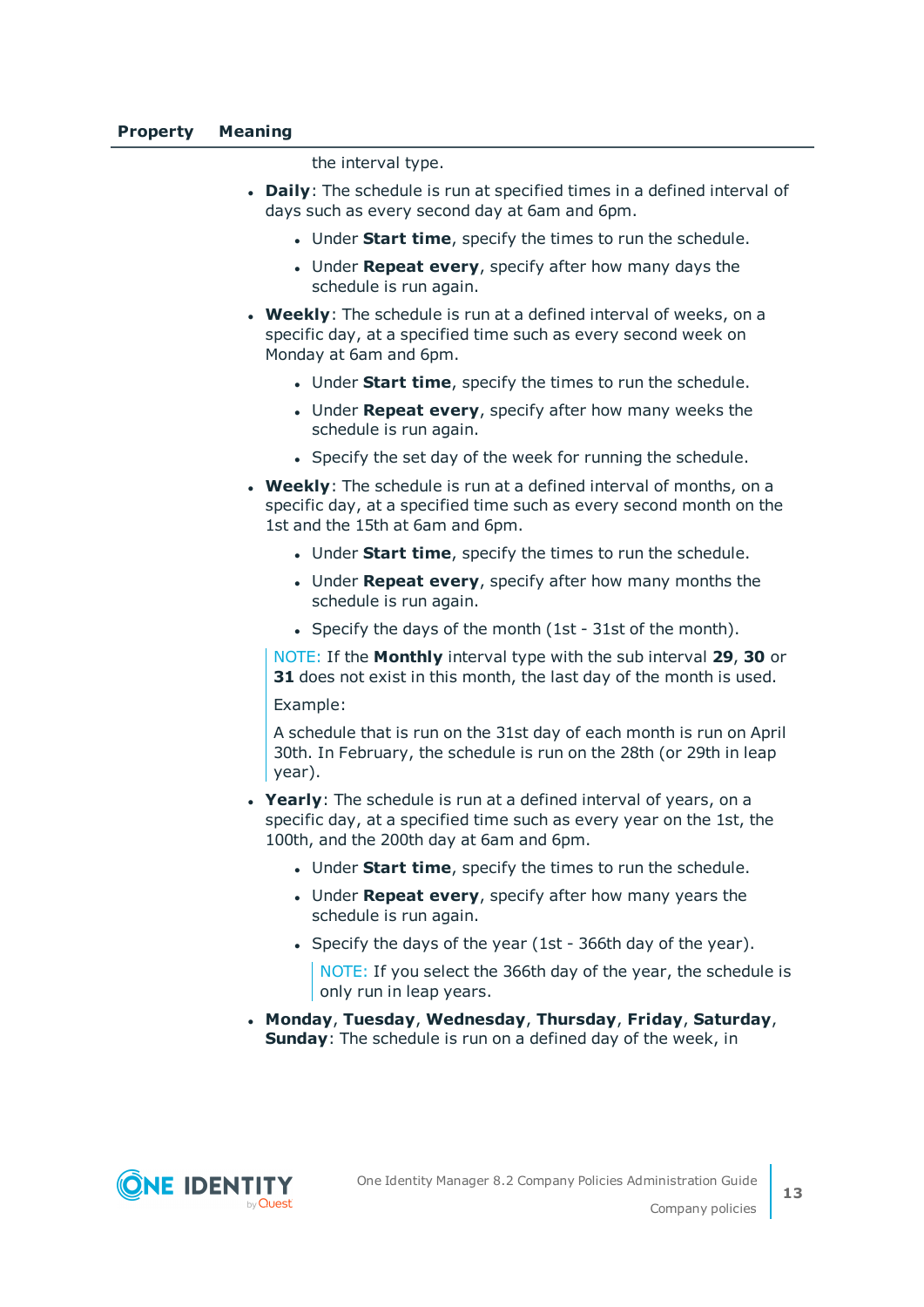| Property | Meaning |
|---|---|
| | the interval type.<br>• **Daily**: The schedule is run at specified times in a defined interval of days such as every second day at 6am and 6pm.<br>  • Under **Start time**, specify the times to run the schedule.<br>  • Under **Repeat every**, specify after how many days the schedule is run again.<br>• **Weekly**: The schedule is run at a defined interval of weeks, on a specific day, at a specified time such as every second week on Monday at 6am and 6pm.<br>  • Under **Start time**, specify the times to run the schedule.<br>  • Under **Repeat every**, specify after how many weeks the schedule is run again.<br>  • Specify the set day of the week for running the schedule.<br>• **Weekly**: The schedule is run at a defined interval of months, on a specific day, at a specified time such as every second month on the 1st and the 15th at 6am and 6pm.<br>  • Under **Start time**, specify the times to run the schedule.<br>  • Under **Repeat every**, specify after how many months the schedule is run again.<br>  • Specify the days of the month (1st - 31st of the month).<br>NOTE: If the **Monthly** interval type with the sub interval **29**, **30** or **31** does not exist in this month, the last day of the month is used.<br>Example:<br>A schedule that is run on the 31st day of each month is run on April 30th. In February, the schedule is run on the 28th (or 29th in leap year).<br>• **Yearly**: The schedule is run at a defined interval of years, on a specific day, at a specified time such as every year on the 1st, the 100th, and the 200th day at 6am and 6pm.<br>  • Under **Start time**, specify the times to run the schedule.<br>  • Under **Repeat every**, specify after how many years the schedule is run again.<br>  • Specify the days of the year (1st - 366th day of the year).<br>  NOTE: If you select the 366th day of the year, the schedule is only run in leap years.<br>• **Monday**, **Tuesday**, **Wednesday**, **Thursday**, **Friday**, **Saturday**, **Sunday**: The schedule is run on a defined day of the week, in |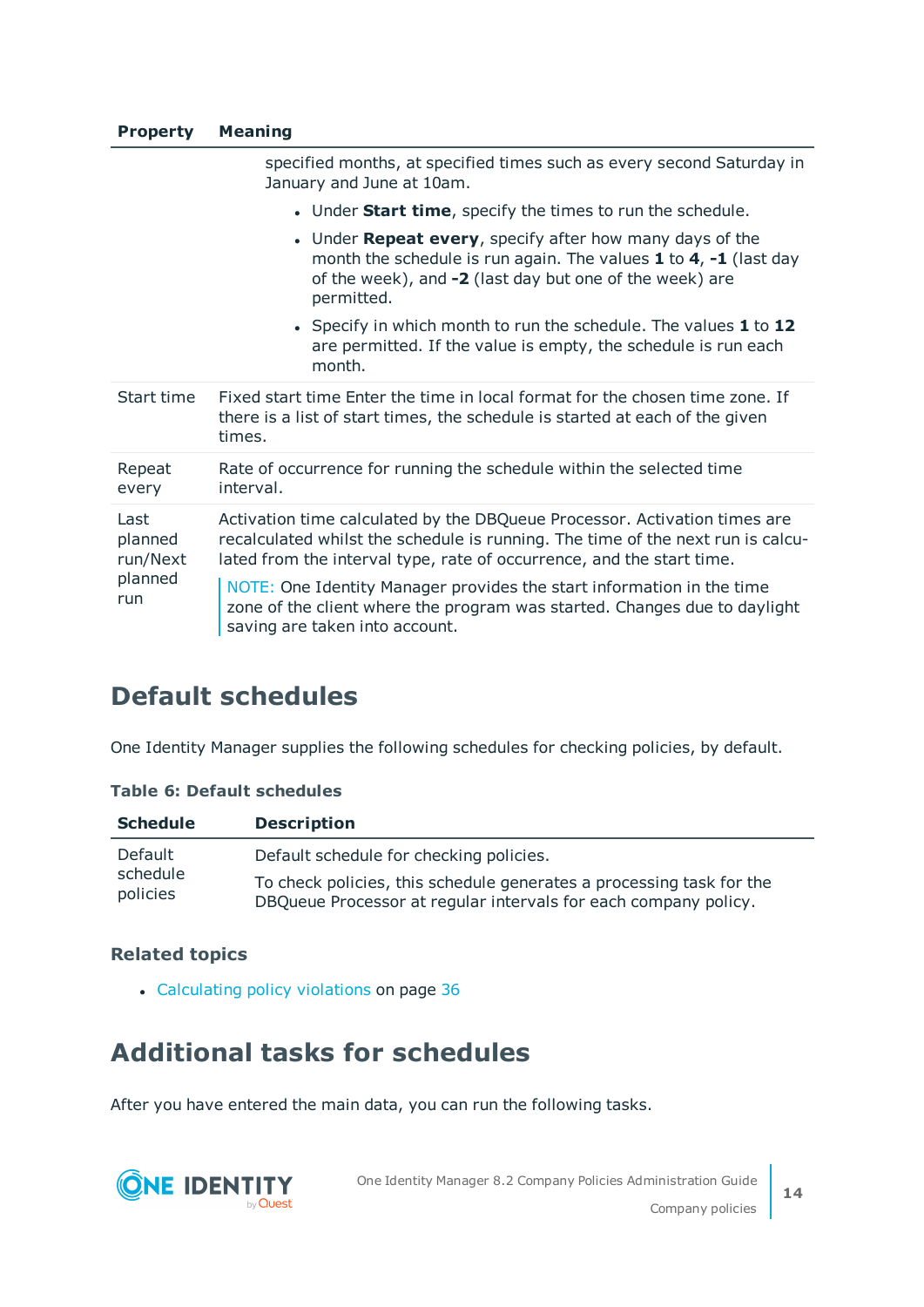| Property | Meaning |
|---|---|
| | specified months, at specified times such as every second Saturday in January and June at 10am.<br>• Under **Start time**, specify the times to run the schedule.<br>• Under **Repeat every**, specify after how many days of the month the schedule is run again. The values **1** to **4**, **-1** (last day of the week), and **-2** (last day but one of the week) are permitted.<br>• Specify in which month to run the schedule. The values **1** to **12** are permitted. If the value is empty, the schedule is run each month. |
| Start time | Fixed start time Enter the time in local format for the chosen time zone. If there is a list of start times, the schedule is started at each of the given times. |
| Repeat every | Rate of occurrence for running the schedule within the selected time interval. |
| Last planned run/Next planned run | Activation time calculated by the DBQueue Processor. Activation times are recalculated whilst the schedule is running. The time of the next run is calculated from the interval type, rate of occurrence, and the start time.<br>NOTE: One Identity Manager provides the start information in the time zone of the client where the program was started. Changes due to daylight saving are taken into account. |

## Default schedules

One Identity Manager supplies the following schedules for checking policies, by default.

**Table 6: Default schedules**

| Schedule | Description |
|---|---|
| Default schedule policies | Default schedule for checking policies.<br>To check policies, this schedule generates a processing task for the DBQueue Processor at regular intervals for each company policy. |

### Related topics

- Calculating policy violations on page 36

## Additional tasks for schedules

After you have entered the main data, you can run the following tasks.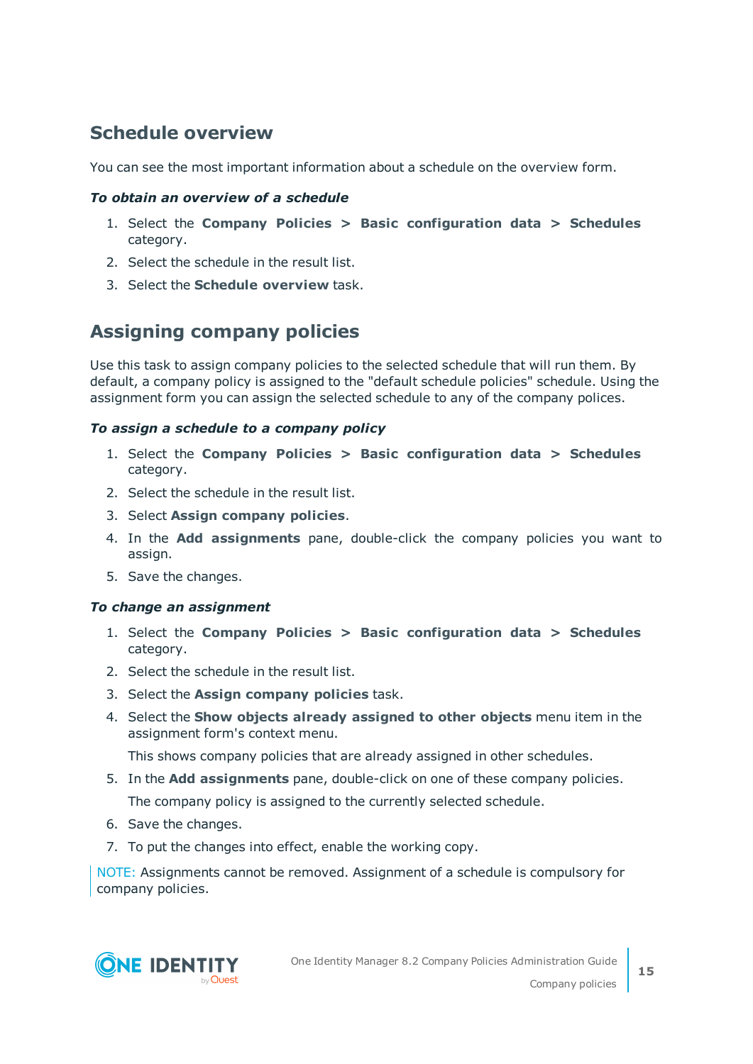## Schedule overview

You can see the most important information about a schedule on the overview form.

***To obtain an overview of a schedule***

1. Select the **Company Policies > Basic configuration data > Schedules** category.
2. Select the schedule in the result list.
3. Select the **Schedule overview** task.

## Assigning company policies

Use this task to assign company policies to the selected schedule that will run them. By default, a company policy is assigned to the "default schedule policies" schedule. Using the assignment form you can assign the selected schedule to any of the company polices.

***To assign a schedule to a company policy***

1. Select the **Company Policies > Basic configuration data > Schedules** category.
2. Select the schedule in the result list.
3. Select **Assign company policies**.
4. In the **Add assignments** pane, double-click the company policies you want to assign.
5. Save the changes.

***To change an assignment***

1. Select the **Company Policies > Basic configuration data > Schedules** category.
2. Select the schedule in the result list.
3. Select the **Assign company policies** task.
4. Select the **Show objects already assigned to other objects** menu item in the assignment form's context menu.

   This shows company policies that are already assigned in other schedules.
5. In the **Add assignments** pane, double-click on one of these company policies.

   The company policy is assigned to the currently selected schedule.
6. Save the changes.
7. To put the changes into effect, enable the working copy.

NOTE: Assignments cannot be removed. Assignment of a schedule is compulsory for company policies.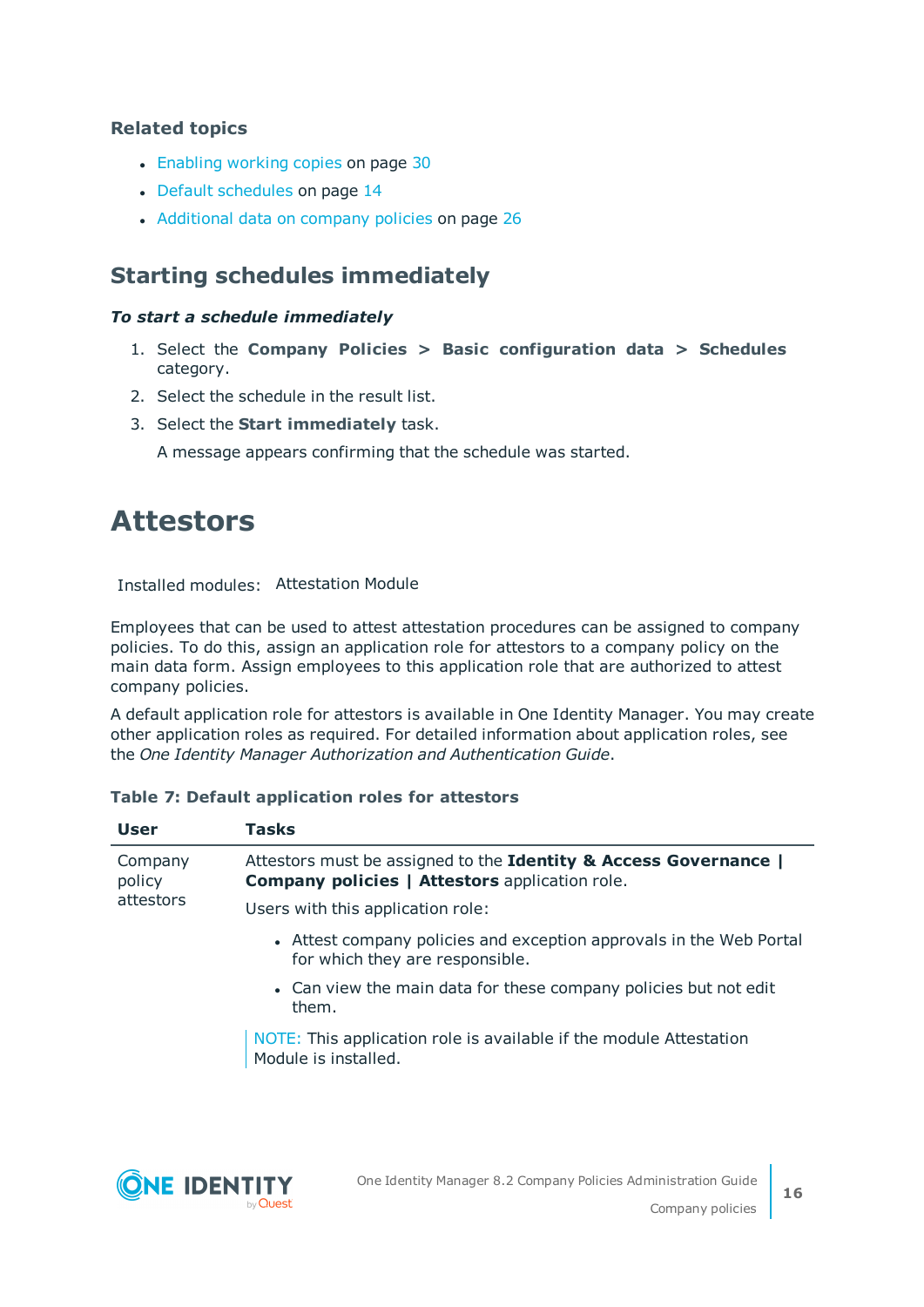### Related topics

- Enabling working copies on page 30
- Default schedules on page 14
- Additional data on company policies on page 26

## Starting schedules immediately

***To start a schedule immediately***

1. Select the **Company Policies > Basic configuration data > Schedules** category.
2. Select the schedule in the result list.
3. Select the **Start immediately** task.

   A message appears confirming that the schedule was started.

# Attestors

Installed modules: Attestation Module

Employees that can be used to attest attestation procedures can be assigned to company policies. To do this, assign an application role for attestors to a company policy on the main data form. Assign employees to this application role that are authorized to attest company policies.

A default application role for attestors is available in One Identity Manager. You may create other application roles as required. For detailed information about application roles, see the *One Identity Manager Authorization and Authentication Guide*.

**Table 7: Default application roles for attestors**

| User | Tasks |
| --- | --- |
| Company policy attestors | Attestors must be assigned to the **Identity & Access Governance \| Company policies \| Attestors** application role.<br><br>Users with this application role:<br><br>- Attest company policies and exception approvals in the Web Portal for which they are responsible.<br>- Can view the main data for these company policies but not edit them.<br><br>NOTE: This application role is available if the module Attestation Module is installed. |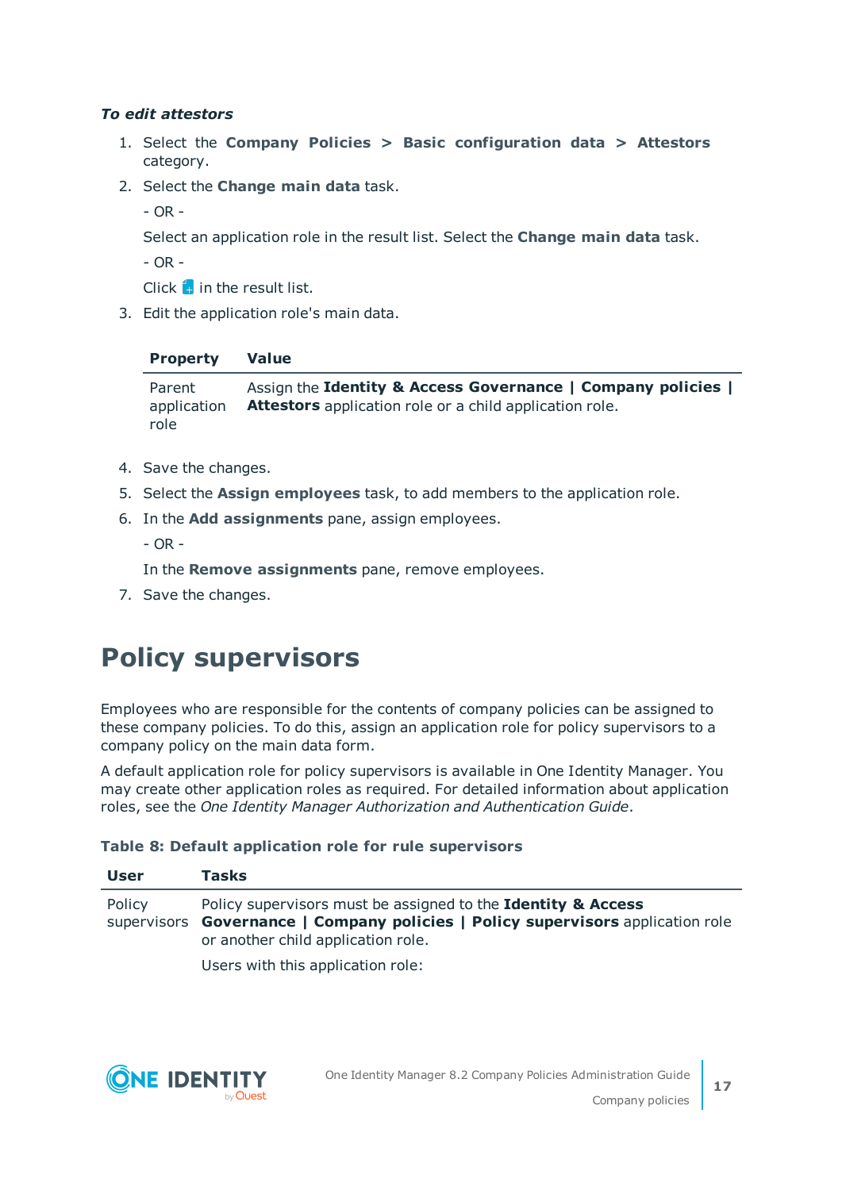***To edit attestors***

1. Select the **Company Policies > Basic configuration data > Attestors** category.
2. Select the **Change main data** task.

   - OR -

   Select an application role in the result list. Select the **Change main data** task.

   - OR -

   Click in the result list.
3. Edit the application role's main data.

   | Property | Value |
   |---|---|
   | Parent application role | Assign the **Identity & Access Governance \| Company policies \| Attestors** application role or a child application role. |

4. Save the changes.
5. Select the **Assign employees** task, to add members to the application role.
6. In the **Add assignments** pane, assign employees.

   - OR -

   In the **Remove assignments** pane, remove employees.
7. Save the changes.

# Policy supervisors

Employees who are responsible for the contents of company policies can be assigned to these company policies. To do this, assign an application role for policy supervisors to a company policy on the main data form.

A default application role for policy supervisors is available in One Identity Manager. You may create other application roles as required. For detailed information about application roles, see the *One Identity Manager Authorization and Authentication Guide*.

**Table 8: Default application role for rule supervisors**

| User | Tasks |
|---|---|
| Policy supervisors | Policy supervisors must be assigned to the **Identity & Access Governance \| Company policies \| Policy supervisors** application role or another child application role.<br><br>Users with this application role: |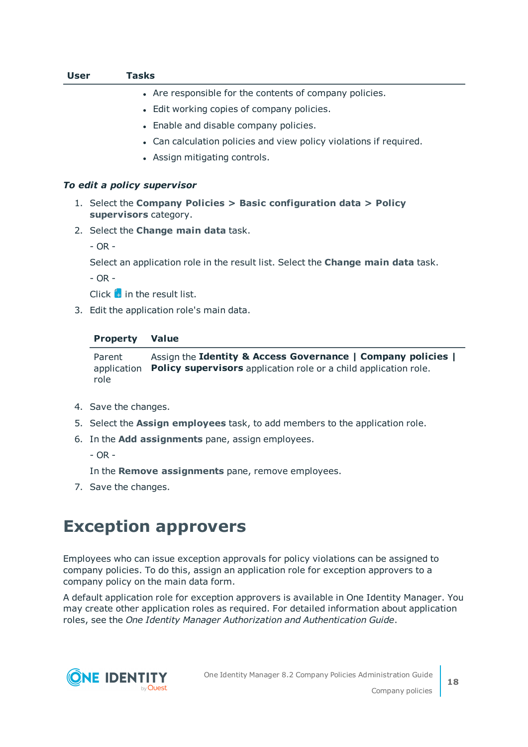| User | Tasks |
|---|---|
| | • Are responsible for the contents of company policies.<br>• Edit working copies of company policies.<br>• Enable and disable company policies.<br>• Can calculation policies and view policy violations if required.<br>• Assign mitigating controls. |

***To edit a policy supervisor***

1. Select the **Company Policies > Basic configuration data > Policy supervisors** category.
2. Select the **Change main data** task.

   - OR -

   Select an application role in the result list. Select the **Change main data** task.

   - OR -

   Click in the result list.
3. Edit the application role's main data.

   | Property | Value |
   |---|---|
   | Parent application role | Assign the **Identity & Access Governance \| Company policies \| Policy supervisors** application role or a child application role. |

4. Save the changes.
5. Select the **Assign employees** task, to add members to the application role.
6. In the **Add assignments** pane, assign employees.

   - OR -

   In the **Remove assignments** pane, remove employees.
7. Save the changes.

# Exception approvers

Employees who can issue exception approvals for policy violations can be assigned to company policies. To do this, assign an application role for exception approvers to a company policy on the main data form.

A default application role for exception approvers is available in One Identity Manager. You may create other application roles as required. For detailed information about application roles, see the *One Identity Manager Authorization and Authentication Guide*.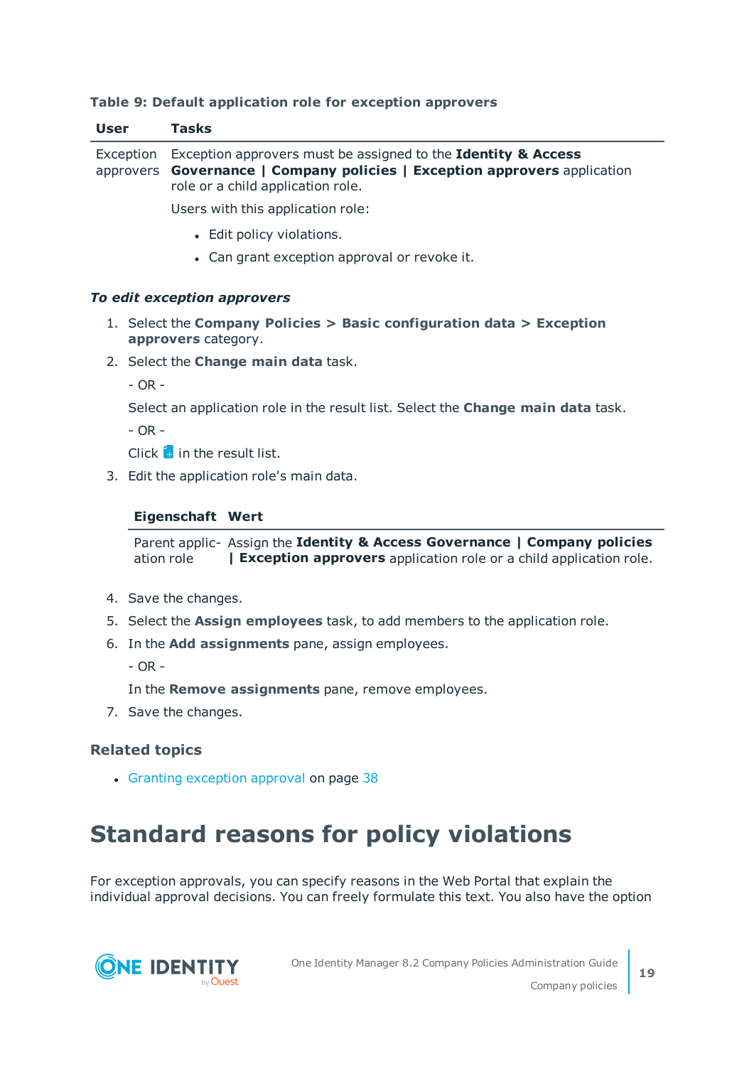**Table 9: Default application role for exception approvers**

| User | Tasks |
|---|---|
| Exception approvers | Exception approvers must be assigned to the **Identity & Access Governance \| Company policies \| Exception approvers** application role or a child application role.<br><br>Users with this application role:<br><br>- Edit policy violations.<br>- Can grant exception approval or revoke it. |

***To edit exception approvers***

1. Select the **Company Policies > Basic configuration data > Exception approvers** category.
2. Select the **Change main data** task.

   - OR -

   Select an application role in the result list. Select the **Change main data** task.

   - OR -

   Click  in the result list.
3. Edit the application role's main data.

   | Eigenschaft | Wert |
   |---|---|
   | Parent application role | Assign the **Identity & Access Governance \| Company policies \| Exception approvers** application role or a child application role. |

4. Save the changes.
5. Select the **Assign employees** task, to add members to the application role.
6. In the **Add assignments** pane, assign employees.

   - OR -

   In the **Remove assignments** pane, remove employees.
7. Save the changes.

### Related topics

- Granting exception approval on page 38

# Standard reasons for policy violations

For exception approvals, you can specify reasons in the Web Portal that explain the individual approval decisions. You can freely formulate this text. You also have the option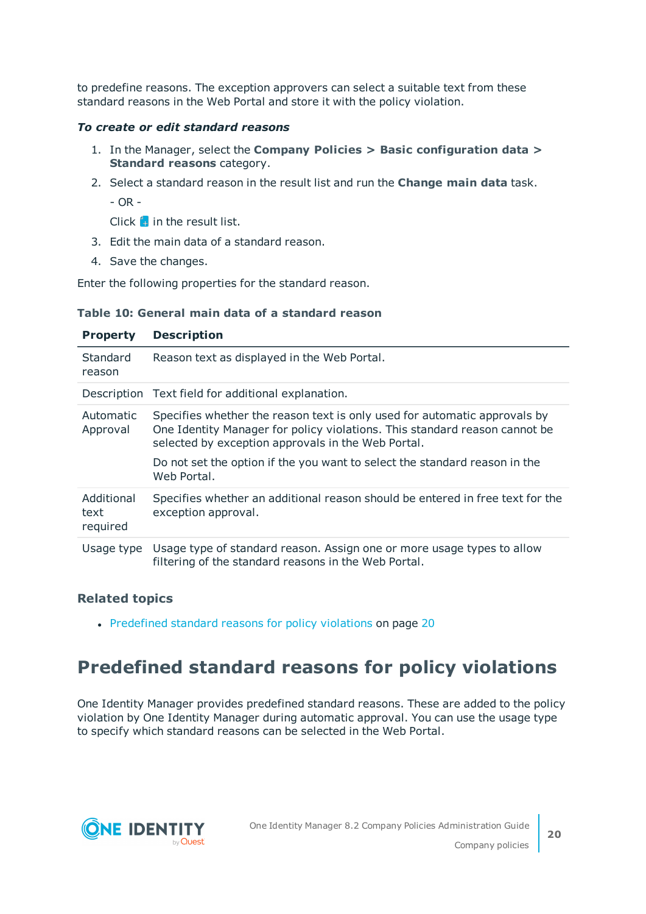to predefine reasons. The exception approvers can select a suitable text from these standard reasons in the Web Portal and store it with the policy violation.

***To create or edit standard reasons***

1. In the Manager, select the **Company Policies > Basic configuration data > Standard reasons** category.
2. Select a standard reason in the result list and run the **Change main data** task.

   - OR -

   Click in the result list.
3. Edit the main data of a standard reason.
4. Save the changes.

Enter the following properties for the standard reason.

**Table 10: General main data of a standard reason**

| Property | Description |
|---|---|
| Standard reason | Reason text as displayed in the Web Portal. |
| Description | Text field for additional explanation. |
| Automatic Approval | Specifies whether the reason text is only used for automatic approvals by One Identity Manager for policy violations. This standard reason cannot be selected by exception approvals in the Web Portal.<br><br>Do not set the option if the you want to select the standard reason in the Web Portal. |
| Additional text required | Specifies whether an additional reason should be entered in free text for the exception approval. |
| Usage type | Usage type of standard reason. Assign one or more usage types to allow filtering of the standard reasons in the Web Portal. |

### Related topics

- Predefined standard reasons for policy violations on page 20

## Predefined standard reasons for policy violations

One Identity Manager provides predefined standard reasons. These are added to the policy violation by One Identity Manager during automatic approval. You can use the usage type to specify which standard reasons can be selected in the Web Portal.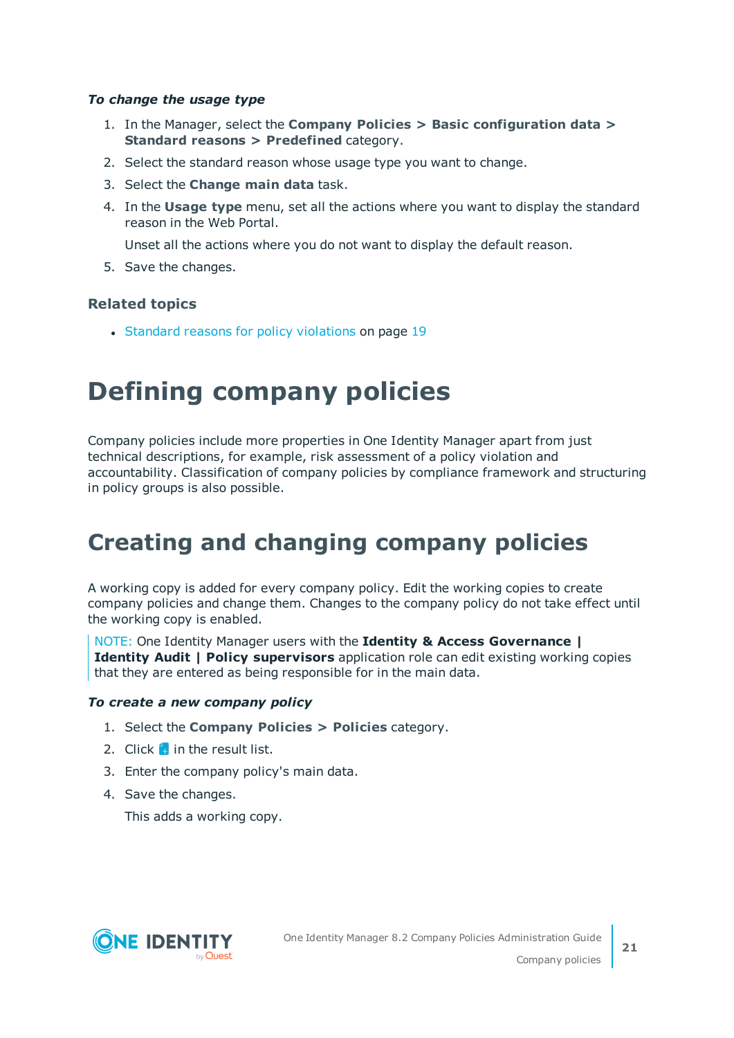***To change the usage type***

1. In the Manager, select the **Company Policies > Basic configuration data > Standard reasons > Predefined** category.
2. Select the standard reason whose usage type you want to change.
3. Select the **Change main data** task.
4. In the **Usage type** menu, set all the actions where you want to display the standard reason in the Web Portal.

   Unset all the actions where you do not want to display the default reason.
5. Save the changes.

### Related topics

- Standard reasons for policy violations on page 19

# Defining company policies

Company policies include more properties in One Identity Manager apart from just technical descriptions, for example, risk assessment of a policy violation and accountability. Classification of company policies by compliance framework and structuring in policy groups is also possible.

## Creating and changing company policies

A working copy is added for every company policy. Edit the working copies to create company policies and change them. Changes to the company policy do not take effect until the working copy is enabled.

> NOTE: One Identity Manager users with the **Identity & Access Governance | Identity Audit | Policy supervisors** application role can edit existing working copies that they are entered as being responsible for in the main data.

***To create a new company policy***

1. Select the **Company Policies > Policies** category.
2. Click in the result list.
3. Enter the company policy's main data.
4. Save the changes.

   This adds a working copy.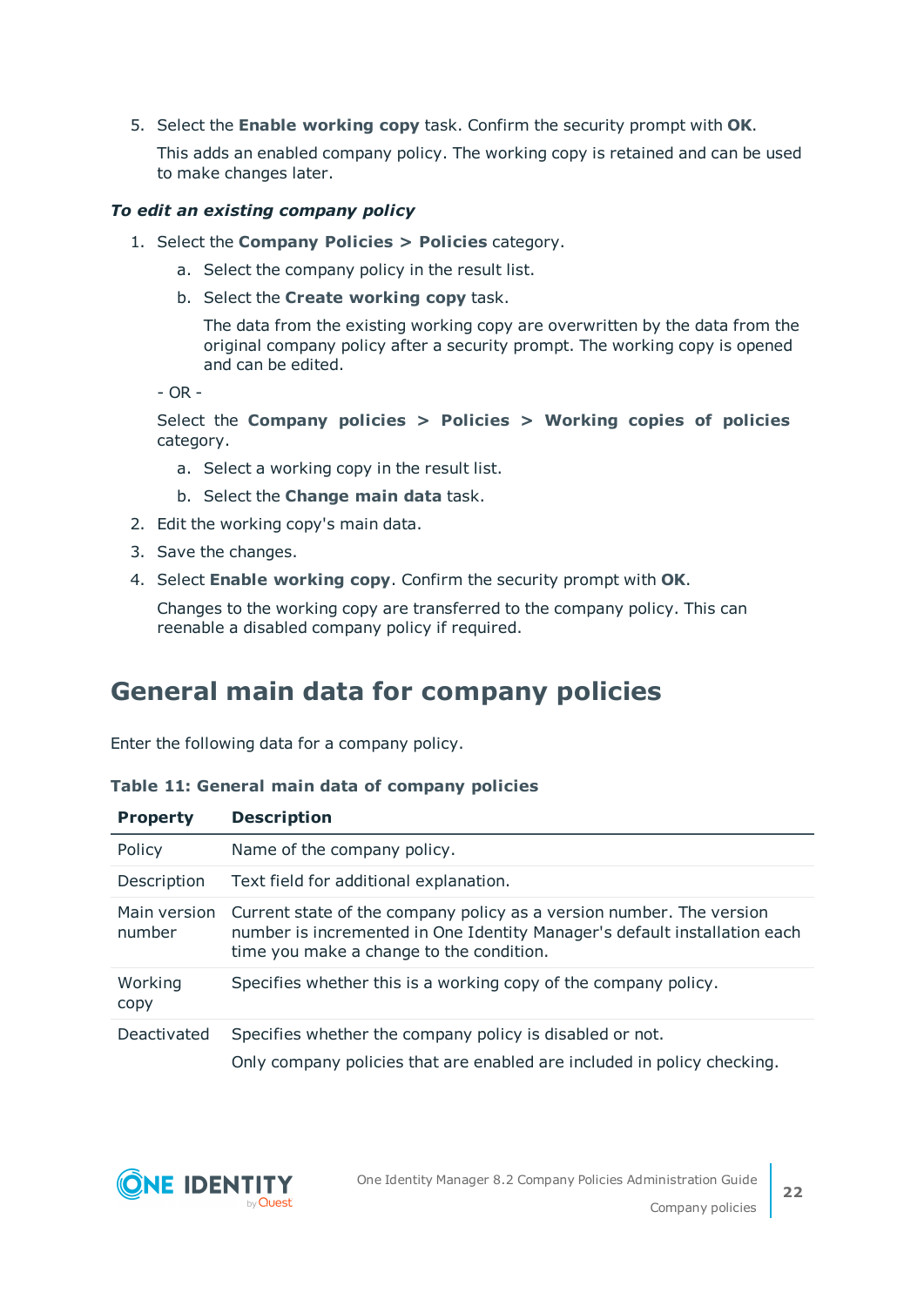5. Select the **Enable working copy** task. Confirm the security prompt with **OK**.

   This adds an enabled company policy. The working copy is retained and can be used to make changes later.

***To edit an existing company policy***

1. Select the **Company Policies > Policies** category.
   a. Select the company policy in the result list.
   b. Select the **Create working copy** task.

      The data from the existing working copy are overwritten by the data from the original company policy after a security prompt. The working copy is opened and can be edited.

   - OR -

   Select the **Company policies > Policies > Working copies of policies** category.

   a. Select a working copy in the result list.
   b. Select the **Change main data** task.
2. Edit the working copy's main data.
3. Save the changes.
4. Select **Enable working copy**. Confirm the security prompt with **OK**.

   Changes to the working copy are transferred to the company policy. This can reenable a disabled company policy if required.

## General main data for company policies

Enter the following data for a company policy.

**Table 11: General main data of company policies**

| Property | Description |
|---|---|
| Policy | Name of the company policy. |
| Description | Text field for additional explanation. |
| Main version number | Current state of the company policy as a version number. The version number is incremented in One Identity Manager's default installation each time you make a change to the condition. |
| Working copy | Specifies whether this is a working copy of the company policy. |
| Deactivated | Specifies whether the company policy is disabled or not. Only company policies that are enabled are included in policy checking. |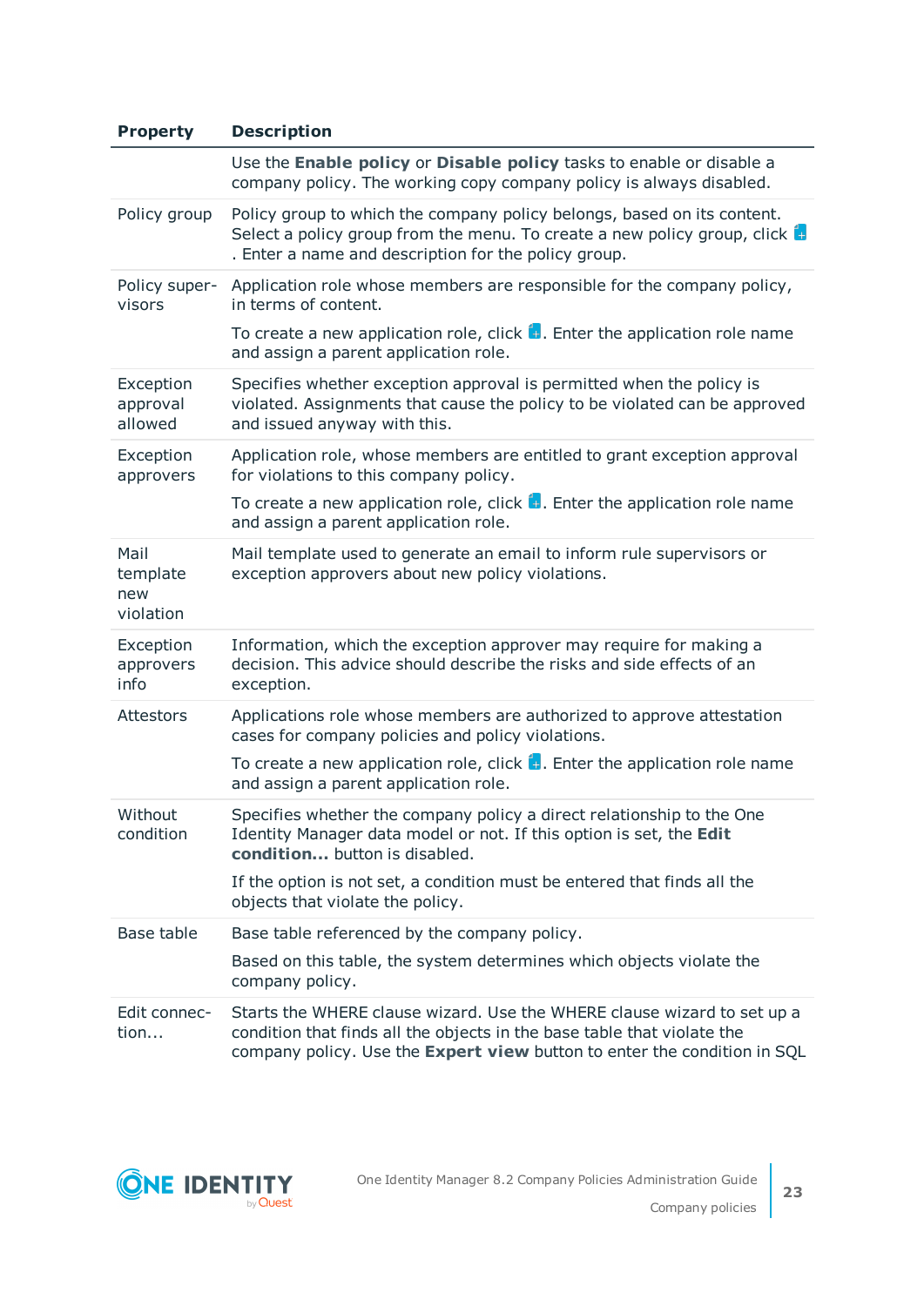| Property | Description |
|---|---|
| | Use the **Enable policy** or **Disable policy** tasks to enable or disable a company policy. The working copy company policy is always disabled. |
| Policy group | Policy group to which the company policy belongs, based on its content. Select a policy group from the menu. To create a new policy group, click . Enter a name and description for the policy group. |
| Policy supervisors | Application role whose members are responsible for the company policy, in terms of content.<br><br>To create a new application role, click . Enter the application role name and assign a parent application role. |
| Exception approval allowed | Specifies whether exception approval is permitted when the policy is violated. Assignments that cause the policy to be violated can be approved and issued anyway with this. |
| Exception approvers | Application role, whose members are entitled to grant exception approval for violations to this company policy.<br><br>To create a new application role, click . Enter the application role name and assign a parent application role. |
| Mail template new violation | Mail template used to generate an email to inform rule supervisors or exception approvers about new policy violations. |
| Exception approvers info | Information, which the exception approver may require for making a decision. This advice should describe the risks and side effects of an exception. |
| Attestors | Applications role whose members are authorized to approve attestation cases for company policies and policy violations.<br><br>To create a new application role, click . Enter the application role name and assign a parent application role. |
| Without condition | Specifies whether the company policy a direct relationship to the One Identity Manager data model or not. If this option is set, the **Edit condition...** button is disabled.<br><br>If the option is not set, a condition must be entered that finds all the objects that violate the policy. |
| Base table | Base table referenced by the company policy.<br><br>Based on this table, the system determines which objects violate the company policy. |
| Edit connection... | Starts the WHERE clause wizard. Use the WHERE clause wizard to set up a condition that finds all the objects in the base table that violate the company policy. Use the **Expert view** button to enter the condition in SQL |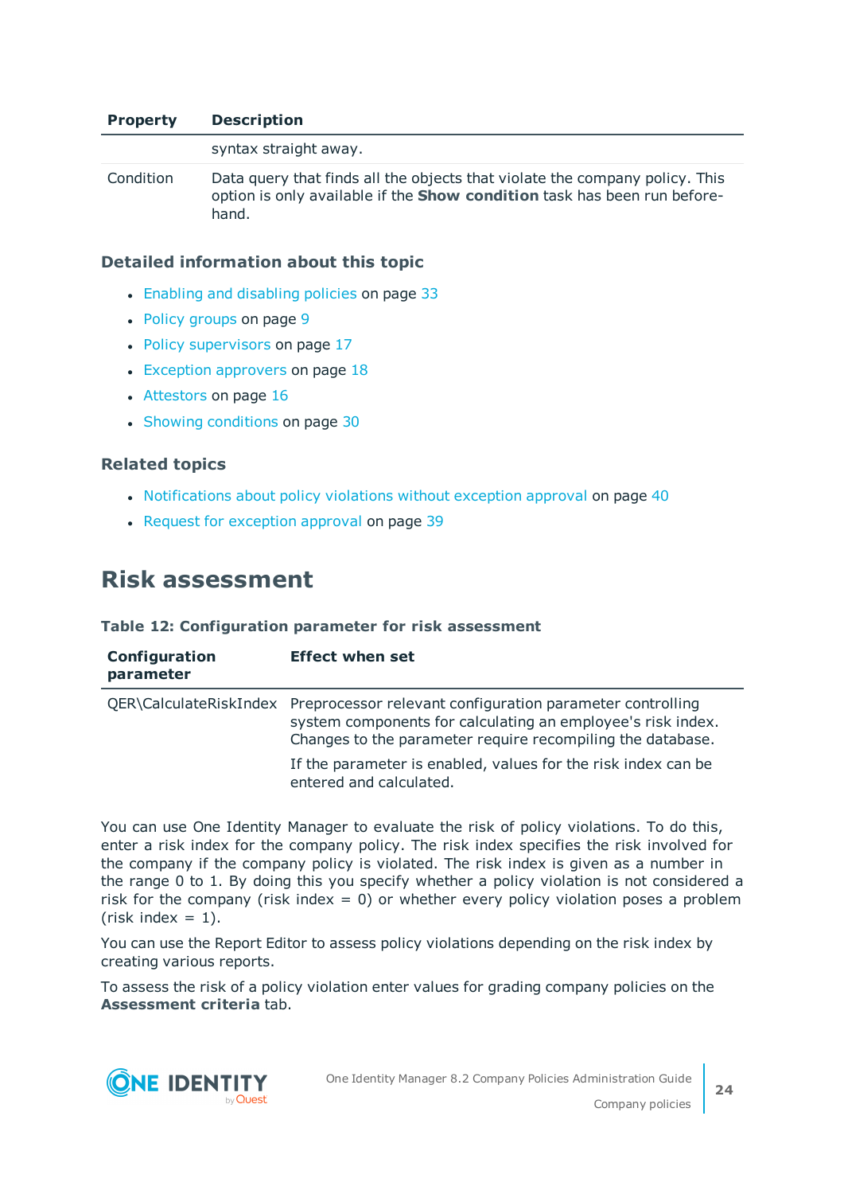| Property | Description |
|---|---|
| | syntax straight away. |
| Condition | Data query that finds all the objects that violate the company policy. This option is only available if the **Show condition** task has been run beforehand. |

### Detailed information about this topic

- Enabling and disabling policies on page 33
- Policy groups on page 9
- Policy supervisors on page 17
- Exception approvers on page 18
- Attestors on page 16
- Showing conditions on page 30

### Related topics

- Notifications about policy violations without exception approval on page 40
- Request for exception approval on page 39

## Risk assessment

**Table 12: Configuration parameter for risk assessment**

| Configuration parameter | Effect when set |
|---|---|
| QER\CalculateRiskIndex | Preprocessor relevant configuration parameter controlling system components for calculating an employee's risk index. Changes to the parameter require recompiling the database.<br><br>If the parameter is enabled, values for the risk index can be entered and calculated. |

You can use One Identity Manager to evaluate the risk of policy violations. To do this, enter a risk index for the company policy. The risk index specifies the risk involved for the company if the company policy is violated. The risk index is given as a number in the range 0 to 1. By doing this you specify whether a policy violation is not considered a risk for the company (risk index = 0) or whether every policy violation poses a problem (risk index = 1).

You can use the Report Editor to assess policy violations depending on the risk index by creating various reports.

To assess the risk of a policy violation enter values for grading company policies on the **Assessment criteria** tab.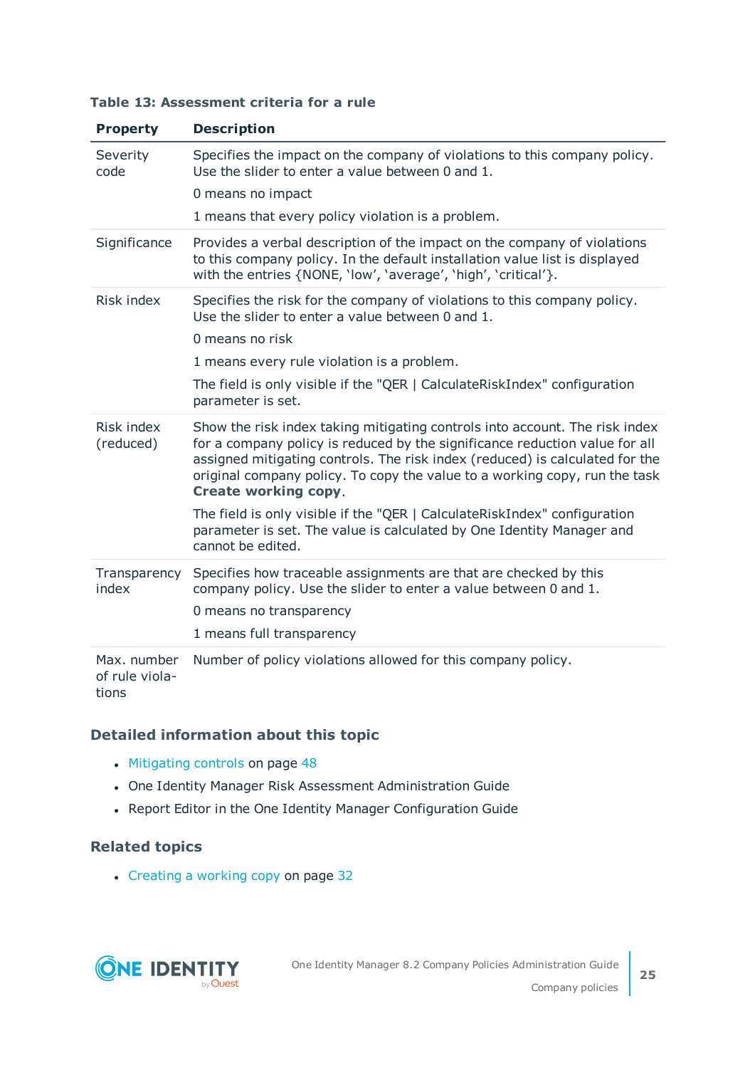**Table 13: Assessment criteria for a rule**

| Property | Description |
| --- | --- |
| Severity code | Specifies the impact on the company of violations to this company policy. Use the slider to enter a value between 0 and 1.<br><br>0 means no impact<br><br>1 means that every policy violation is a problem. |
| Significance | Provides a verbal description of the impact on the company of violations to this company policy. In the default installation value list is displayed with the entries {NONE, 'low', 'average', 'high', 'critical'}. |
| Risk index | Specifies the risk for the company of violations to this company policy. Use the slider to enter a value between 0 and 1.<br><br>0 means no risk<br><br>1 means every rule violation is a problem.<br><br>The field is only visible if the "QER \| CalculateRiskIndex" configuration parameter is set. |
| Risk index (reduced) | Show the risk index taking mitigating controls into account. The risk index for a company policy is reduced by the significance reduction value for all assigned mitigating controls. The risk index (reduced) is calculated for the original company policy. To copy the value to a working copy, run the task **Create working copy**.<br><br>The field is only visible if the "QER \| CalculateRiskIndex" configuration parameter is set. The value is calculated by One Identity Manager and cannot be edited. |
| Transparency index | Specifies how traceable assignments are that are checked by this company policy. Use the slider to enter a value between 0 and 1.<br><br>0 means no transparency<br><br>1 means full transparency |
| Max. number of rule violations | Number of policy violations allowed for this company policy. |

### Detailed information about this topic

- Mitigating controls on page 48
- One Identity Manager Risk Assessment Administration Guide
- Report Editor in the One Identity Manager Configuration Guide

### Related topics

- Creating a working copy on page 32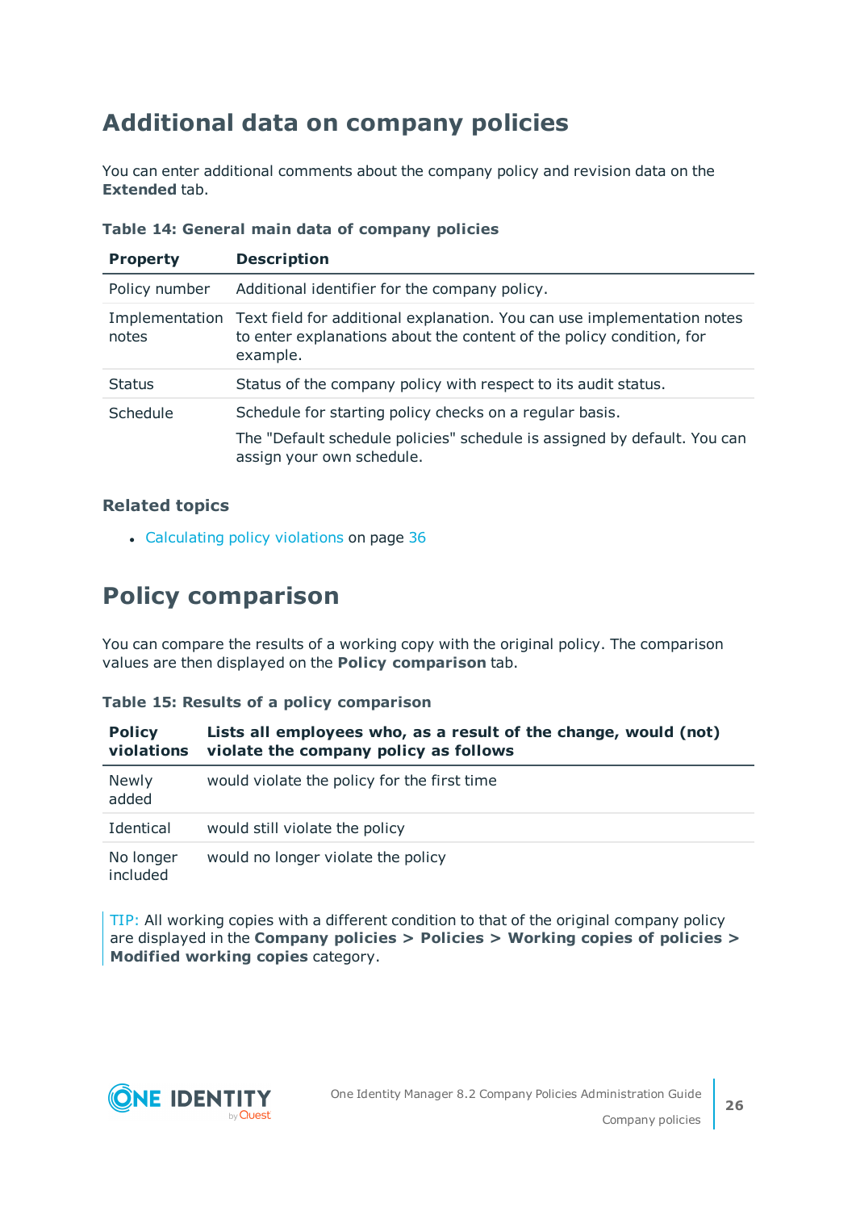## Additional data on company policies

You can enter additional comments about the company policy and revision data on the **Extended** tab.

**Table 14: General main data of company policies**

| Property | Description |
|---|---|
| Policy number | Additional identifier for the company policy. |
| Implementation notes | Text field for additional explanation. You can use implementation notes to enter explanations about the content of the policy condition, for example. |
| Status | Status of the company policy with respect to its audit status. |
| Schedule | Schedule for starting policy checks on a regular basis.<br>The "Default schedule policies" schedule is assigned by default. You can assign your own schedule. |

### Related topics

- Calculating policy violations on page 36

## Policy comparison

You can compare the results of a working copy with the original policy. The comparison values are then displayed on the **Policy comparison** tab.

**Table 15: Results of a policy comparison**

| Policy violations | Lists all employees who, as a result of the change, would (not) violate the company policy as follows |
|---|---|
| Newly added | would violate the policy for the first time |
| Identical | would still violate the policy |
| No longer included | would no longer violate the policy |

TIP: All working copies with a different condition to that of the original company policy are displayed in the **Company policies > Policies > Working copies of policies > Modified working copies** category.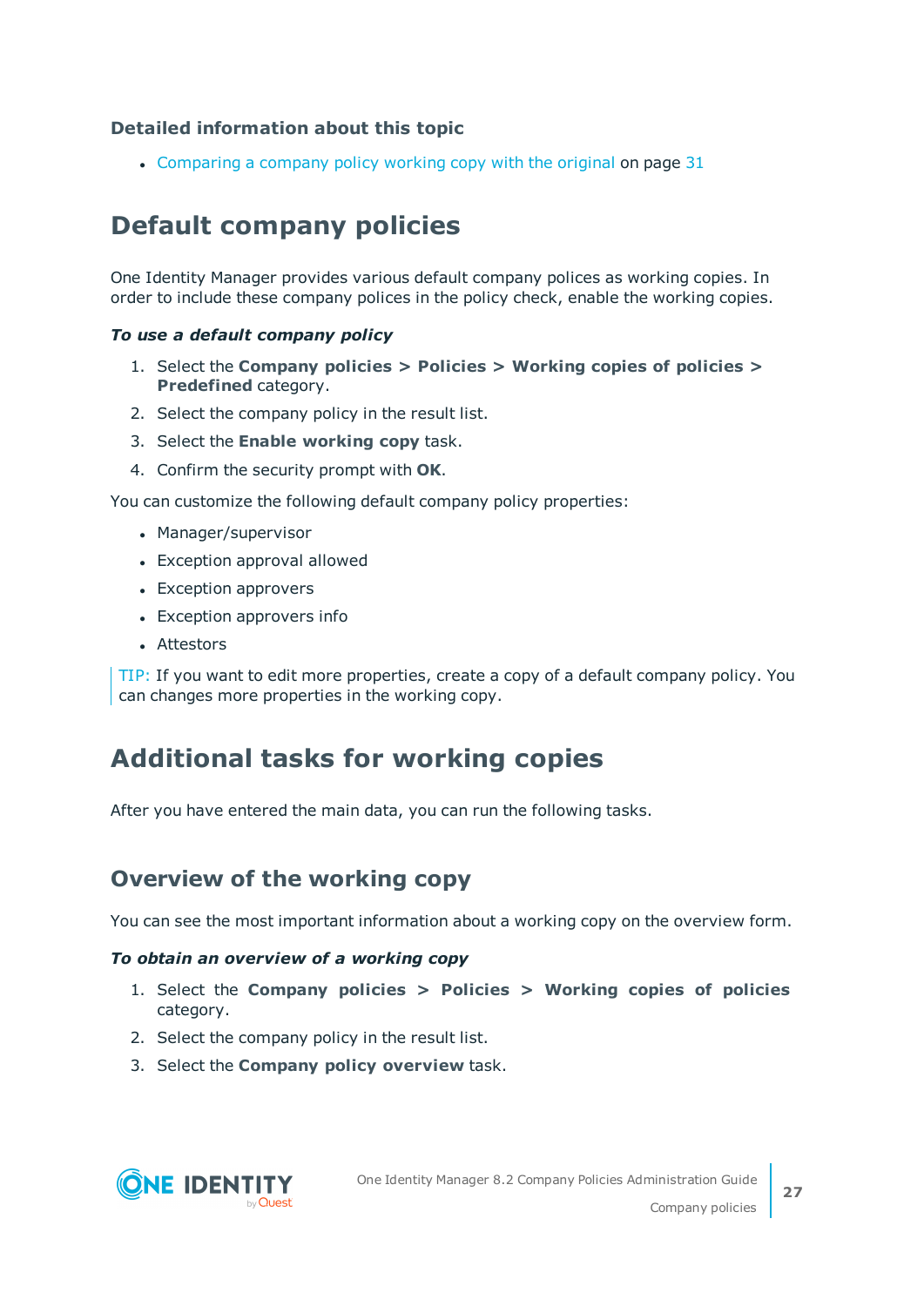### Detailed information about this topic

- Comparing a company policy working copy with the original on page 31

## Default company policies

One Identity Manager provides various default company polices as working copies. In order to include these company polices in the policy check, enable the working copies.

***To use a default company policy***

1. Select the **Company policies > Policies > Working copies of policies > Predefined** category.
2. Select the company policy in the result list.
3. Select the **Enable working copy** task.
4. Confirm the security prompt with **OK**.

You can customize the following default company policy properties:

- Manager/supervisor
- Exception approval allowed
- Exception approvers
- Exception approvers info
- Attestors

TIP: If you want to edit more properties, create a copy of a default company policy. You can changes more properties in the working copy.

## Additional tasks for working copies

After you have entered the main data, you can run the following tasks.

### Overview of the working copy

You can see the most important information about a working copy on the overview form.

***To obtain an overview of a working copy***

1. Select the **Company policies > Policies > Working copies of policies** category.
2. Select the company policy in the result list.
3. Select the **Company policy overview** task.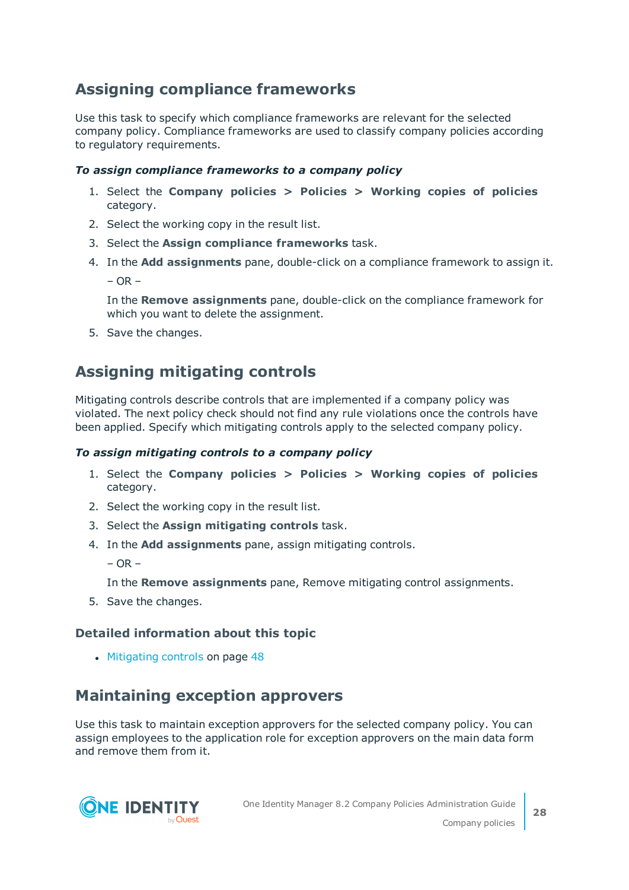## Assigning compliance frameworks

Use this task to specify which compliance frameworks are relevant for the selected company policy. Compliance frameworks are used to classify company policies according to regulatory requirements.

***To assign compliance frameworks to a company policy***

1. Select the **Company policies > Policies > Working copies of policies** category.
2. Select the working copy in the result list.
3. Select the **Assign compliance frameworks** task.
4. In the **Add assignments** pane, double-click on a compliance framework to assign it.

   – OR –

   In the **Remove assignments** pane, double-click on the compliance framework for which you want to delete the assignment.
5. Save the changes.

## Assigning mitigating controls

Mitigating controls describe controls that are implemented if a company policy was violated. The next policy check should not find any rule violations once the controls have been applied. Specify which mitigating controls apply to the selected company policy.

***To assign mitigating controls to a company policy***

1. Select the **Company policies > Policies > Working copies of policies** category.
2. Select the working copy in the result list.
3. Select the **Assign mitigating controls** task.
4. In the **Add assignments** pane, assign mitigating controls.

   – OR –

   In the **Remove assignments** pane, Remove mitigating control assignments.
5. Save the changes.

### Detailed information about this topic

- Mitigating controls on page 48

## Maintaining exception approvers

Use this task to maintain exception approvers for the selected company policy. You can assign employees to the application role for exception approvers on the main data form and remove them from it.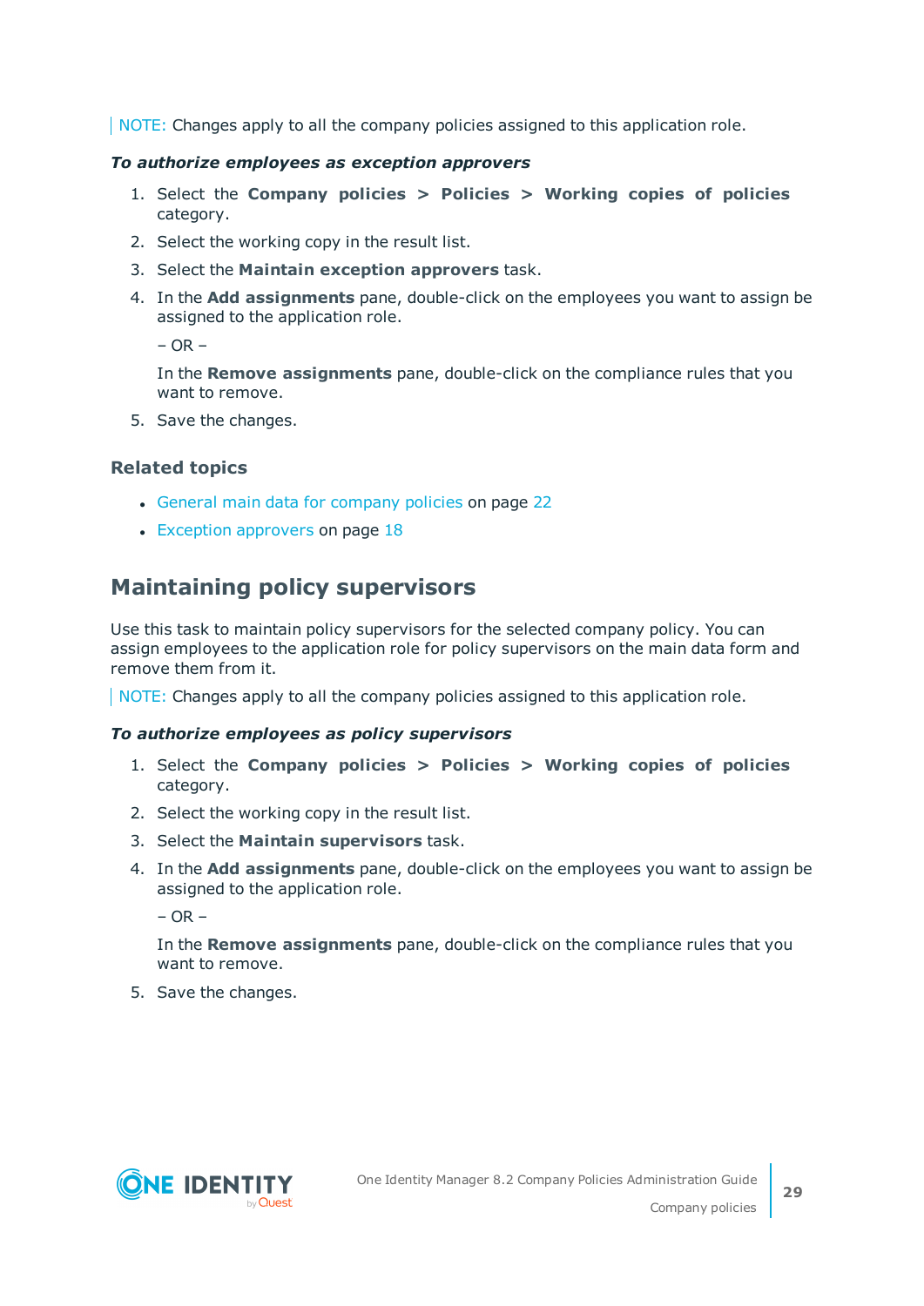NOTE: Changes apply to all the company policies assigned to this application role.

***To authorize employees as exception approvers***

1. Select the **Company policies > Policies > Working copies of policies** category.
2. Select the working copy in the result list.
3. Select the **Maintain exception approvers** task.
4. In the **Add assignments** pane, double-click on the employees you want to assign be assigned to the application role.

   – OR –

   In the **Remove assignments** pane, double-click on the compliance rules that you want to remove.
5. Save the changes.

### Related topics

- General main data for company policies on page 22
- Exception approvers on page 18

## Maintaining policy supervisors

Use this task to maintain policy supervisors for the selected company policy. You can assign employees to the application role for policy supervisors on the main data form and remove them from it.

NOTE: Changes apply to all the company policies assigned to this application role.

***To authorize employees as policy supervisors***

1. Select the **Company policies > Policies > Working copies of policies** category.
2. Select the working copy in the result list.
3. Select the **Maintain supervisors** task.
4. In the **Add assignments** pane, double-click on the employees you want to assign be assigned to the application role.

   – OR –

   In the **Remove assignments** pane, double-click on the compliance rules that you want to remove.
5. Save the changes.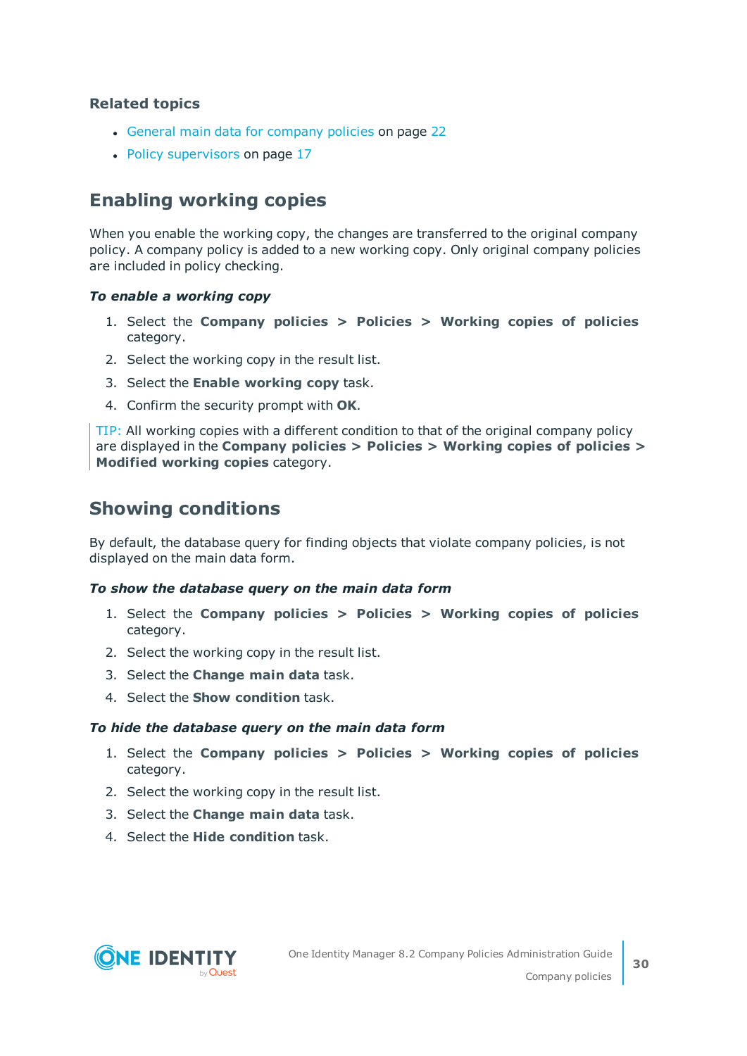### Related topics

- General main data for company policies on page 22
- Policy supervisors on page 17

## Enabling working copies

When you enable the working copy, the changes are transferred to the original company policy. A company policy is added to a new working copy. Only original company policies are included in policy checking.

***To enable a working copy***

1. Select the **Company policies > Policies > Working copies of policies** category.
2. Select the working copy in the result list.
3. Select the **Enable working copy** task.
4. Confirm the security prompt with **OK**.

TIP: All working copies with a different condition to that of the original company policy are displayed in the **Company policies > Policies > Working copies of policies > Modified working copies** category.

## Showing conditions

By default, the database query for finding objects that violate company policies, is not displayed on the main data form.

***To show the database query on the main data form***

1. Select the **Company policies > Policies > Working copies of policies** category.
2. Select the working copy in the result list.
3. Select the **Change main data** task.
4. Select the **Show condition** task.

***To hide the database query on the main data form***

1. Select the **Company policies > Policies > Working copies of policies** category.
2. Select the working copy in the result list.
3. Select the **Change main data** task.
4. Select the **Hide condition** task.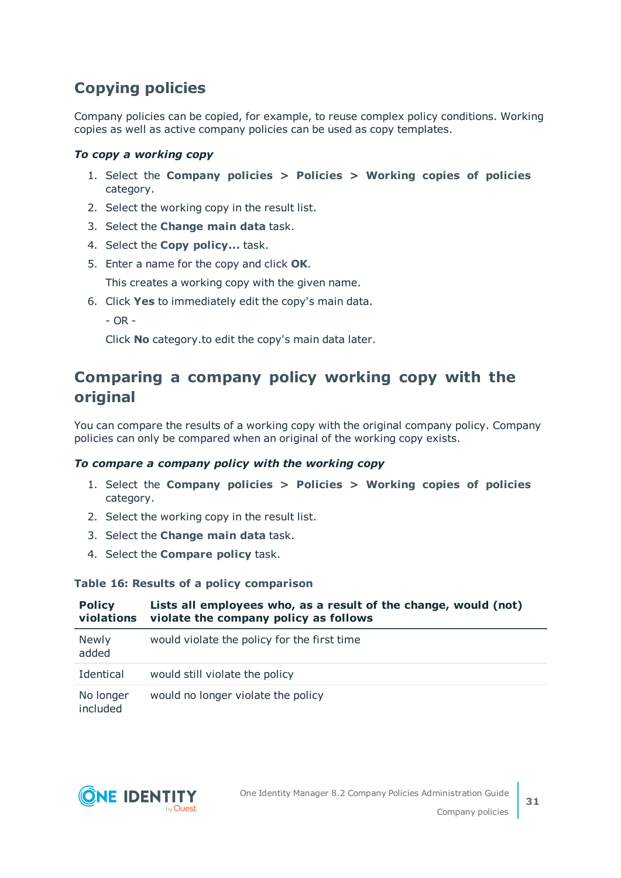## Copying policies

Company policies can be copied, for example, to reuse complex policy conditions. Working copies as well as active company policies can be used as copy templates.

***To copy a working copy***

1. Select the **Company policies > Policies > Working copies of policies** category.
2. Select the working copy in the result list.
3. Select the **Change main data** task.
4. Select the **Copy policy...** task.
5. Enter a name for the copy and click **OK**.

   This creates a working copy with the given name.
6. Click **Yes** to immediately edit the copy's main data.

   \- OR -

   Click **No** category.to edit the copy's main data later.

## Comparing a company policy working copy with the original

You can compare the results of a working copy with the original company policy. Company policies can only be compared when an original of the working copy exists.

***To compare a company policy with the working copy***

1. Select the **Company policies > Policies > Working copies of policies** category.
2. Select the working copy in the result list.
3. Select the **Change main data** task.
4. Select the **Compare policy** task.

**Table 16: Results of a policy comparison**

| Policy violations | Lists all employees who, as a result of the change, would (not) violate the company policy as follows |
|---|---|
| Newly added | would violate the policy for the first time |
| Identical | would still violate the policy |
| No longer included | would no longer violate the policy |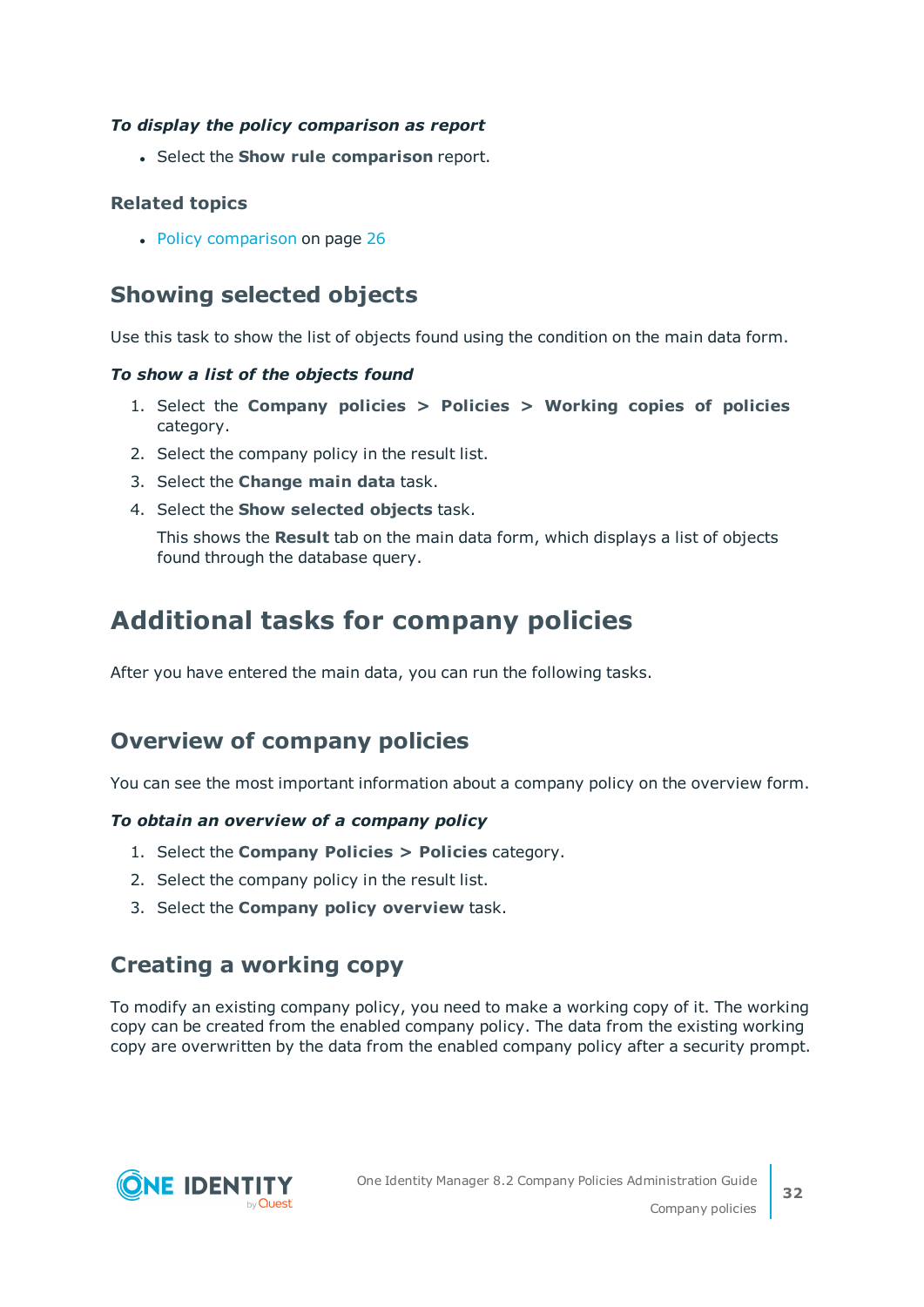*To display the policy comparison as report*

- Select the **Show rule comparison** report.

### Related topics

- Policy comparison on page 26

## Showing selected objects

Use this task to show the list of objects found using the condition on the main data form.

*To show a list of the objects found*

1. Select the **Company policies > Policies > Working copies of policies** category.
2. Select the company policy in the result list.
3. Select the **Change main data** task.
4. Select the **Show selected objects** task.

   This shows the **Result** tab on the main data form, which displays a list of objects found through the database query.

# Additional tasks for company policies

After you have entered the main data, you can run the following tasks.

## Overview of company policies

You can see the most important information about a company policy on the overview form.

*To obtain an overview of a company policy*

1. Select the **Company Policies > Policies** category.
2. Select the company policy in the result list.
3. Select the **Company policy overview** task.

## Creating a working copy

To modify an existing company policy, you need to make a working copy of it. The working copy can be created from the enabled company policy. The data from the existing working copy are overwritten by the data from the enabled company policy after a security prompt.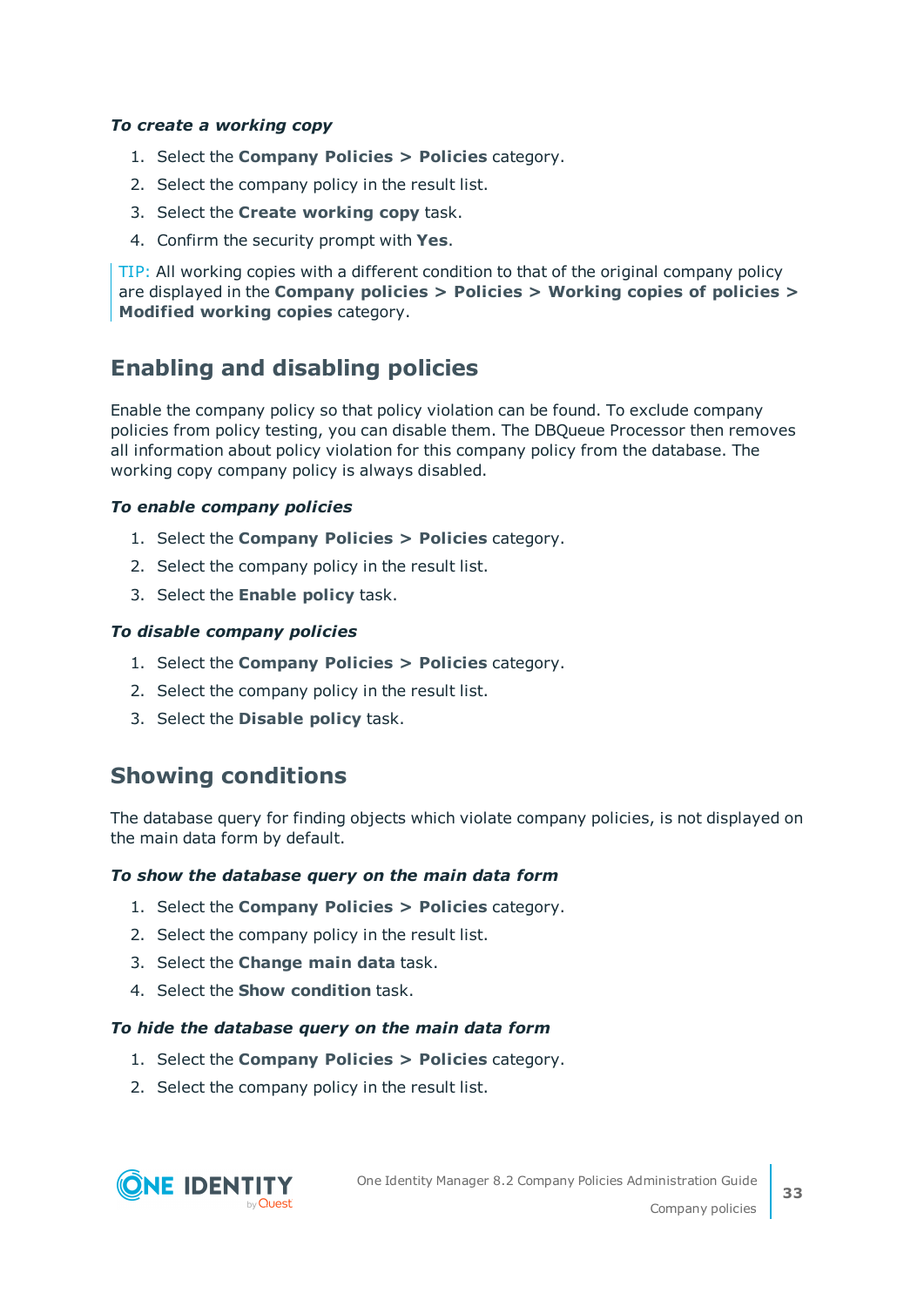***To create a working copy***

1. Select the **Company Policies > Policies** category.
2. Select the company policy in the result list.
3. Select the **Create working copy** task.
4. Confirm the security prompt with **Yes**.

TIP: All working copies with a different condition to that of the original company policy are displayed in the **Company policies > Policies > Working copies of policies > Modified working copies** category.

## Enabling and disabling policies

Enable the company policy so that policy violation can be found. To exclude company policies from policy testing, you can disable them. The DBQueue Processor then removes all information about policy violation for this company policy from the database. The working copy company policy is always disabled.

***To enable company policies***

1. Select the **Company Policies > Policies** category.
2. Select the company policy in the result list.
3. Select the **Enable policy** task.

***To disable company policies***

1. Select the **Company Policies > Policies** category.
2. Select the company policy in the result list.
3. Select the **Disable policy** task.

## Showing conditions

The database query for finding objects which violate company policies, is not displayed on the main data form by default.

***To show the database query on the main data form***

1. Select the **Company Policies > Policies** category.
2. Select the company policy in the result list.
3. Select the **Change main data** task.
4. Select the **Show condition** task.

***To hide the database query on the main data form***

1. Select the **Company Policies > Policies** category.
2. Select the company policy in the result list.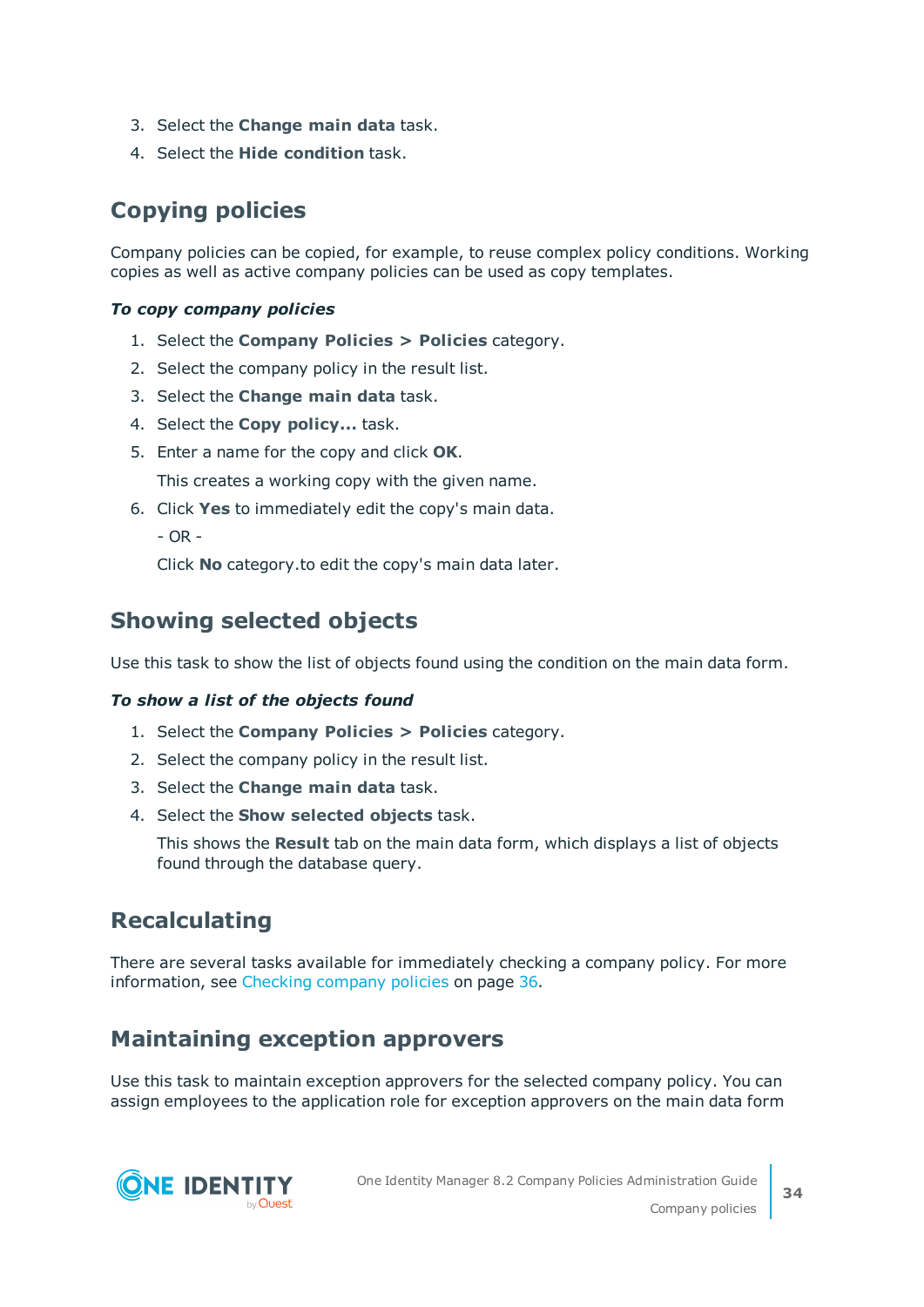3. Select the **Change main data** task.
4. Select the **Hide condition** task.

## Copying policies

Company policies can be copied, for example, to reuse complex policy conditions. Working copies as well as active company policies can be used as copy templates.

***To copy company policies***

1. Select the **Company Policies > Policies** category.
2. Select the company policy in the result list.
3. Select the **Change main data** task.
4. Select the **Copy policy...** task.
5. Enter a name for the copy and click **OK**.

   This creates a working copy with the given name.
6. Click **Yes** to immediately edit the copy's main data.

   \- OR -

   Click **No** category.to edit the copy's main data later.

## Showing selected objects

Use this task to show the list of objects found using the condition on the main data form.

***To show a list of the objects found***

1. Select the **Company Policies > Policies** category.
2. Select the company policy in the result list.
3. Select the **Change main data** task.
4. Select the **Show selected objects** task.

   This shows the **Result** tab on the main data form, which displays a list of objects found through the database query.

## Recalculating

There are several tasks available for immediately checking a company policy. For more information, see Checking company policies on page 36.

## Maintaining exception approvers

Use this task to maintain exception approvers for the selected company policy. You can assign employees to the application role for exception approvers on the main data form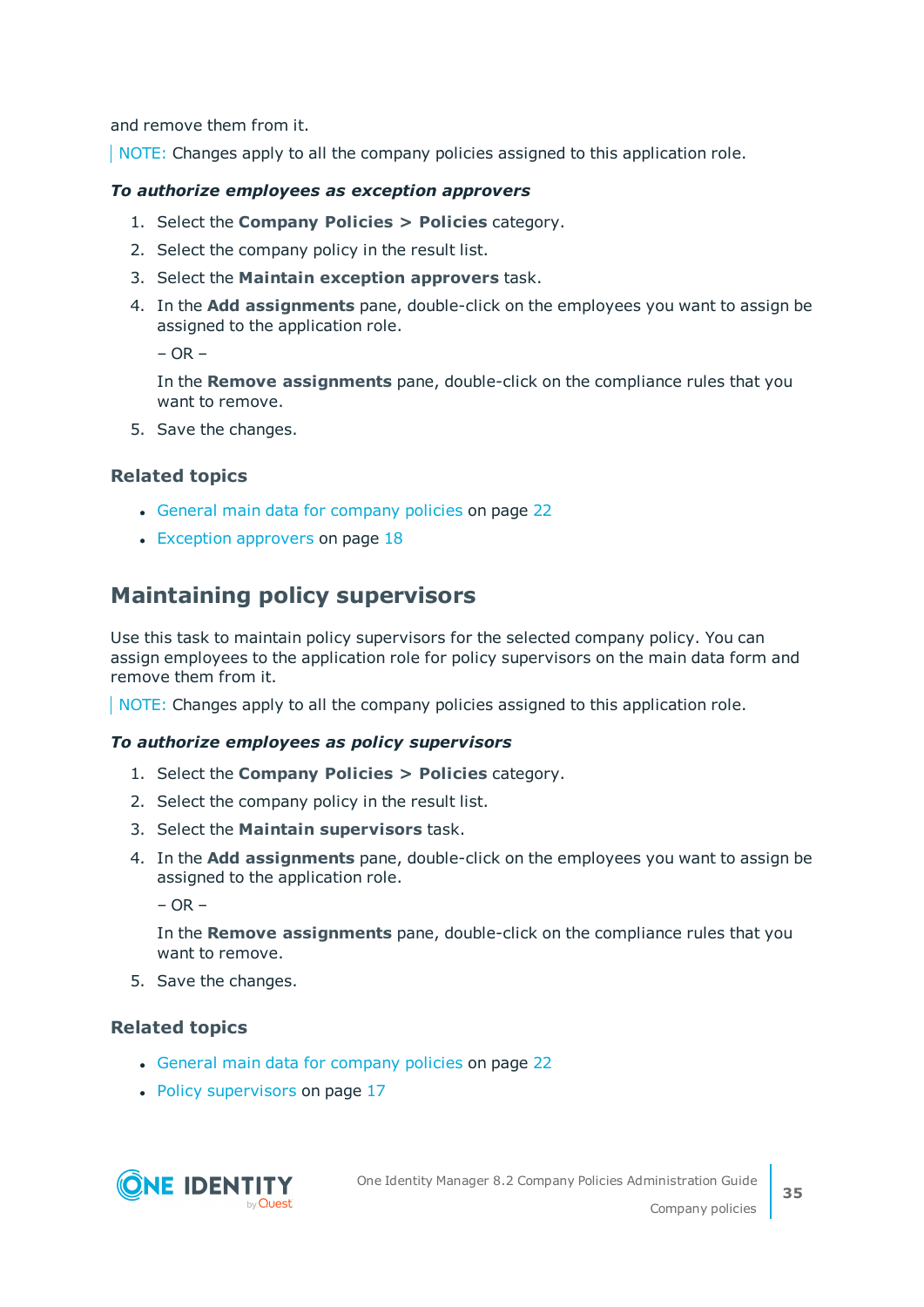and remove them from it.

NOTE: Changes apply to all the company policies assigned to this application role.

***To authorize employees as exception approvers***

1. Select the **Company Policies > Policies** category.
2. Select the company policy in the result list.
3. Select the **Maintain exception approvers** task.
4. In the **Add assignments** pane, double-click on the employees you want to assign be assigned to the application role.

   – OR –

   In the **Remove assignments** pane, double-click on the compliance rules that you want to remove.
5. Save the changes.

### Related topics

- General main data for company policies on page 22
- Exception approvers on page 18

## Maintaining policy supervisors

Use this task to maintain policy supervisors for the selected company policy. You can assign employees to the application role for policy supervisors on the main data form and remove them from it.

NOTE: Changes apply to all the company policies assigned to this application role.

***To authorize employees as policy supervisors***

1. Select the **Company Policies > Policies** category.
2. Select the company policy in the result list.
3. Select the **Maintain supervisors** task.
4. In the **Add assignments** pane, double-click on the employees you want to assign be assigned to the application role.

   – OR –

   In the **Remove assignments** pane, double-click on the compliance rules that you want to remove.
5. Save the changes.

### Related topics

- General main data for company policies on page 22
- Policy supervisors on page 17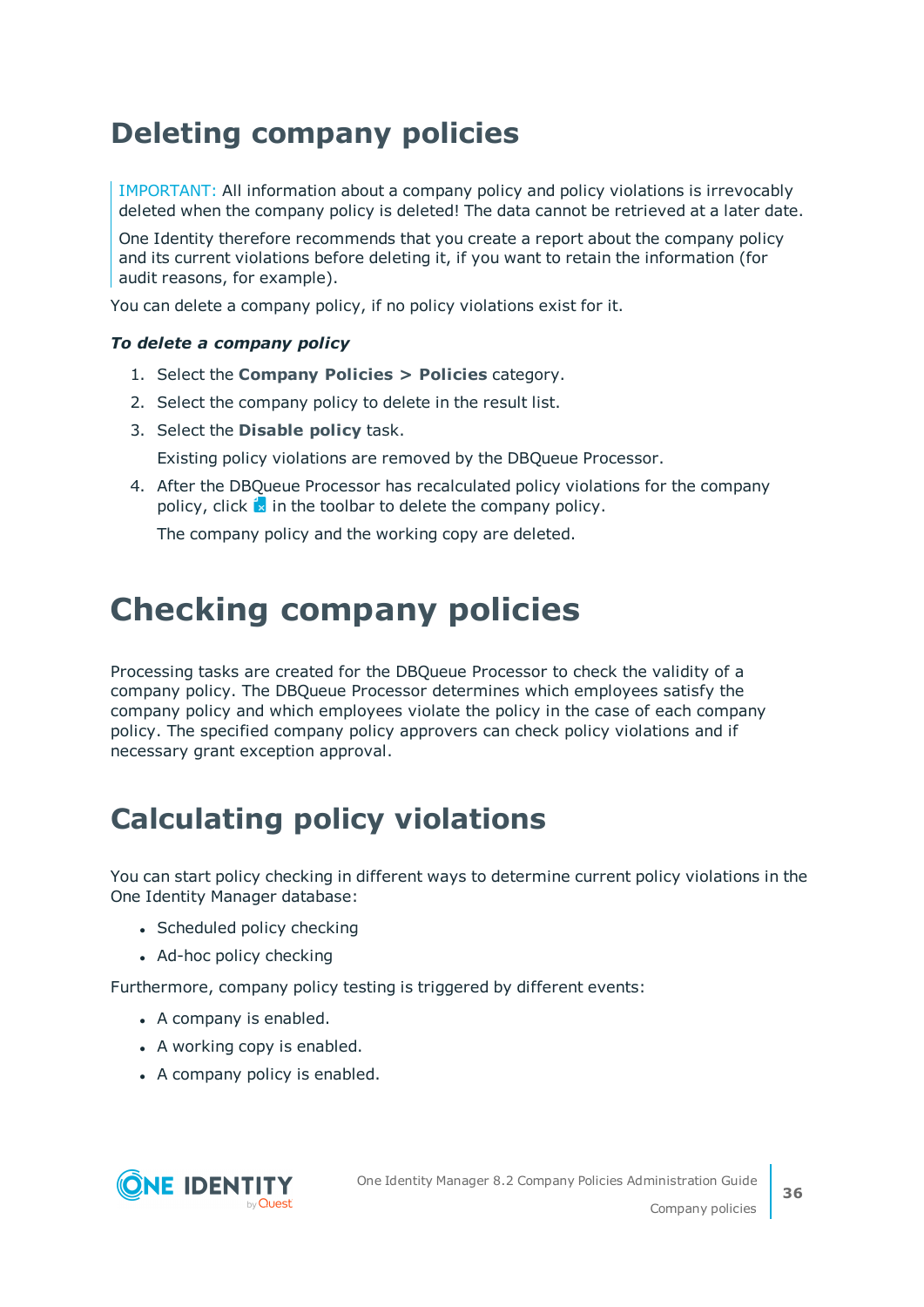# Deleting company policies

> IMPORTANT: All information about a company policy and policy violations is irrevocably deleted when the company policy is deleted! The data cannot be retrieved at a later date.
>
> One Identity therefore recommends that you create a report about the company policy and its current violations before deleting it, if you want to retain the information (for audit reasons, for example).

You can delete a company policy, if no policy violations exist for it.

***To delete a company policy***

1. Select the **Company Policies > Policies** category.
2. Select the company policy to delete in the result list.
3. Select the **Disable policy** task.

   Existing policy violations are removed by the DBQueue Processor.
4. After the DBQueue Processor has recalculated policy violations for the company policy, click in the toolbar to delete the company policy.

   The company policy and the working copy are deleted.

# Checking company policies

Processing tasks are created for the DBQueue Processor to check the validity of a company policy. The DBQueue Processor determines which employees satisfy the company policy and which employees violate the policy in the case of each company policy. The specified company policy approvers can check policy violations and if necessary grant exception approval.

## Calculating policy violations

You can start policy checking in different ways to determine current policy violations in the One Identity Manager database:

- Scheduled policy checking
- Ad-hoc policy checking

Furthermore, company policy testing is triggered by different events:

- A company is enabled.
- A working copy is enabled.
- A company policy is enabled.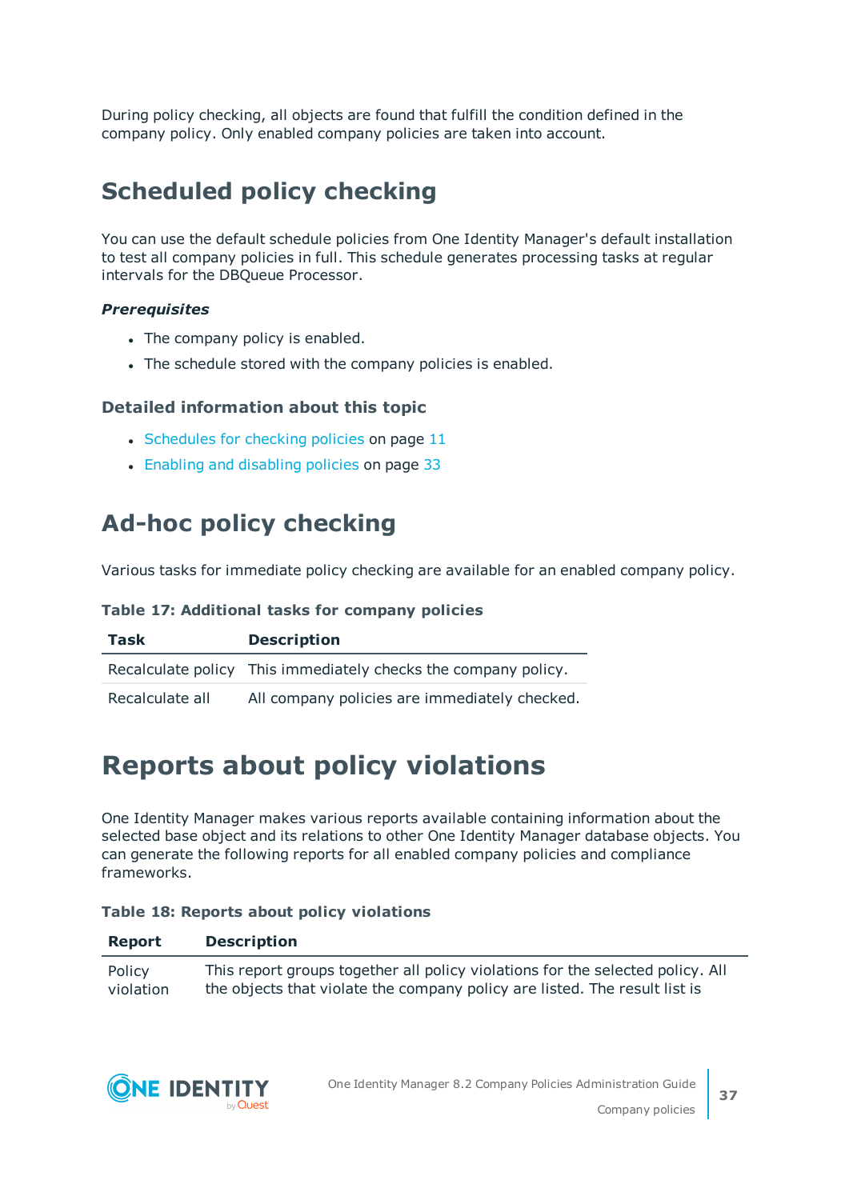During policy checking, all objects are found that fulfill the condition defined in the company policy. Only enabled company policies are taken into account.

## Scheduled policy checking

You can use the default schedule policies from One Identity Manager's default installation to test all company policies in full. This schedule generates processing tasks at regular intervals for the DBQueue Processor.

***Prerequisites***

- The company policy is enabled.
- The schedule stored with the company policies is enabled.

### Detailed information about this topic

- Schedules for checking policies on page 11
- Enabling and disabling policies on page 33

## Ad-hoc policy checking

Various tasks for immediate policy checking are available for an enabled company policy.

**Table 17: Additional tasks for company policies**

| Task | Description |
|---|---|
| Recalculate policy | This immediately checks the company policy. |
| Recalculate all | All company policies are immediately checked. |

# Reports about policy violations

One Identity Manager makes various reports available containing information about the selected base object and its relations to other One Identity Manager database objects. You can generate the following reports for all enabled company policies and compliance frameworks.

**Table 18: Reports about policy violations**

| Report | Description |
|---|---|
| Policy violation | This report groups together all policy violations for the selected policy. All the objects that violate the company policy are listed. The result list is |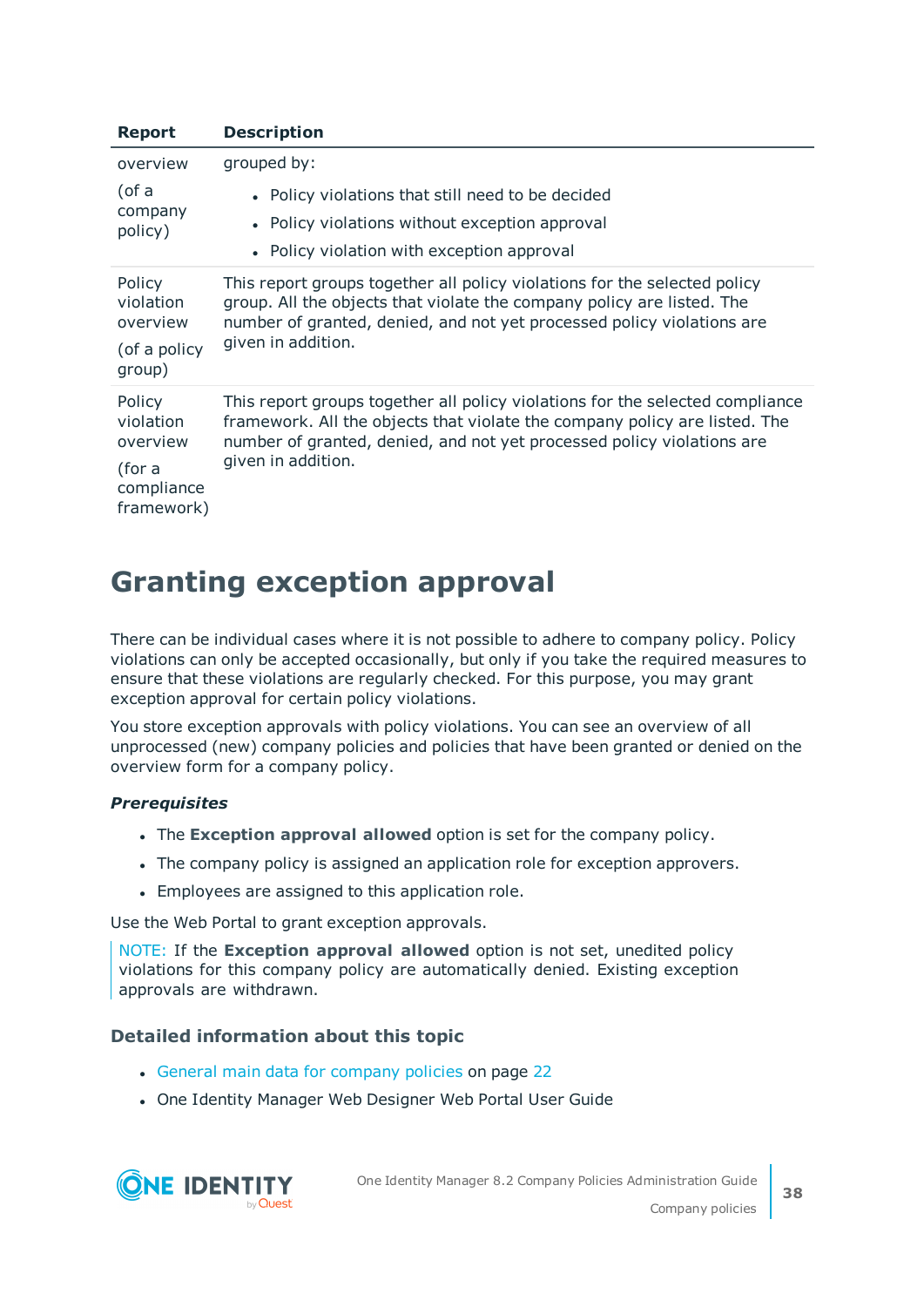| Report | Description |
|---|---|
| overview (of a company policy) | grouped by:<br>• Policy violations that still need to be decided<br>• Policy violations without exception approval<br>• Policy violation with exception approval |
| Policy violation overview (of a policy group) | This report groups together all policy violations for the selected policy group. All the objects that violate the company policy are listed. The number of granted, denied, and not yet processed policy violations are given in addition. |
| Policy violation overview (for a compliance framework) | This report groups together all policy violations for the selected compliance framework. All the objects that violate the company policy are listed. The number of granted, denied, and not yet processed policy violations are given in addition. |

# Granting exception approval

There can be individual cases where it is not possible to adhere to company policy. Policy violations can only be accepted occasionally, but only if you take the required measures to ensure that these violations are regularly checked. For this purpose, you may grant exception approval for certain policy violations.

You store exception approvals with policy violations. You can see an overview of all unprocessed (new) company policies and policies that have been granted or denied on the overview form for a company policy.

***Prerequisites***

- The **Exception approval allowed** option is set for the company policy.
- The company policy is assigned an application role for exception approvers.
- Employees are assigned to this application role.

Use the Web Portal to grant exception approvals.

NOTE: If the **Exception approval allowed** option is not set, unedited policy violations for this company policy are automatically denied. Existing exception approvals are withdrawn.

### Detailed information about this topic

- General main data for company policies on page 22
- One Identity Manager Web Designer Web Portal User Guide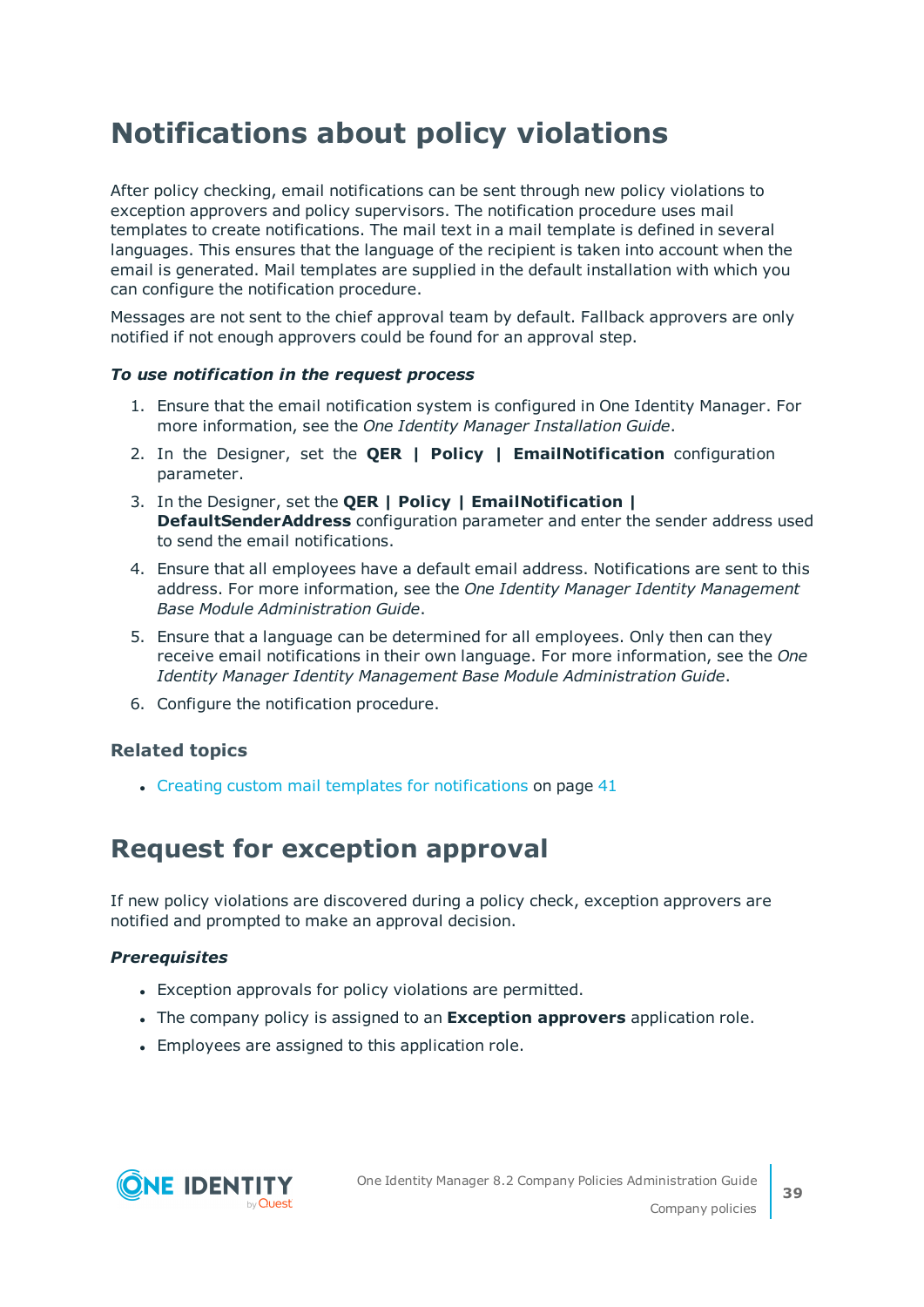# Notifications about policy violations

After policy checking, email notifications can be sent through new policy violations to exception approvers and policy supervisors. The notification procedure uses mail templates to create notifications. The mail text in a mail template is defined in several languages. This ensures that the language of the recipient is taken into account when the email is generated. Mail templates are supplied in the default installation with which you can configure the notification procedure.

Messages are not sent to the chief approval team by default. Fallback approvers are only notified if not enough approvers could be found for an approval step.

***To use notification in the request process***

1. Ensure that the email notification system is configured in One Identity Manager. For more information, see the *One Identity Manager Installation Guide*.
2. In the Designer, set the **QER | Policy | EmailNotification** configuration parameter.
3. In the Designer, set the **QER | Policy | EmailNotification | DefaultSenderAddress** configuration parameter and enter the sender address used to send the email notifications.
4. Ensure that all employees have a default email address. Notifications are sent to this address. For more information, see the *One Identity Manager Identity Management Base Module Administration Guide*.
5. Ensure that a language can be determined for all employees. Only then can they receive email notifications in their own language. For more information, see the *One Identity Manager Identity Management Base Module Administration Guide*.
6. Configure the notification procedure.

### Related topics

- Creating custom mail templates for notifications on page 41

# Request for exception approval

If new policy violations are discovered during a policy check, exception approvers are notified and prompted to make an approval decision.

***Prerequisites***

- Exception approvals for policy violations are permitted.
- The company policy is assigned to an **Exception approvers** application role.
- Employees are assigned to this application role.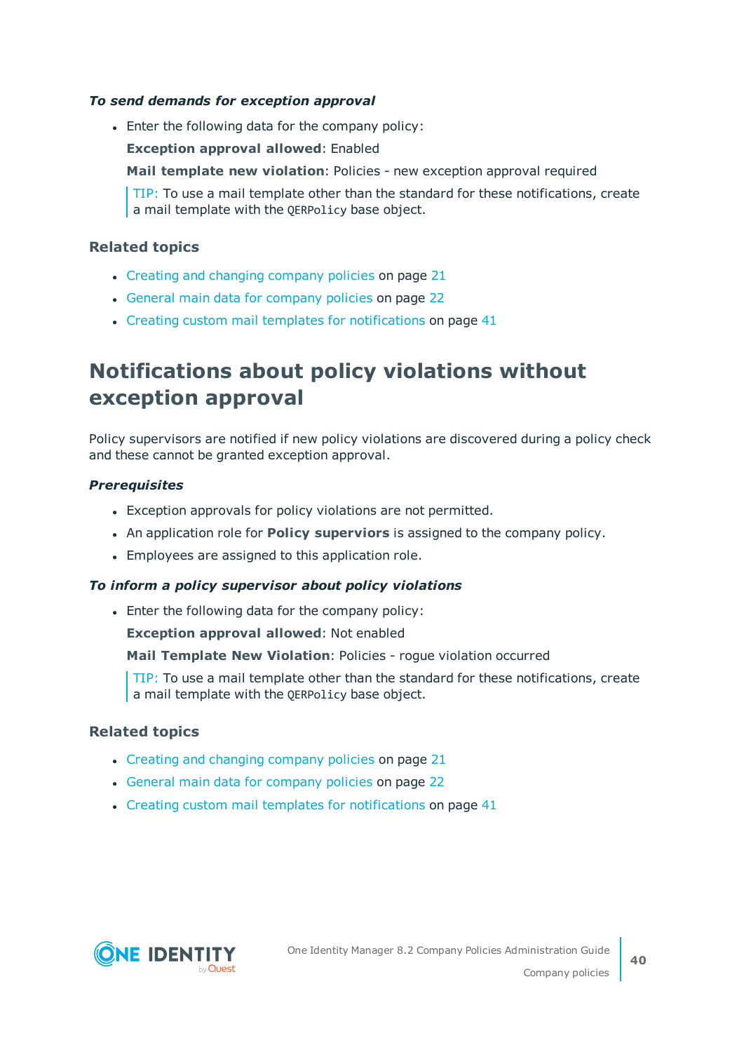***To send demands for exception approval***

- Enter the following data for the company policy:

  **Exception approval allowed**: Enabled

  **Mail template new violation**: Policies - new exception approval required

  > TIP: To use a mail template other than the standard for these notifications, create a mail template with the `QERPolicy` base object.

### Related topics

- Creating and changing company policies on page 21
- General main data for company policies on page 22
- Creating custom mail templates for notifications on page 41

## Notifications about policy violations without exception approval

Policy supervisors are notified if new policy violations are discovered during a policy check and these cannot be granted exception approval.

***Prerequisites***

- Exception approvals for policy violations are not permitted.
- An application role for **Policy supervisors** is assigned to the company policy.
- Employees are assigned to this application role.

***To inform a policy supervisor about policy violations***

- Enter the following data for the company policy:

  **Exception approval allowed**: Not enabled

  **Mail Template New Violation**: Policies - rogue violation occurred

  > TIP: To use a mail template other than the standard for these notifications, create a mail template with the `QERPolicy` base object.

### Related topics

- Creating and changing company policies on page 21
- General main data for company policies on page 22
- Creating custom mail templates for notifications on page 41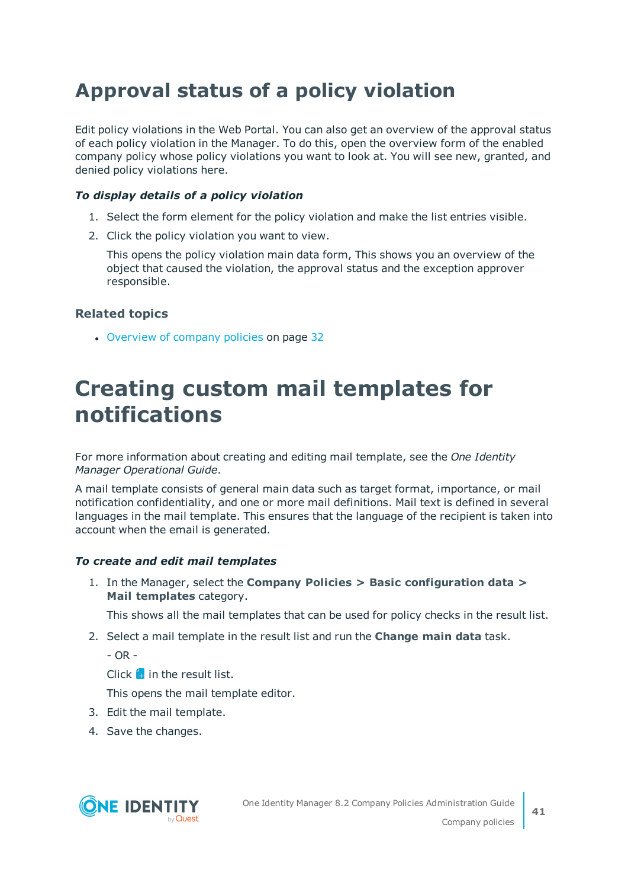# Approval status of a policy violation

Edit policy violations in the Web Portal. You can also get an overview of the approval status of each policy violation in the Manager. To do this, open the overview form of the enabled company policy whose policy violations you want to look at. You will see new, granted, and denied policy violations here.

### *To display details of a policy violation*

1. Select the form element for the policy violation and make the list entries visible.
2. Click the policy violation you want to view.

   This opens the policy violation main data form, This shows you an overview of the object that caused the violation, the approval status and the exception approver responsible.

### Related topics

- Overview of company policies on page 32

# Creating custom mail templates for notifications

For more information about creating and editing mail template, see the *One Identity Manager Operational Guide*.

A mail template consists of general main data such as target format, importance, or mail notification confidentiality, and one or more mail definitions. Mail text is defined in several languages in the mail template. This ensures that the language of the recipient is taken into account when the email is generated.

### *To create and edit mail templates*

1. In the Manager, select the **Company Policies > Basic configuration data > Mail templates** category.

   This shows all the mail templates that can be used for policy checks in the result list.
2. Select a mail template in the result list and run the **Change main data** task.

   - OR -

   Click  in the result list.

   This opens the mail template editor.
3. Edit the mail template.
4. Save the changes.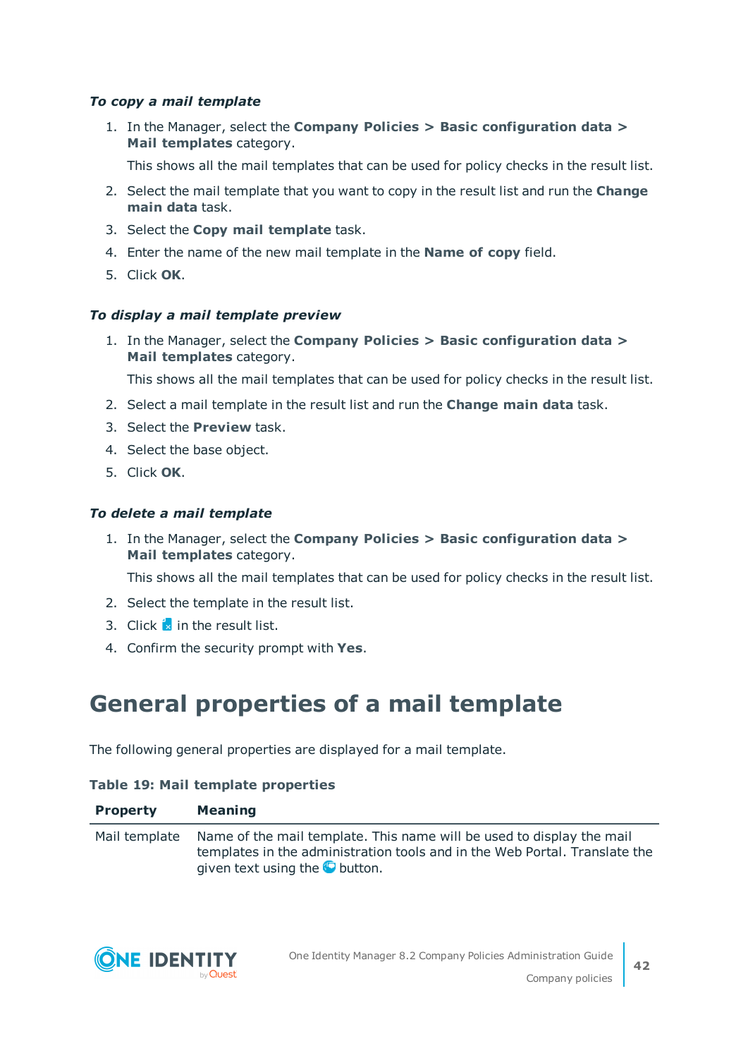*To copy a mail template*

1. In the Manager, select the **Company Policies > Basic configuration data > Mail templates** category.

   This shows all the mail templates that can be used for policy checks in the result list.
2. Select the mail template that you want to copy in the result list and run the **Change main data** task.
3. Select the **Copy mail template** task.
4. Enter the name of the new mail template in the **Name of copy** field.
5. Click **OK**.

*To display a mail template preview*

1. In the Manager, select the **Company Policies > Basic configuration data > Mail templates** category.

   This shows all the mail templates that can be used for policy checks in the result list.
2. Select a mail template in the result list and run the **Change main data** task.
3. Select the **Preview** task.
4. Select the base object.
5. Click **OK**.

*To delete a mail template*

1. In the Manager, select the **Company Policies > Basic configuration data > Mail templates** category.

   This shows all the mail templates that can be used for policy checks in the result list.
2. Select the template in the result list.
3. Click in the result list.
4. Confirm the security prompt with **Yes**.

# General properties of a mail template

The following general properties are displayed for a mail template.

**Table 19: Mail template properties**

| Property | Meaning |
|---|---|
| Mail template | Name of the mail template. This name will be used to display the mail templates in the administration tools and in the Web Portal. Translate the given text using the button. |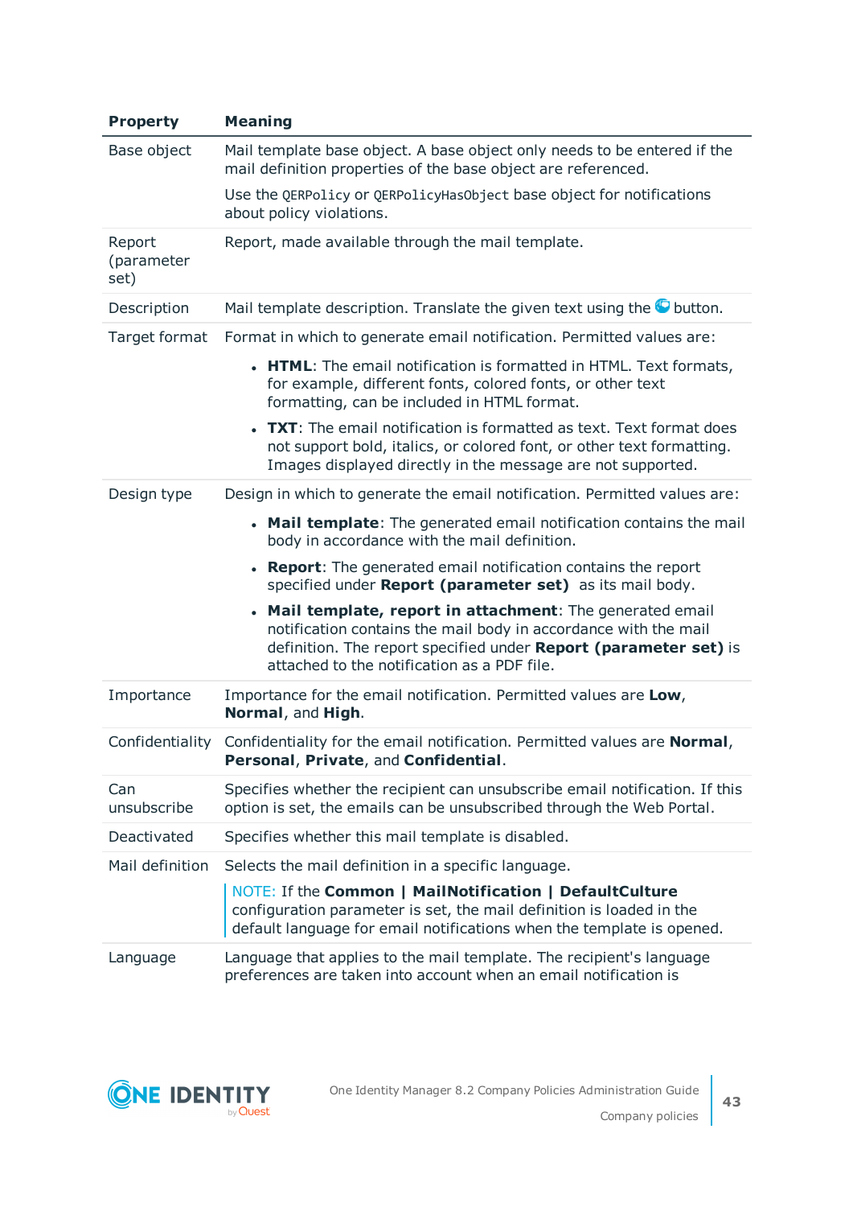| Property | Meaning |
|---|---|
| Base object | Mail template base object. A base object only needs to be entered if the mail definition properties of the base object are referenced.<br><br>Use the `QERPolicy` or `QERPolicyHasObject` base object for notifications about policy violations. |
| Report (parameter set) | Report, made available through the mail template. |
| Description | Mail template description. Translate the given text using the button. |
| Target format | Format in which to generate email notification. Permitted values are:<br><br>• **HTML**: The email notification is formatted in HTML. Text formats, for example, different fonts, colored fonts, or other text formatting, can be included in HTML format.<br>• **TXT**: The email notification is formatted as text. Text format does not support bold, italics, or colored font, or other text formatting. Images displayed directly in the message are not supported. |
| Design type | Design in which to generate the email notification. Permitted values are:<br><br>• **Mail template**: The generated email notification contains the mail body in accordance with the mail definition.<br>• **Report**: The generated email notification contains the report specified under **Report (parameter set)** as its mail body.<br>• **Mail template, report in attachment**: The generated email notification contains the mail body in accordance with the mail definition. The report specified under **Report (parameter set)** is attached to the notification as a PDF file. |
| Importance | Importance for the email notification. Permitted values are **Low**, **Normal**, and **High**. |
| Confidentiality | Confidentiality for the email notification. Permitted values are **Normal**, **Personal**, **Private**, and **Confidential**. |
| Can unsubscribe | Specifies whether the recipient can unsubscribe email notification. If this option is set, the emails can be unsubscribed through the Web Portal. |
| Deactivated | Specifies whether this mail template is disabled. |
| Mail definition | Selects the mail definition in a specific language.<br><br>NOTE: If the **Common \| MailNotification \| DefaultCulture** configuration parameter is set, the mail definition is loaded in the default language for email notifications when the template is opened. |
| Language | Language that applies to the mail template. The recipient's language preferences are taken into account when an email notification is |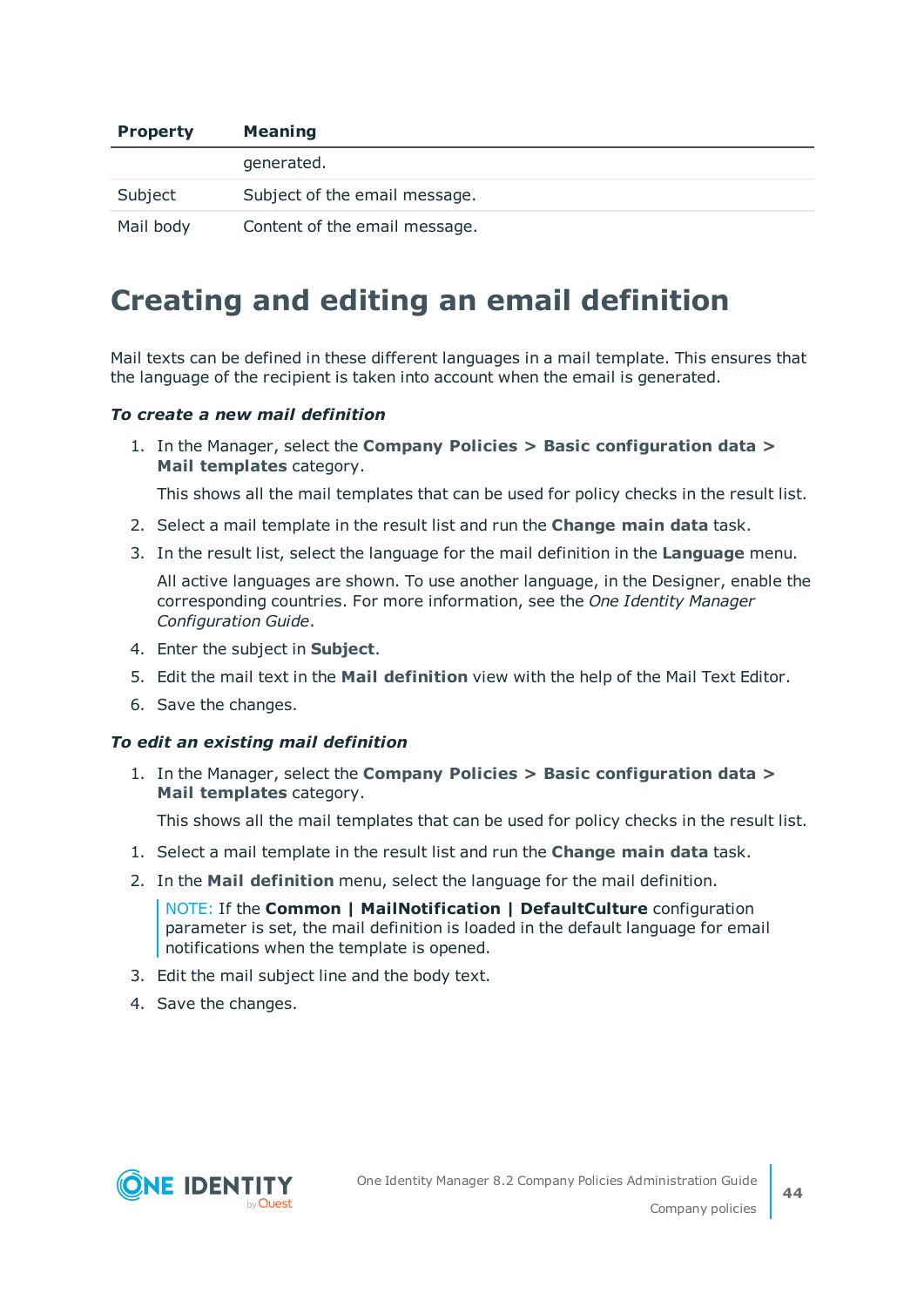| Property | Meaning |
|---|---|
| | generated. |
| Subject | Subject of the email message. |
| Mail body | Content of the email message. |

# Creating and editing an email definition

Mail texts can be defined in these different languages in a mail template. This ensures that the language of the recipient is taken into account when the email is generated.

***To create a new mail definition***

1. In the Manager, select the **Company Policies > Basic configuration data > Mail templates** category.

   This shows all the mail templates that can be used for policy checks in the result list.

2. Select a mail template in the result list and run the **Change main data** task.
3. In the result list, select the language for the mail definition in the **Language** menu.

   All active languages are shown. To use another language, in the Designer, enable the corresponding countries. For more information, see the *One Identity Manager Configuration Guide*.

4. Enter the subject in **Subject**.
5. Edit the mail text in the **Mail definition** view with the help of the Mail Text Editor.
6. Save the changes.

***To edit an existing mail definition***

1. In the Manager, select the **Company Policies > Basic configuration data > Mail templates** category.

   This shows all the mail templates that can be used for policy checks in the result list.

1. Select a mail template in the result list and run the **Change main data** task.
2. In the **Mail definition** menu, select the language for the mail definition.

   NOTE: If the **Common | MailNotification | DefaultCulture** configuration parameter is set, the mail definition is loaded in the default language for email notifications when the template is opened.

3. Edit the mail subject line and the body text.
4. Save the changes.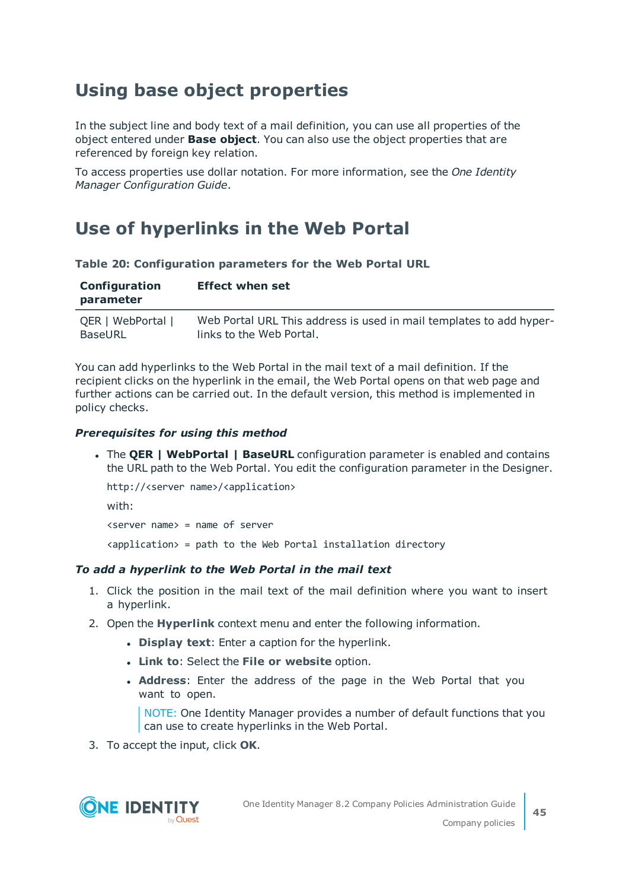## Using base object properties

In the subject line and body text of a mail definition, you can use all properties of the object entered under **Base object**. You can also use the object properties that are referenced by foreign key relation.

To access properties use dollar notation. For more information, see the *One Identity Manager Configuration Guide*.

## Use of hyperlinks in the Web Portal

**Table 20: Configuration parameters for the Web Portal URL**

| Configuration parameter | Effect when set |
| --- | --- |
| QER \| WebPortal \| BaseURL | Web Portal URL This address is used in mail templates to add hyperlinks to the Web Portal. |

You can add hyperlinks to the Web Portal in the mail text of a mail definition. If the recipient clicks on the hyperlink in the email, the Web Portal opens on that web page and further actions can be carried out. In the default version, this method is implemented in policy checks.

***Prerequisites for using this method***

- The **QER | WebPortal | BaseURL** configuration parameter is enabled and contains the URL path to the Web Portal. You edit the configuration parameter in the Designer.

  `http://<server name>/<application>`

  with:

  `<server name> = name of server`

  `<application> = path to the Web Portal installation directory`

***To add a hyperlink to the Web Portal in the mail text***

1. Click the position in the mail text of the mail definition where you want to insert a hyperlink.
2. Open the **Hyperlink** context menu and enter the following information.
   - **Display text**: Enter a caption for the hyperlink.
   - **Link to**: Select the **File or website** option.
   - **Address**: Enter the address of the page in the Web Portal that you want to open.

     NOTE: One Identity Manager provides a number of default functions that you can use to create hyperlinks in the Web Portal.
3. To accept the input, click **OK**.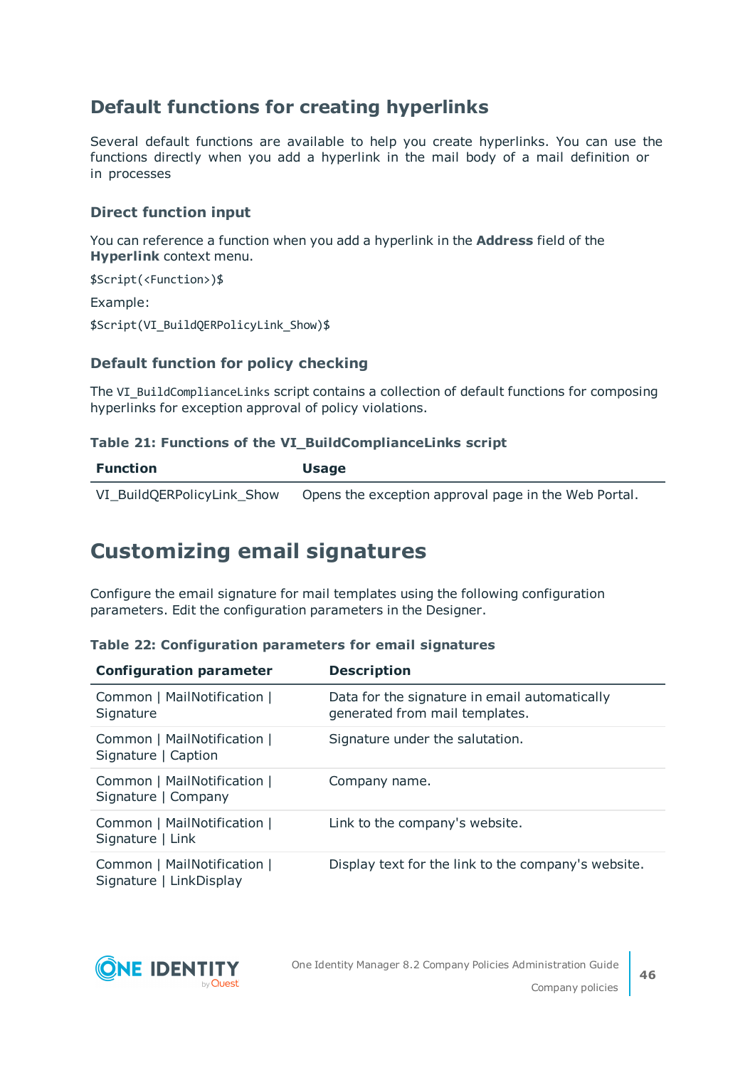## Default functions for creating hyperlinks

Several default functions are available to help you create hyperlinks. You can use the functions directly when you add a hyperlink in the mail body of a mail definition or in processes

### Direct function input

You can reference a function when you add a hyperlink in the **Address** field of the **Hyperlink** context menu.

```
$Script(<Function>)$
```

Example:

```
$Script(VI_BuildQERPolicyLink_Show)$
```

### Default function for policy checking

The `VI_BuildComplianceLinks` script contains a collection of default functions for composing hyperlinks for exception approval of policy violations.

**Table 21: Functions of the VI_BuildComplianceLinks script**

| Function | Usage |
|---|---|
| VI_BuildQERPolicyLink_Show | Opens the exception approval page in the Web Portal. |

# Customizing email signatures

Configure the email signature for mail templates using the following configuration parameters. Edit the configuration parameters in the Designer.

**Table 22: Configuration parameters for email signatures**

| Configuration parameter | Description |
|---|---|
| Common \| MailNotification \| Signature | Data for the signature in email automatically generated from mail templates. |
| Common \| MailNotification \| Signature \| Caption | Signature under the salutation. |
| Common \| MailNotification \| Signature \| Company | Company name. |
| Common \| MailNotification \| Signature \| Link | Link to the company's website. |
| Common \| MailNotification \| Signature \| LinkDisplay | Display text for the link to the company's website. |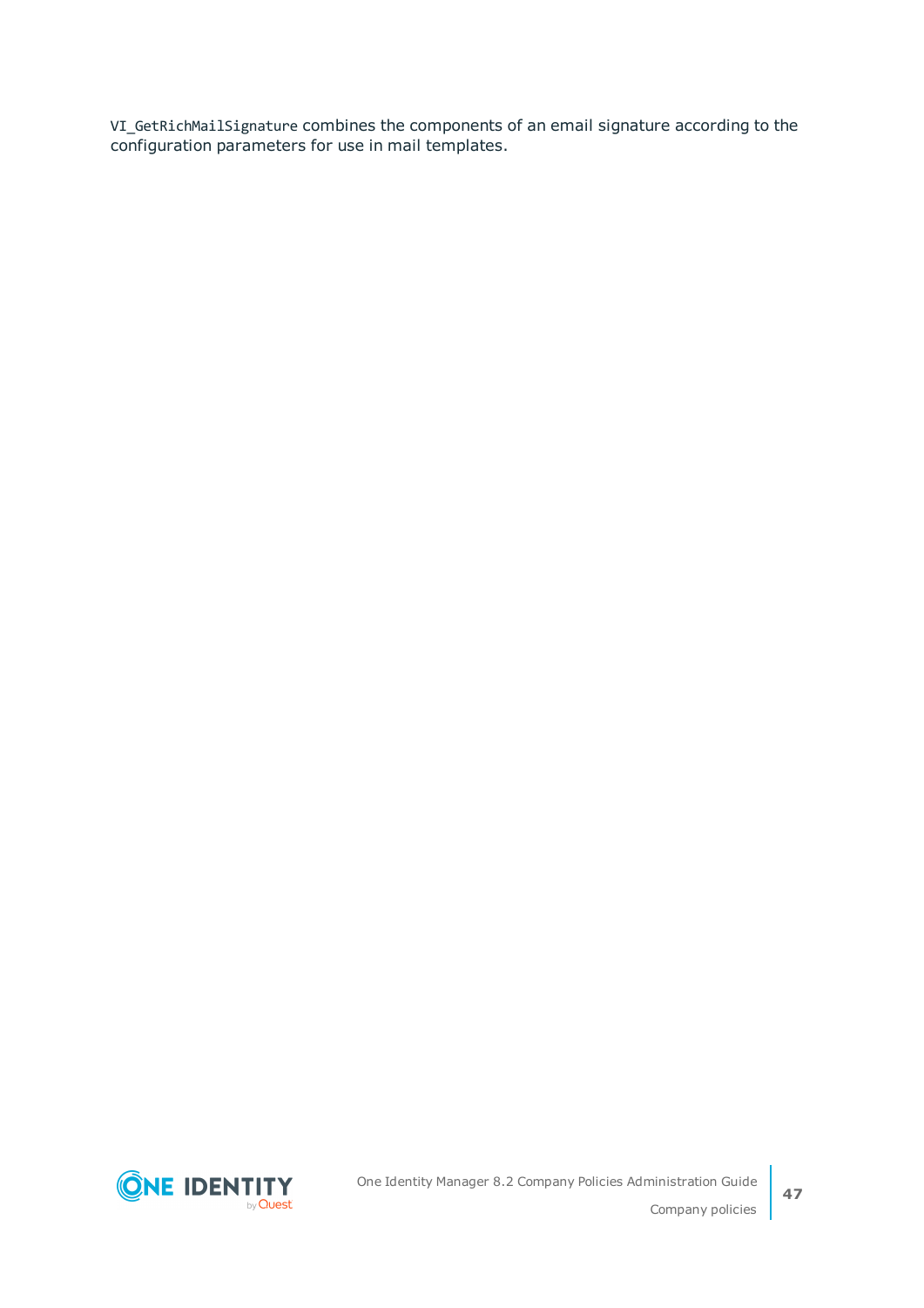`VI_GetRichMailSignature` combines the components of an email signature according to the configuration parameters for use in mail templates.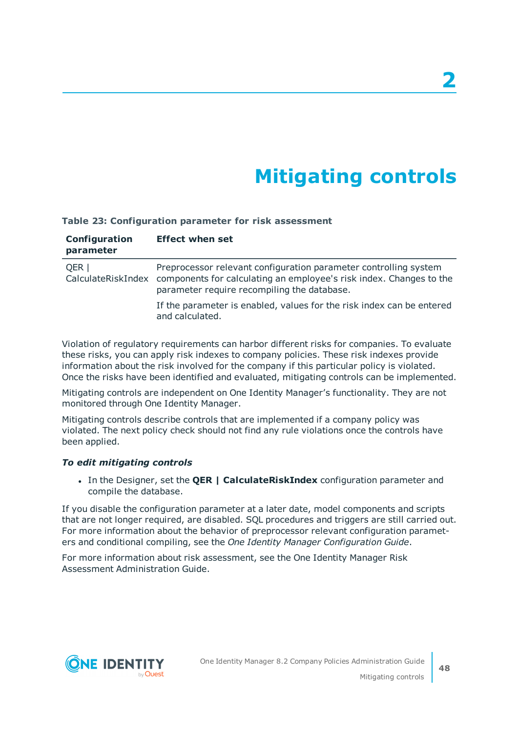# 2

# Mitigating controls

**Table 23: Configuration parameter for risk assessment**

| Configuration parameter | Effect when set |
|---|---|
| QER \| CalculateRiskIndex | Preprocessor relevant configuration parameter controlling system components for calculating an employee's risk index. Changes to the parameter require recompiling the database.<br><br>If the parameter is enabled, values for the risk index can be entered and calculated. |

Violation of regulatory requirements can harbor different risks for companies. To evaluate these risks, you can apply risk indexes to company policies. These risk indexes provide information about the risk involved for the company if this particular policy is violated. Once the risks have been identified and evaluated, mitigating controls can be implemented.

Mitigating controls are independent on One Identity Manager’s functionality. They are not monitored through One Identity Manager.

Mitigating controls describe controls that are implemented if a company policy was violated. The next policy check should not find any rule violations once the controls have been applied.

***To edit mitigating controls***

- In the Designer, set the **QER | CalculateRiskIndex** configuration parameter and compile the database.

If you disable the configuration parameter at a later date, model components and scripts that are not longer required, are disabled. SQL procedures and triggers are still carried out. For more information about the behavior of preprocessor relevant configuration parameters and conditional compiling, see the *One Identity Manager Configuration Guide*.

For more information about risk assessment, see the One Identity Manager Risk Assessment Administration Guide.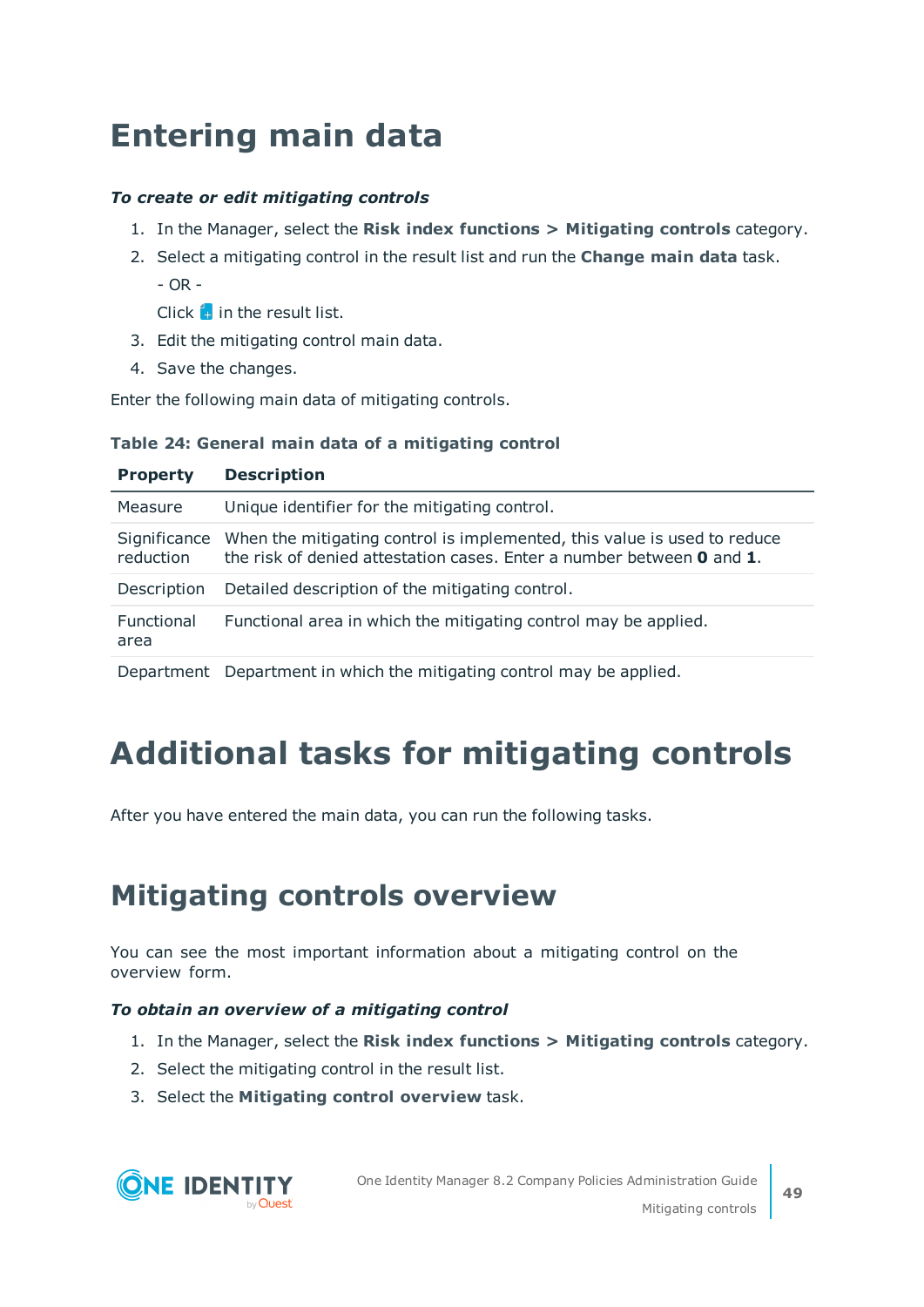# Entering main data

***To create or edit mitigating controls***

1. In the Manager, select the **Risk index functions > Mitigating controls** category.
2. Select a mitigating control in the result list and run the **Change main data** task.

   - OR -

   Click  in the result list.
3. Edit the mitigating control main data.
4. Save the changes.

Enter the following main data of mitigating controls.

**Table 24: General main data of a mitigating control**

| Property | Description |
|---|---|
| Measure | Unique identifier for the mitigating control. |
| Significance reduction | When the mitigating control is implemented, this value is used to reduce the risk of denied attestation cases. Enter a number between **0** and **1**. |
| Description | Detailed description of the mitigating control. |
| Functional area | Functional area in which the mitigating control may be applied. |
| Department | Department in which the mitigating control may be applied. |

# Additional tasks for mitigating controls

After you have entered the main data, you can run the following tasks.

## Mitigating controls overview

You can see the most important information about a mitigating control on the overview form.

***To obtain an overview of a mitigating control***

1. In the Manager, select the **Risk index functions > Mitigating controls** category.
2. Select the mitigating control in the result list.
3. Select the **Mitigating control overview** task.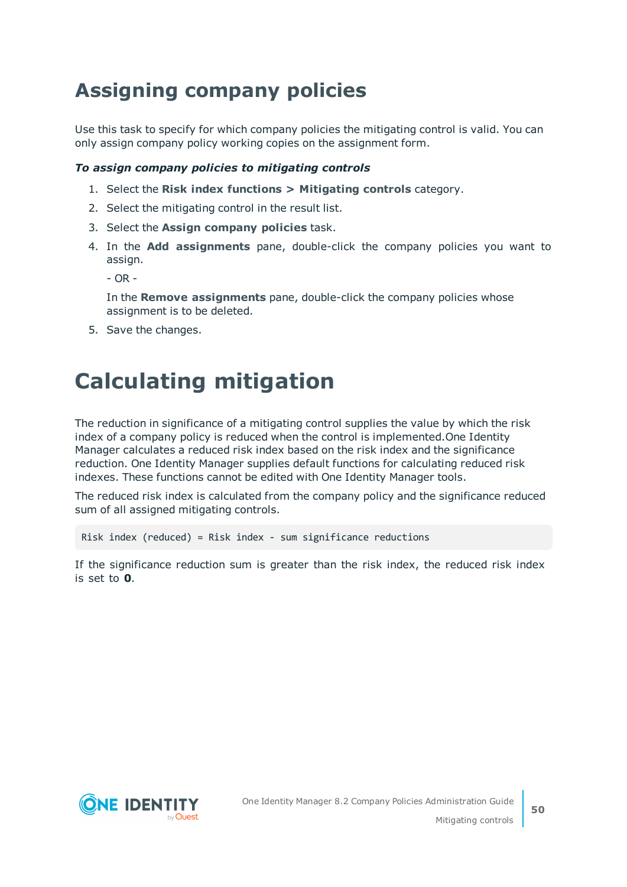# Assigning company policies

Use this task to specify for which company policies the mitigating control is valid. You can only assign company policy working copies on the assignment form.

***To assign company policies to mitigating controls***

1. Select the **Risk index functions > Mitigating controls** category.
2. Select the mitigating control in the result list.
3. Select the **Assign company policies** task.
4. In the **Add assignments** pane, double-click the company policies you want to assign.

   - OR -

   In the **Remove assignments** pane, double-click the company policies whose assignment is to be deleted.
5. Save the changes.

# Calculating mitigation

The reduction in significance of a mitigating control supplies the value by which the risk index of a company policy is reduced when the control is implemented.One Identity Manager calculates a reduced risk index based on the risk index and the significance reduction. One Identity Manager supplies default functions for calculating reduced risk indexes. These functions cannot be edited with One Identity Manager tools.

The reduced risk index is calculated from the company policy and the significance reduced sum of all assigned mitigating controls.

```
Risk index (reduced) = Risk index - sum significance reductions
```

If the significance reduction sum is greater than the risk index, the reduced risk index is set to **0**.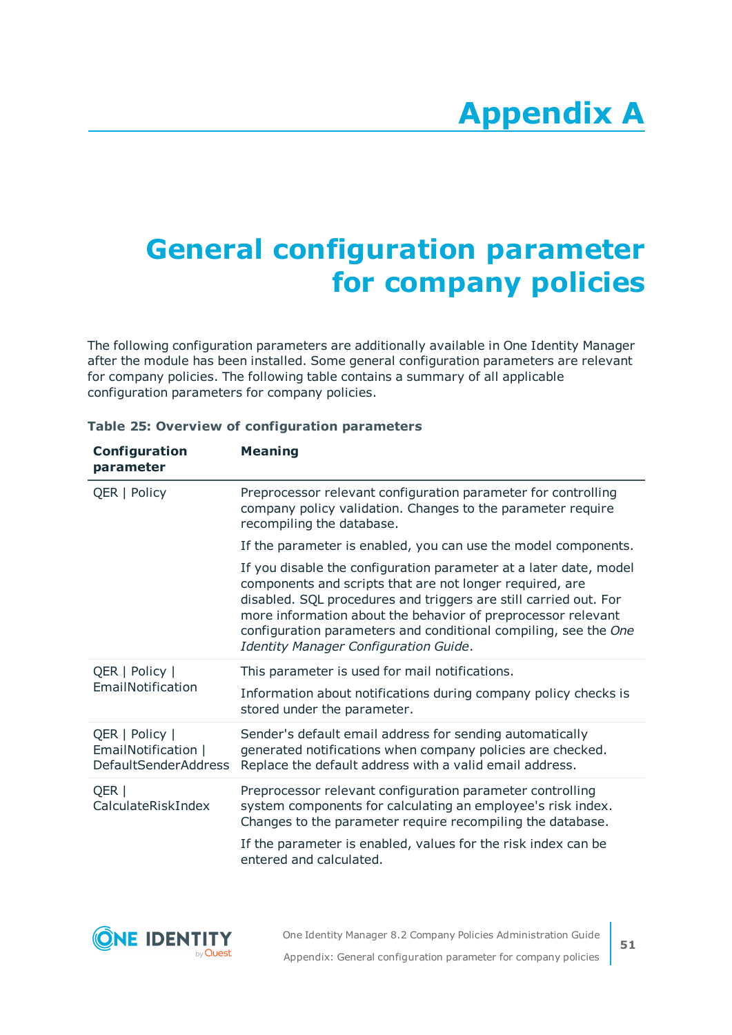# Appendix A

# General configuration parameter for company policies

The following configuration parameters are additionally available in One Identity Manager after the module has been installed. Some general configuration parameters are relevant for company policies. The following table contains a summary of all applicable configuration parameters for company policies.

**Table 25: Overview of configuration parameters**

| Configuration parameter | Meaning |
|---|---|
| QER \| Policy | Preprocessor relevant configuration parameter for controlling company policy validation. Changes to the parameter require recompiling the database.<br><br>If the parameter is enabled, you can use the model components.<br><br>If you disable the configuration parameter at a later date, model components and scripts that are not longer required, are disabled. SQL procedures and triggers are still carried out. For more information about the behavior of preprocessor relevant configuration parameters and conditional compiling, see the *One Identity Manager Configuration Guide*. |
| QER \| Policy \| EmailNotification | This parameter is used for mail notifications.<br><br>Information about notifications during company policy checks is stored under the parameter. |
| QER \| Policy \| EmailNotification \| DefaultSenderAddress | Sender's default email address for sending automatically generated notifications when company policies are checked. Replace the default address with a valid email address. |
| QER \| CalculateRiskIndex | Preprocessor relevant configuration parameter controlling system components for calculating an employee's risk index. Changes to the parameter require recompiling the database.<br><br>If the parameter is enabled, values for the risk index can be entered and calculated. |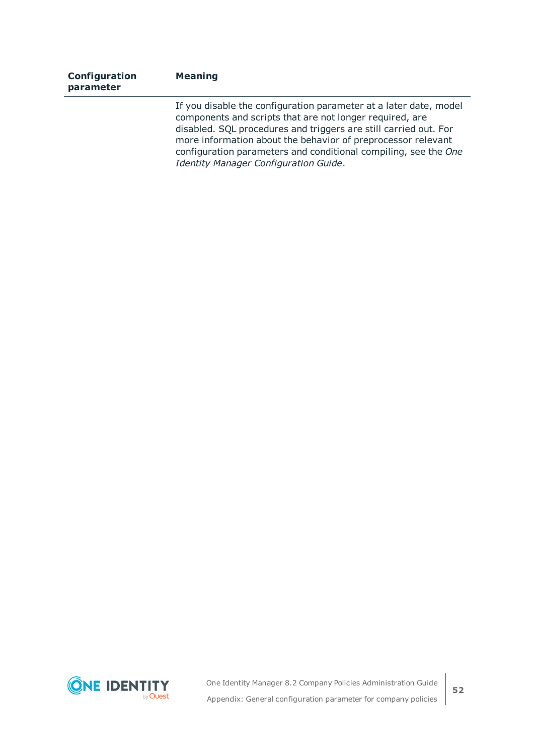| Configuration parameter | Meaning |
|---|---|
| | If you disable the configuration parameter at a later date, model components and scripts that are not longer required, are disabled. SQL procedures and triggers are still carried out. For more information about the behavior of preprocessor relevant configuration parameters and conditional compiling, see the *One Identity Manager Configuration Guide*. |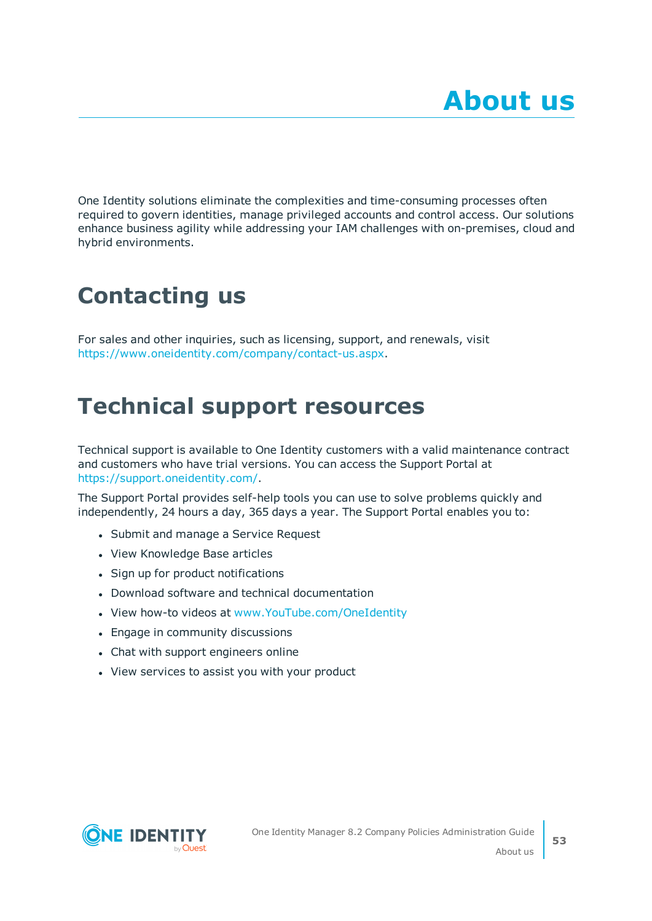# About us

One Identity solutions eliminate the complexities and time-consuming processes often required to govern identities, manage privileged accounts and control access. Our solutions enhance business agility while addressing your IAM challenges with on-premises, cloud and hybrid environments.

## Contacting us

For sales and other inquiries, such as licensing, support, and renewals, visit https://www.oneidentity.com/company/contact-us.aspx.

## Technical support resources

Technical support is available to One Identity customers with a valid maintenance contract and customers who have trial versions. You can access the Support Portal at https://support.oneidentity.com/.

The Support Portal provides self-help tools you can use to solve problems quickly and independently, 24 hours a day, 365 days a year. The Support Portal enables you to:

- Submit and manage a Service Request
- View Knowledge Base articles
- Sign up for product notifications
- Download software and technical documentation
- View how-to videos at www.YouTube.com/OneIdentity
- Engage in community discussions
- Chat with support engineers online
- View services to assist you with your product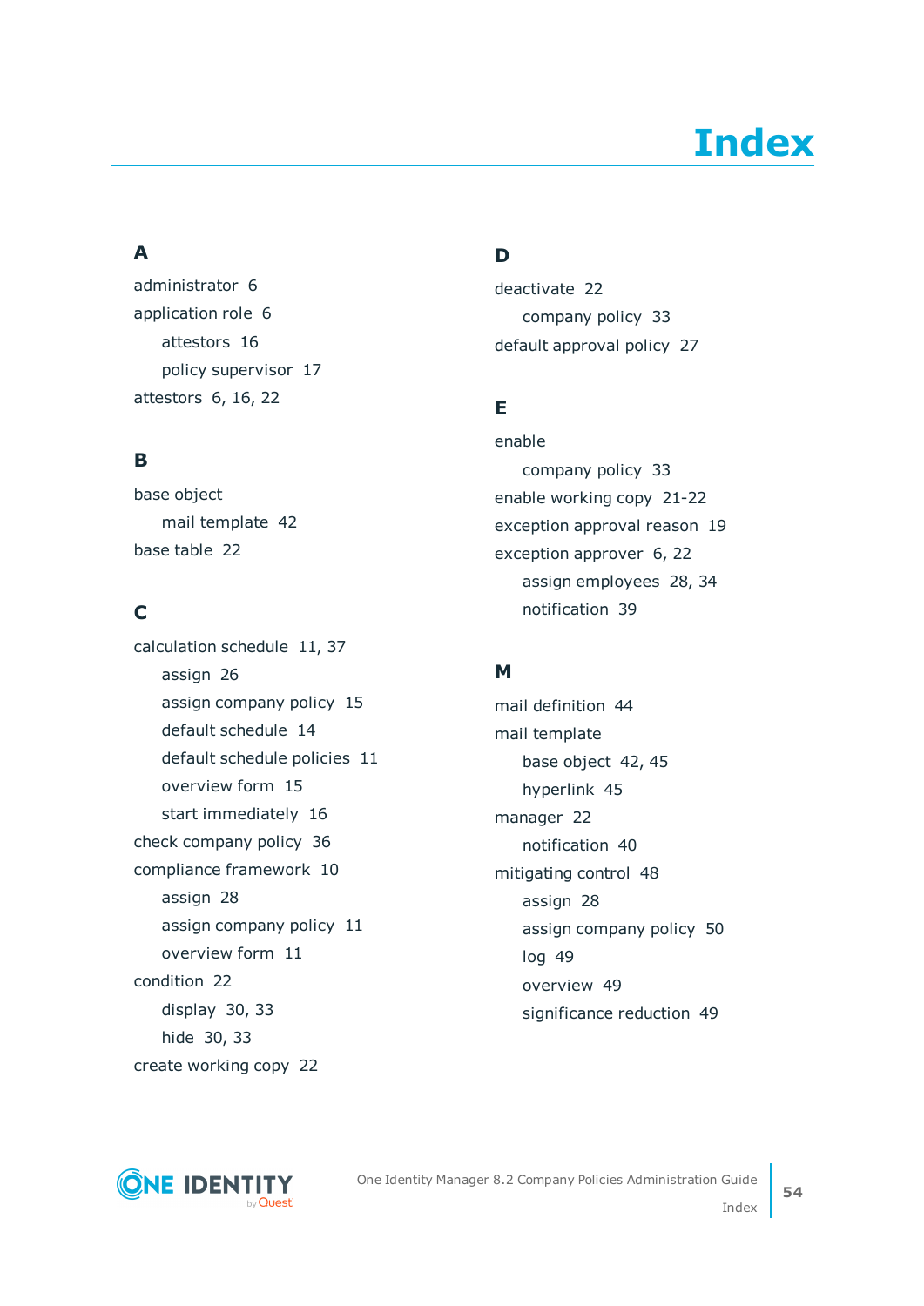# Index

## A

administrator 6

application role 6

- attestors 16
- policy supervisor 17

attestors 6, 16, 22

## B

base object

- mail template 42

base table 22

## C

calculation schedule 11, 37

- assign 26
- assign company policy 15
- default schedule 14
- default schedule policies 11
- overview form 15
- start immediately 16

check company policy 36

compliance framework 10

- assign 28
- assign company policy 11
- overview form 11

condition 22

- display 30, 33
- hide 30, 33

create working copy 22

## D

deactivate 22

- company policy 33

default approval policy 27

## E

enable

- company policy 33

enable working copy 21-22

exception approval reason 19

exception approver 6, 22

- assign employees 28, 34
- notification 39

## M

mail definition 44

mail template

- base object 42, 45
- hyperlink 45

manager 22

- notification 40

mitigating control 48

- assign 28
- assign company policy 50
- log 49
- overview 49
- significance reduction 49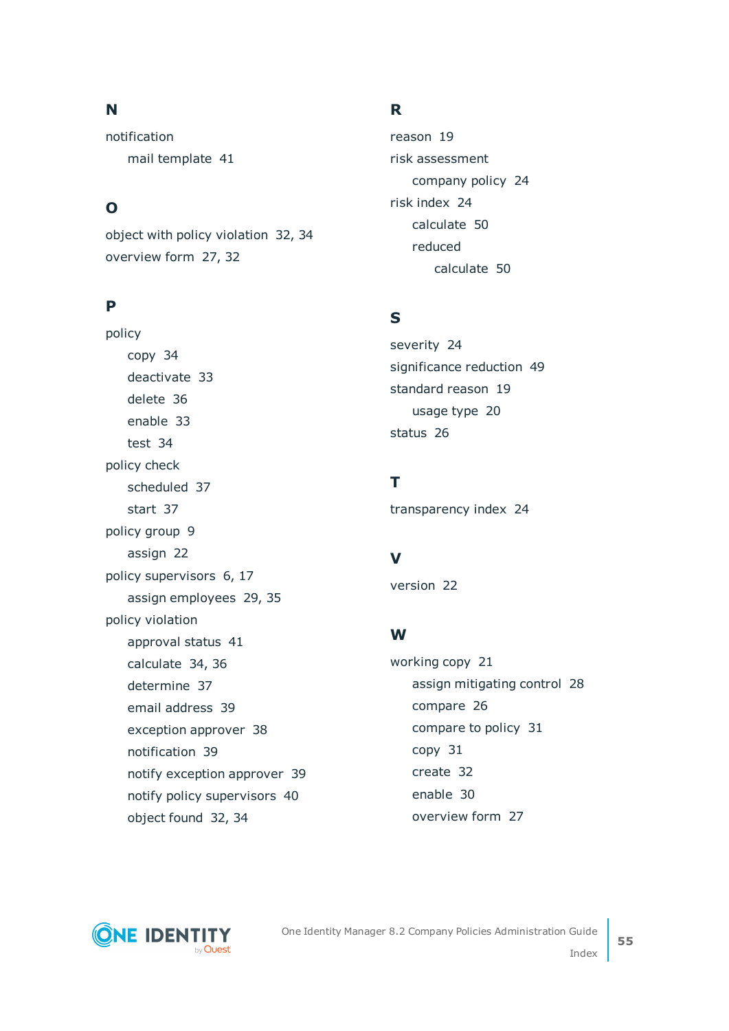## N

notification
- mail template 41

## O

object with policy violation 32, 34
overview form 27, 32

## P

policy
- copy 34
- deactivate 33
- delete 36
- enable 33
- test 34

policy check
- scheduled 37
- start 37

policy group 9
- assign 22

policy supervisors 6, 17
- assign employees 29, 35

policy violation
- approval status 41
- calculate 34, 36
- determine 37
- email address 39
- exception approver 38
- notification 39
- notify exception approver 39
- notify policy supervisors 40
- object found 32, 34

## R

reason 19
risk assessment
- company policy 24

risk index 24
- calculate 50
- reduced
  - calculate 50

## S

severity 24
significance reduction 49
standard reason 19
- usage type 20

status 26

## T

transparency index 24

## V

version 22

## W

working copy 21
- assign mitigating control 28
- compare 26
- compare to policy 31
- copy 31
- create 32
- enable 30
- overview form 27